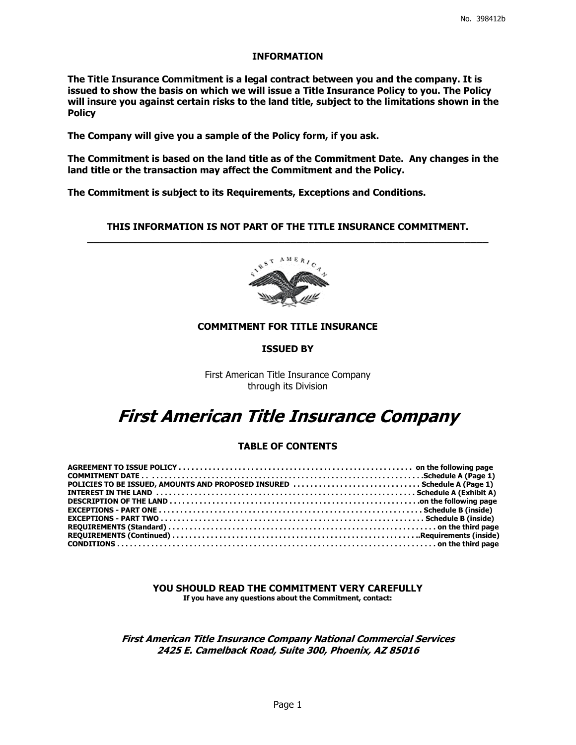No. 398412b

## INFORMATION

**The Title Insurance Commitment is a legal contract between you and the company. It is issued to show the basis on which we will issue a Title Insurance Policy to you. The Policy will insure you against certain risks to the land title, subject to the limitations shown in the Policy**

**The Company will give you a sample of the Policy form, if you ask.**

**The Commitment is based on the land title as of the Commitment Date. Any changes in the land title or the transaction may affect the Commitment and the Policy.**

**The Commitment is subject to its Requirements, Exceptions and Conditions.**

**THIS INFORMATION IS NOT PART OF THE TITLE INSURANCE COMMITMENT.**

---

## COMMITMENT FOR TITLE INSURANCE

**ISSUED BY**

First American Title Insurance Company
through its Division

# *First American Title Insurance Company*

## TABLE OF CONTENTS

| | |
|---|---|
| **AGREEMENT TO ISSUE POLICY** | **on the following page** |
| **COMMITMENT DATE** | **Schedule A (Page 1)** |
| **POLICIES TO BE ISSUED, AMOUNTS AND PROPOSED INSURED** | **Schedule A (Page 1)** |
| **INTEREST IN THE LAND** | **Schedule A (Exhibit A)** |
| **DESCRIPTION OF THE LAND** | **on the following page** |
| **EXCEPTIONS - PART ONE** | **Schedule B (inside)** |
| **EXCEPTIONS - PART TWO** | **Schedule B (inside)** |
| **REQUIREMENTS (Standard)** | **on the third page** |
| **REQUIREMENTS (Continued)** | **Requirements (inside)** |
| **CONDITIONS** | **on the third page** |

**YOU SHOULD READ THE COMMITMENT VERY CAREFULLY**

**If you have any questions about the Commitment, contact:**

***First American Title Insurance Company National Commercial Services***
***2425 E. Camelback Road, Suite 300, Phoenix, AZ 85016***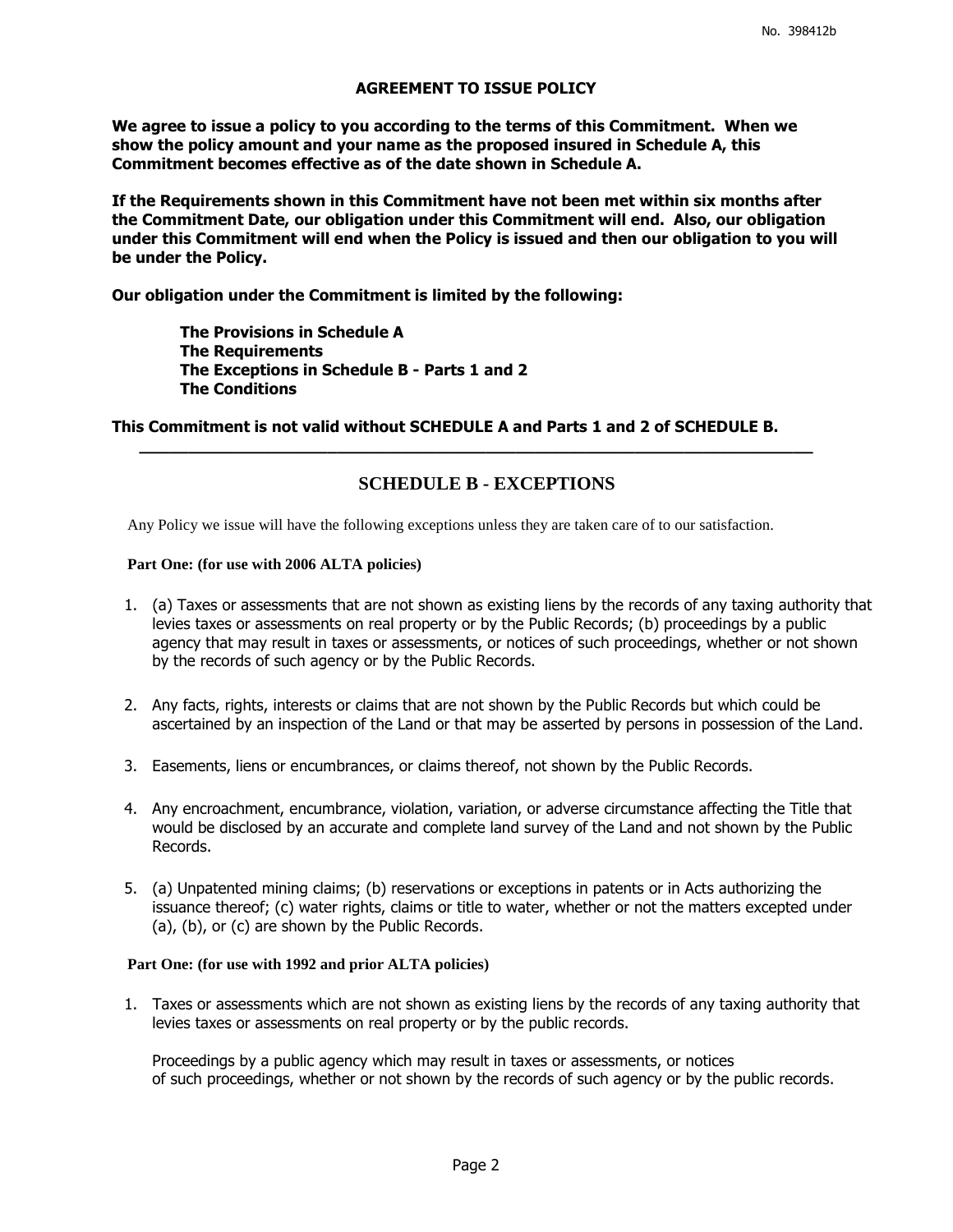## AGREEMENT TO ISSUE POLICY

**We agree to issue a policy to you according to the terms of this Commitment. When we show the policy amount and your name as the proposed insured in Schedule A, this Commitment becomes effective as of the date shown in Schedule A.**

**If the Requirements shown in this Commitment have not been met within six months after the Commitment Date, our obligation under this Commitment will end. Also, our obligation under this Commitment will end when the Policy is issued and then our obligation to you will be under the Policy.**

**Our obligation under the Commitment is limited by the following:**

> **The Provisions in Schedule A**
> **The Requirements**
> **The Exceptions in Schedule B - Parts 1 and 2**
> **The Conditions**

**This Commitment is not valid without SCHEDULE A and Parts 1 and 2 of SCHEDULE B.**

---

## SCHEDULE B - EXCEPTIONS

Any Policy we issue will have the following exceptions unless they are taken care of to our satisfaction.

**Part One: (for use with 2006 ALTA policies)**

1. (a) Taxes or assessments that are not shown as existing liens by the records of any taxing authority that levies taxes or assessments on real property or by the Public Records; (b) proceedings by a public agency that may result in taxes or assessments, or notices of such proceedings, whether or not shown by the records of such agency or by the Public Records.

2. Any facts, rights, interests or claims that are not shown by the Public Records but which could be ascertained by an inspection of the Land or that may be asserted by persons in possession of the Land.

3. Easements, liens or encumbrances, or claims thereof, not shown by the Public Records.

4. Any encroachment, encumbrance, violation, variation, or adverse circumstance affecting the Title that would be disclosed by an accurate and complete land survey of the Land and not shown by the Public Records.

5. (a) Unpatented mining claims; (b) reservations or exceptions in patents or in Acts authorizing the issuance thereof; (c) water rights, claims or title to water, whether or not the matters excepted under (a), (b), or (c) are shown by the Public Records.

**Part One: (for use with 1992 and prior ALTA policies)**

1. Taxes or assessments which are not shown as existing liens by the records of any taxing authority that levies taxes or assessments on real property or by the public records.

   Proceedings by a public agency which may result in taxes or assessments, or notices of such proceedings, whether or not shown by the records of such agency or by the public records.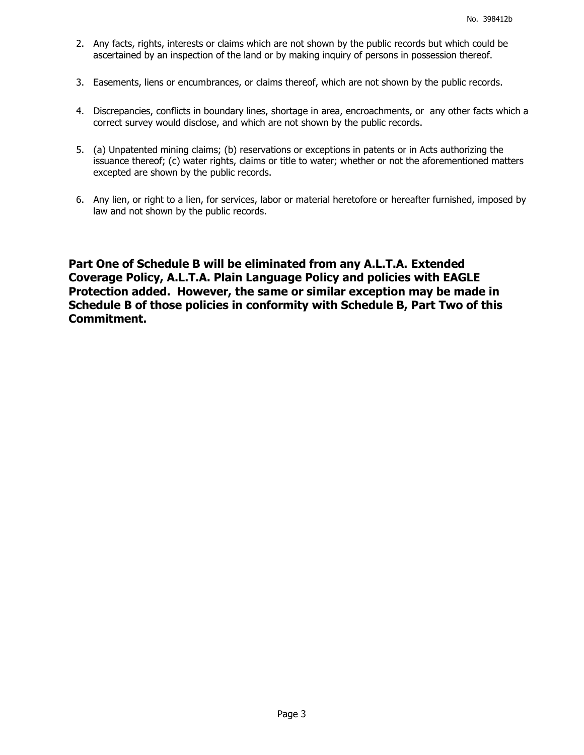2. Any facts, rights, interests or claims which are not shown by the public records but which could be ascertained by an inspection of the land or by making inquiry of persons in possession thereof.

3. Easements, liens or encumbrances, or claims thereof, which are not shown by the public records.

4. Discrepancies, conflicts in boundary lines, shortage in area, encroachments, or any other facts which a correct survey would disclose, and which are not shown by the public records.

5. (a) Unpatented mining claims; (b) reservations or exceptions in patents or in Acts authorizing the issuance thereof; (c) water rights, claims or title to water; whether or not the aforementioned matters excepted are shown by the public records.

6. Any lien, or right to a lien, for services, labor or material heretofore or hereafter furnished, imposed by law and not shown by the public records.

**Part One of Schedule B will be eliminated from any A.L.T.A. Extended Coverage Policy, A.L.T.A. Plain Language Policy and policies with EAGLE Protection added. However, the same or similar exception may be made in Schedule B of those policies in conformity with Schedule B, Part Two of this Commitment.**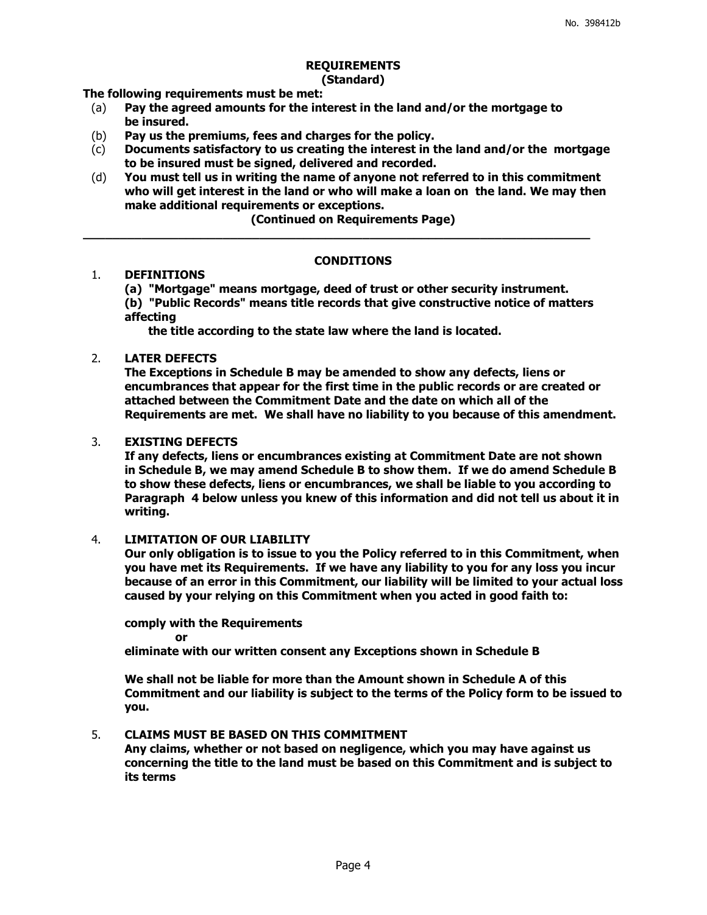No. 398412b

## REQUIREMENTS
### (Standard)

**The following requirements must be met:**

(a) **Pay the agreed amounts for the interest in the land and/or the mortgage to be insured.**

(b) **Pay us the premiums, fees and charges for the policy.**

(c) **Documents satisfactory to us creating the interest in the land and/or the mortgage to be insured must be signed, delivered and recorded.**

(d) **You must tell us in writing the name of anyone not referred to in this commitment who will get interest in the land or who will make a loan on the land. We may then make additional requirements or exceptions.**

**(Continued on Requirements Page)**

---

## CONDITIONS

1. **DEFINITIONS**

   **(a) "Mortgage" means mortgage, deed of trust or other security instrument.**

   **(b) "Public Records" means title records that give constructive notice of matters affecting the title according to the state law where the land is located.**

2. **LATER DEFECTS**

   **The Exceptions in Schedule B may be amended to show any defects, liens or encumbrances that appear for the first time in the public records or are created or attached between the Commitment Date and the date on which all of the Requirements are met. We shall have no liability to you because of this amendment.**

3. **EXISTING DEFECTS**

   **If any defects, liens or encumbrances existing at Commitment Date are not shown in Schedule B, we may amend Schedule B to show them. If we do amend Schedule B to show these defects, liens or encumbrances, we shall be liable to you according to Paragraph 4 below unless you knew of this information and did not tell us about it in writing.**

4. **LIMITATION OF OUR LIABILITY**

   **Our only obligation is to issue to you the Policy referred to in this Commitment, when you have met its Requirements. If we have any liability to you for any loss you incur because of an error in this Commitment, our liability will be limited to your actual loss caused by your relying on this Commitment when you acted in good faith to:**

   **comply with the Requirements**

   **or**

   **eliminate with our written consent any Exceptions shown in Schedule B**

   **We shall not be liable for more than the Amount shown in Schedule A of this Commitment and our liability is subject to the terms of the Policy form to be issued to you.**

5. **CLAIMS MUST BE BASED ON THIS COMMITMENT**

   **Any claims, whether or not based on negligence, which you may have against us concerning the title to the land must be based on this Commitment and is subject to its terms**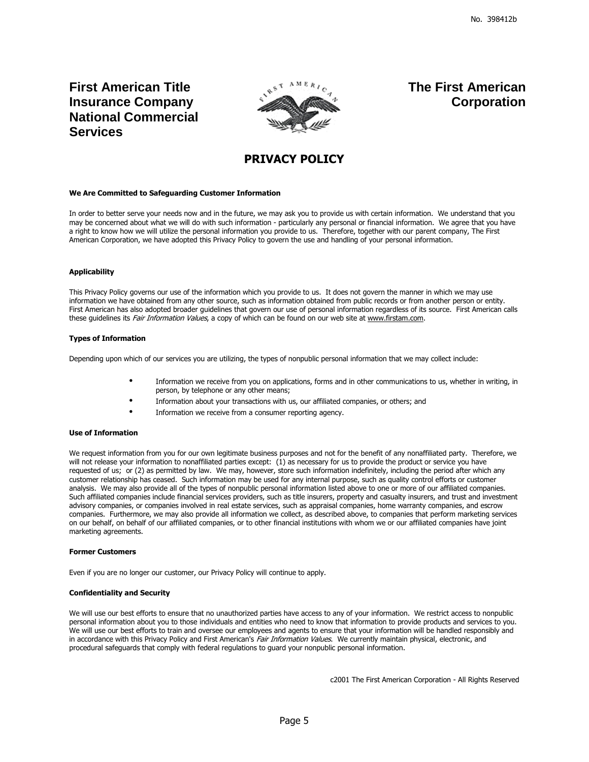No. 398412b

**First American Title Insurance Company National Commercial Services**

**The First American Corporation**

# PRIVACY POLICY

**We Are Committed to Safeguarding Customer Information**

In order to better serve your needs now and in the future, we may ask you to provide us with certain information. We understand that you may be concerned about what we will do with such information - particularly any personal or financial information. We agree that you have a right to know how we will utilize the personal information you provide to us. Therefore, together with our parent company, The First American Corporation, we have adopted this Privacy Policy to govern the use and handling of your personal information.

**Applicability**

This Privacy Policy governs our use of the information which you provide to us. It does not govern the manner in which we may use information we have obtained from any other source, such as information obtained from public records or from another person or entity. First American has also adopted broader guidelines that govern our use of personal information regardless of its source. First American calls these guidelines its *Fair Information Values*, a copy of which can be found on our web site at www.firstam.com.

**Types of Information**

Depending upon which of our services you are utilizing, the types of nonpublic personal information that we may collect include:

- Information we receive from you on applications, forms and in other communications to us, whether in writing, in person, by telephone or any other means;
- Information about your transactions with us, our affiliated companies, or others; and
- Information we receive from a consumer reporting agency.

**Use of Information**

We request information from you for our own legitimate business purposes and not for the benefit of any nonaffiliated party. Therefore, we will not release your information to nonaffiliated parties except: (1) as necessary for us to provide the product or service you have requested of us; or (2) as permitted by law. We may, however, store such information indefinitely, including the period after which any customer relationship has ceased. Such information may be used for any internal purpose, such as quality control efforts or customer analysis. We may also provide all of the types of nonpublic personal information listed above to one or more of our affiliated companies. Such affiliated companies include financial services providers, such as title insurers, property and casualty insurers, and trust and investment advisory companies, or companies involved in real estate services, such as appraisal companies, home warranty companies, and escrow companies. Furthermore, we may also provide all information we collect, as described above, to companies that perform marketing services on our behalf, on behalf of our affiliated companies, or to other financial institutions with whom we or our affiliated companies have joint marketing agreements.

**Former Customers**

Even if you are no longer our customer, our Privacy Policy will continue to apply.

**Confidentiality and Security**

We will use our best efforts to ensure that no unauthorized parties have access to any of your information. We restrict access to nonpublic personal information about you to those individuals and entities who need to know that information to provide products and services to you. We will use our best efforts to train and oversee our employees and agents to ensure that your information will be handled responsibly and in accordance with this Privacy Policy and First American's *Fair Information Values*. We currently maintain physical, electronic, and procedural safeguards that comply with federal regulations to guard your nonpublic personal information.

c2001 The First American Corporation - All Rights Reserved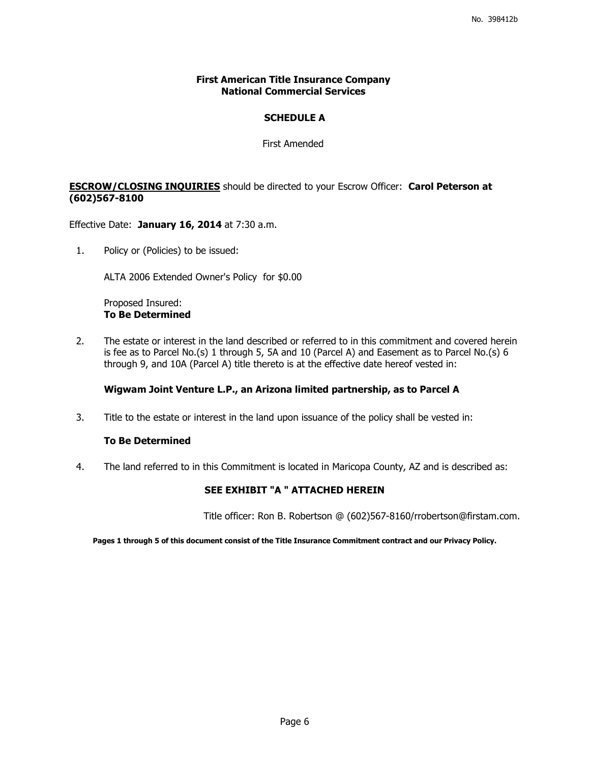No. 398412b

**First American Title Insurance Company**
**National Commercial Services**

## SCHEDULE A

First Amended

**ESCROW/CLOSING INQUIRIES** should be directed to your Escrow Officer: **Carol Peterson at (602)567-8100**

Effective Date: **January 16, 2014** at 7:30 a.m.

1. Policy or (Policies) to be issued:

   ALTA 2006 Extended Owner's Policy for $0.00

   Proposed Insured:
   **To Be Determined**

2. The estate or interest in the land described or referred to in this commitment and covered herein is fee as to Parcel No.(s) 1 through 5, 5A and 10 (Parcel A) and Easement as to Parcel No.(s) 6 through 9, and 10A (Parcel A) title thereto is at the effective date hereof vested in:

   **Wigwam Joint Venture L.P., an Arizona limited partnership, as to Parcel A**

3. Title to the estate or interest in the land upon issuance of the policy shall be vested in:

   **To Be Determined**

4. The land referred to in this Commitment is located in Maricopa County, AZ and is described as:

   **SEE EXHIBIT "A " ATTACHED HEREIN**

Title officer: Ron B. Robertson @ (602)567-8160/rrobertson@firstam.com.

**Pages 1 through 5 of this document consist of the Title Insurance Commitment contract and our Privacy Policy.**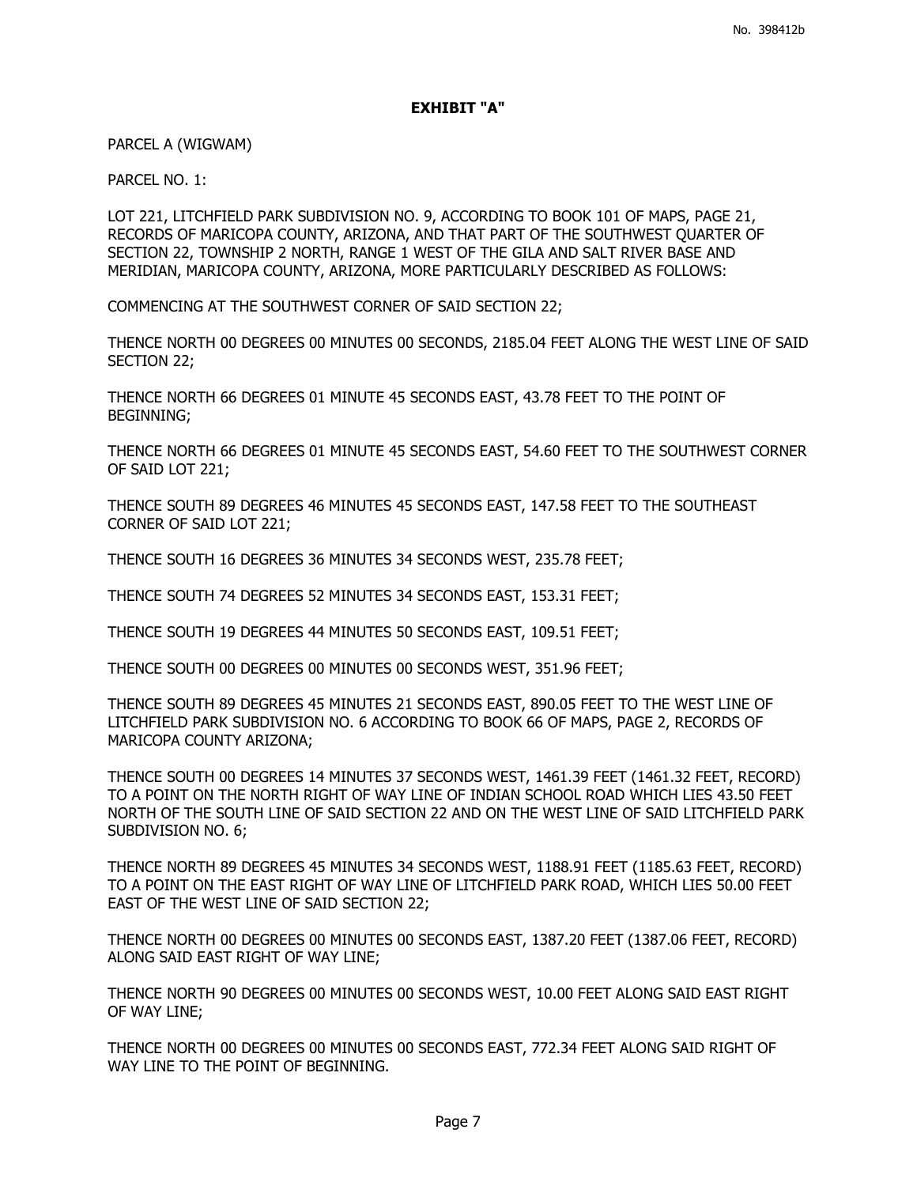**EXHIBIT "A"**

PARCEL A (WIGWAM)

PARCEL NO. 1:

LOT 221, LITCHFIELD PARK SUBDIVISION NO. 9, ACCORDING TO BOOK 101 OF MAPS, PAGE 21, RECORDS OF MARICOPA COUNTY, ARIZONA, AND THAT PART OF THE SOUTHWEST QUARTER OF SECTION 22, TOWNSHIP 2 NORTH, RANGE 1 WEST OF THE GILA AND SALT RIVER BASE AND MERIDIAN, MARICOPA COUNTY, ARIZONA, MORE PARTICULARLY DESCRIBED AS FOLLOWS:

COMMENCING AT THE SOUTHWEST CORNER OF SAID SECTION 22;

THENCE NORTH 00 DEGREES 00 MINUTES 00 SECONDS, 2185.04 FEET ALONG THE WEST LINE OF SAID SECTION 22;

THENCE NORTH 66 DEGREES 01 MINUTE 45 SECONDS EAST, 43.78 FEET TO THE POINT OF BEGINNING;

THENCE NORTH 66 DEGREES 01 MINUTE 45 SECONDS EAST, 54.60 FEET TO THE SOUTHWEST CORNER OF SAID LOT 221;

THENCE SOUTH 89 DEGREES 46 MINUTES 45 SECONDS EAST, 147.58 FEET TO THE SOUTHEAST CORNER OF SAID LOT 221;

THENCE SOUTH 16 DEGREES 36 MINUTES 34 SECONDS WEST, 235.78 FEET;

THENCE SOUTH 74 DEGREES 52 MINUTES 34 SECONDS EAST, 153.31 FEET;

THENCE SOUTH 19 DEGREES 44 MINUTES 50 SECONDS EAST, 109.51 FEET;

THENCE SOUTH 00 DEGREES 00 MINUTES 00 SECONDS WEST, 351.96 FEET;

THENCE SOUTH 89 DEGREES 45 MINUTES 21 SECONDS EAST, 890.05 FEET TO THE WEST LINE OF LITCHFIELD PARK SUBDIVISION NO. 6 ACCORDING TO BOOK 66 OF MAPS, PAGE 2, RECORDS OF MARICOPA COUNTY ARIZONA;

THENCE SOUTH 00 DEGREES 14 MINUTES 37 SECONDS WEST, 1461.39 FEET (1461.32 FEET, RECORD) TO A POINT ON THE NORTH RIGHT OF WAY LINE OF INDIAN SCHOOL ROAD WHICH LIES 43.50 FEET NORTH OF THE SOUTH LINE OF SAID SECTION 22 AND ON THE WEST LINE OF SAID LITCHFIELD PARK SUBDIVISION NO. 6;

THENCE NORTH 89 DEGREES 45 MINUTES 34 SECONDS WEST, 1188.91 FEET (1185.63 FEET, RECORD) TO A POINT ON THE EAST RIGHT OF WAY LINE OF LITCHFIELD PARK ROAD, WHICH LIES 50.00 FEET EAST OF THE WEST LINE OF SAID SECTION 22;

THENCE NORTH 00 DEGREES 00 MINUTES 00 SECONDS EAST, 1387.20 FEET (1387.06 FEET, RECORD) ALONG SAID EAST RIGHT OF WAY LINE;

THENCE NORTH 90 DEGREES 00 MINUTES 00 SECONDS WEST, 10.00 FEET ALONG SAID EAST RIGHT OF WAY LINE;

THENCE NORTH 00 DEGREES 00 MINUTES 00 SECONDS EAST, 772.34 FEET ALONG SAID RIGHT OF WAY LINE TO THE POINT OF BEGINNING.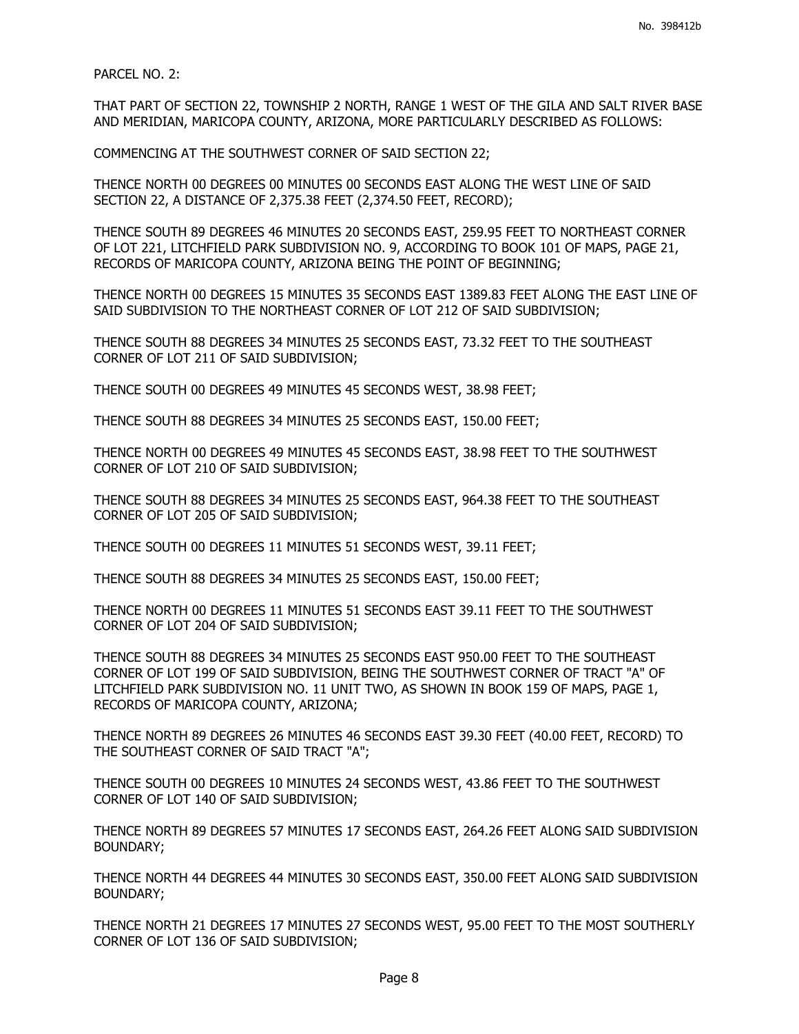PARCEL NO. 2:

THAT PART OF SECTION 22, TOWNSHIP 2 NORTH, RANGE 1 WEST OF THE GILA AND SALT RIVER BASE AND MERIDIAN, MARICOPA COUNTY, ARIZONA, MORE PARTICULARLY DESCRIBED AS FOLLOWS:

COMMENCING AT THE SOUTHWEST CORNER OF SAID SECTION 22;

THENCE NORTH 00 DEGREES 00 MINUTES 00 SECONDS EAST ALONG THE WEST LINE OF SAID SECTION 22, A DISTANCE OF 2,375.38 FEET (2,374.50 FEET, RECORD);

THENCE SOUTH 89 DEGREES 46 MINUTES 20 SECONDS EAST, 259.95 FEET TO NORTHEAST CORNER OF LOT 221, LITCHFIELD PARK SUBDIVISION NO. 9, ACCORDING TO BOOK 101 OF MAPS, PAGE 21, RECORDS OF MARICOPA COUNTY, ARIZONA BEING THE POINT OF BEGINNING;

THENCE NORTH 00 DEGREES 15 MINUTES 35 SECONDS EAST 1389.83 FEET ALONG THE EAST LINE OF SAID SUBDIVISION TO THE NORTHEAST CORNER OF LOT 212 OF SAID SUBDIVISION;

THENCE SOUTH 88 DEGREES 34 MINUTES 25 SECONDS EAST, 73.32 FEET TO THE SOUTHEAST CORNER OF LOT 211 OF SAID SUBDIVISION;

THENCE SOUTH 00 DEGREES 49 MINUTES 45 SECONDS WEST, 38.98 FEET;

THENCE SOUTH 88 DEGREES 34 MINUTES 25 SECONDS EAST, 150.00 FEET;

THENCE NORTH 00 DEGREES 49 MINUTES 45 SECONDS EAST, 38.98 FEET TO THE SOUTHWEST CORNER OF LOT 210 OF SAID SUBDIVISION;

THENCE SOUTH 88 DEGREES 34 MINUTES 25 SECONDS EAST, 964.38 FEET TO THE SOUTHEAST CORNER OF LOT 205 OF SAID SUBDIVISION;

THENCE SOUTH 00 DEGREES 11 MINUTES 51 SECONDS WEST, 39.11 FEET;

THENCE SOUTH 88 DEGREES 34 MINUTES 25 SECONDS EAST, 150.00 FEET;

THENCE NORTH 00 DEGREES 11 MINUTES 51 SECONDS EAST 39.11 FEET TO THE SOUTHWEST CORNER OF LOT 204 OF SAID SUBDIVISION;

THENCE SOUTH 88 DEGREES 34 MINUTES 25 SECONDS EAST 950.00 FEET TO THE SOUTHEAST CORNER OF LOT 199 OF SAID SUBDIVISION, BEING THE SOUTHWEST CORNER OF TRACT "A" OF LITCHFIELD PARK SUBDIVISION NO. 11 UNIT TWO, AS SHOWN IN BOOK 159 OF MAPS, PAGE 1, RECORDS OF MARICOPA COUNTY, ARIZONA;

THENCE NORTH 89 DEGREES 26 MINUTES 46 SECONDS EAST 39.30 FEET (40.00 FEET, RECORD) TO THE SOUTHEAST CORNER OF SAID TRACT "A";

THENCE SOUTH 00 DEGREES 10 MINUTES 24 SECONDS WEST, 43.86 FEET TO THE SOUTHWEST CORNER OF LOT 140 OF SAID SUBDIVISION;

THENCE NORTH 89 DEGREES 57 MINUTES 17 SECONDS EAST, 264.26 FEET ALONG SAID SUBDIVISION BOUNDARY;

THENCE NORTH 44 DEGREES 44 MINUTES 30 SECONDS EAST, 350.00 FEET ALONG SAID SUBDIVISION BOUNDARY;

THENCE NORTH 21 DEGREES 17 MINUTES 27 SECONDS WEST, 95.00 FEET TO THE MOST SOUTHERLY CORNER OF LOT 136 OF SAID SUBDIVISION;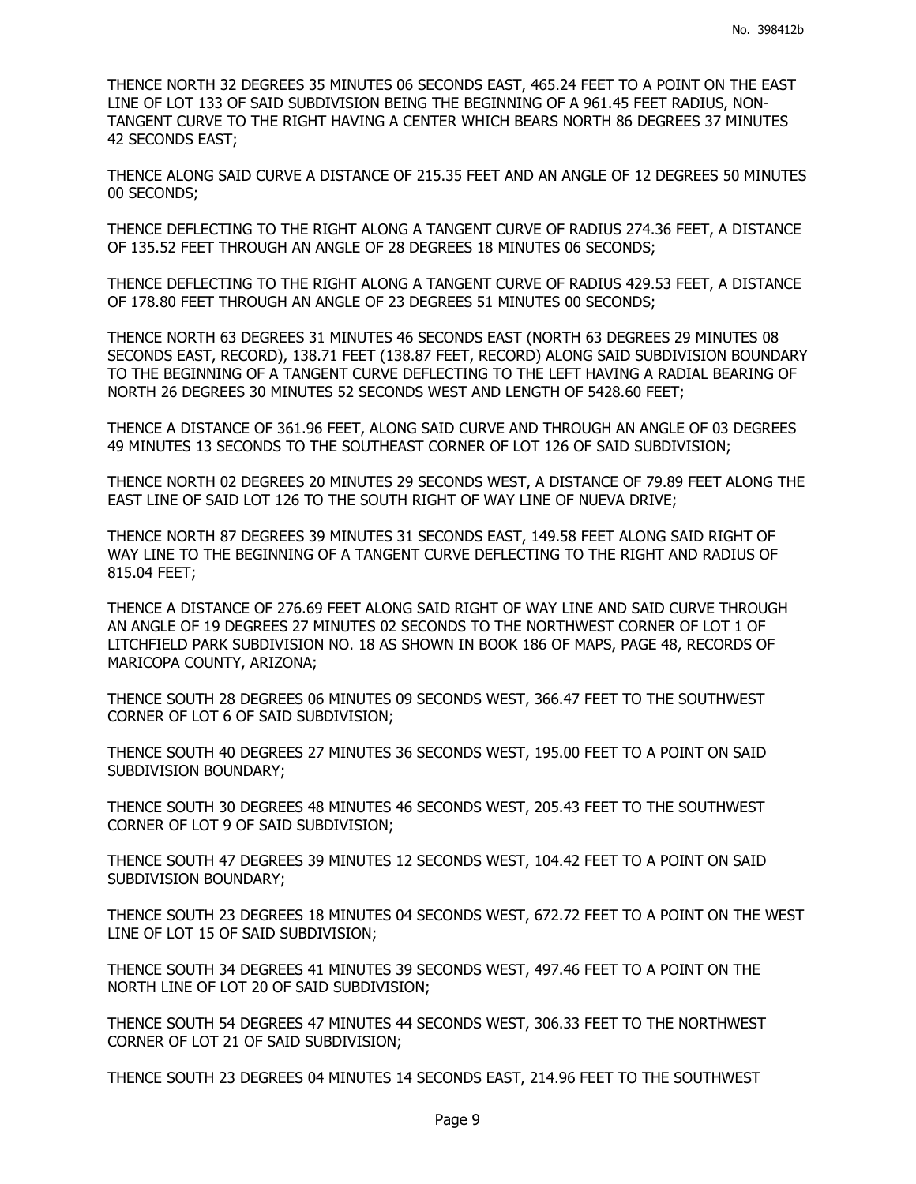THENCE NORTH 32 DEGREES 35 MINUTES 06 SECONDS EAST, 465.24 FEET TO A POINT ON THE EAST LINE OF LOT 133 OF SAID SUBDIVISION BEING THE BEGINNING OF A 961.45 FEET RADIUS, NON-TANGENT CURVE TO THE RIGHT HAVING A CENTER WHICH BEARS NORTH 86 DEGREES 37 MINUTES 42 SECONDS EAST;

THENCE ALONG SAID CURVE A DISTANCE OF 215.35 FEET AND AN ANGLE OF 12 DEGREES 50 MINUTES 00 SECONDS;

THENCE DEFLECTING TO THE RIGHT ALONG A TANGENT CURVE OF RADIUS 274.36 FEET, A DISTANCE OF 135.52 FEET THROUGH AN ANGLE OF 28 DEGREES 18 MINUTES 06 SECONDS;

THENCE DEFLECTING TO THE RIGHT ALONG A TANGENT CURVE OF RADIUS 429.53 FEET, A DISTANCE OF 178.80 FEET THROUGH AN ANGLE OF 23 DEGREES 51 MINUTES 00 SECONDS;

THENCE NORTH 63 DEGREES 31 MINUTES 46 SECONDS EAST (NORTH 63 DEGREES 29 MINUTES 08 SECONDS EAST, RECORD), 138.71 FEET (138.87 FEET, RECORD) ALONG SAID SUBDIVISION BOUNDARY TO THE BEGINNING OF A TANGENT CURVE DEFLECTING TO THE LEFT HAVING A RADIAL BEARING OF NORTH 26 DEGREES 30 MINUTES 52 SECONDS WEST AND LENGTH OF 5428.60 FEET;

THENCE A DISTANCE OF 361.96 FEET, ALONG SAID CURVE AND THROUGH AN ANGLE OF 03 DEGREES 49 MINUTES 13 SECONDS TO THE SOUTHEAST CORNER OF LOT 126 OF SAID SUBDIVISION;

THENCE NORTH 02 DEGREES 20 MINUTES 29 SECONDS WEST, A DISTANCE OF 79.89 FEET ALONG THE EAST LINE OF SAID LOT 126 TO THE SOUTH RIGHT OF WAY LINE OF NUEVA DRIVE;

THENCE NORTH 87 DEGREES 39 MINUTES 31 SECONDS EAST, 149.58 FEET ALONG SAID RIGHT OF WAY LINE TO THE BEGINNING OF A TANGENT CURVE DEFLECTING TO THE RIGHT AND RADIUS OF 815.04 FEET;

THENCE A DISTANCE OF 276.69 FEET ALONG SAID RIGHT OF WAY LINE AND SAID CURVE THROUGH AN ANGLE OF 19 DEGREES 27 MINUTES 02 SECONDS TO THE NORTHWEST CORNER OF LOT 1 OF LITCHFIELD PARK SUBDIVISION NO. 18 AS SHOWN IN BOOK 186 OF MAPS, PAGE 48, RECORDS OF MARICOPA COUNTY, ARIZONA;

THENCE SOUTH 28 DEGREES 06 MINUTES 09 SECONDS WEST, 366.47 FEET TO THE SOUTHWEST CORNER OF LOT 6 OF SAID SUBDIVISION;

THENCE SOUTH 40 DEGREES 27 MINUTES 36 SECONDS WEST, 195.00 FEET TO A POINT ON SAID SUBDIVISION BOUNDARY;

THENCE SOUTH 30 DEGREES 48 MINUTES 46 SECONDS WEST, 205.43 FEET TO THE SOUTHWEST CORNER OF LOT 9 OF SAID SUBDIVISION;

THENCE SOUTH 47 DEGREES 39 MINUTES 12 SECONDS WEST, 104.42 FEET TO A POINT ON SAID SUBDIVISION BOUNDARY;

THENCE SOUTH 23 DEGREES 18 MINUTES 04 SECONDS WEST, 672.72 FEET TO A POINT ON THE WEST LINE OF LOT 15 OF SAID SUBDIVISION;

THENCE SOUTH 34 DEGREES 41 MINUTES 39 SECONDS WEST, 497.46 FEET TO A POINT ON THE NORTH LINE OF LOT 20 OF SAID SUBDIVISION;

THENCE SOUTH 54 DEGREES 47 MINUTES 44 SECONDS WEST, 306.33 FEET TO THE NORTHWEST CORNER OF LOT 21 OF SAID SUBDIVISION;

THENCE SOUTH 23 DEGREES 04 MINUTES 14 SECONDS EAST, 214.96 FEET TO THE SOUTHWEST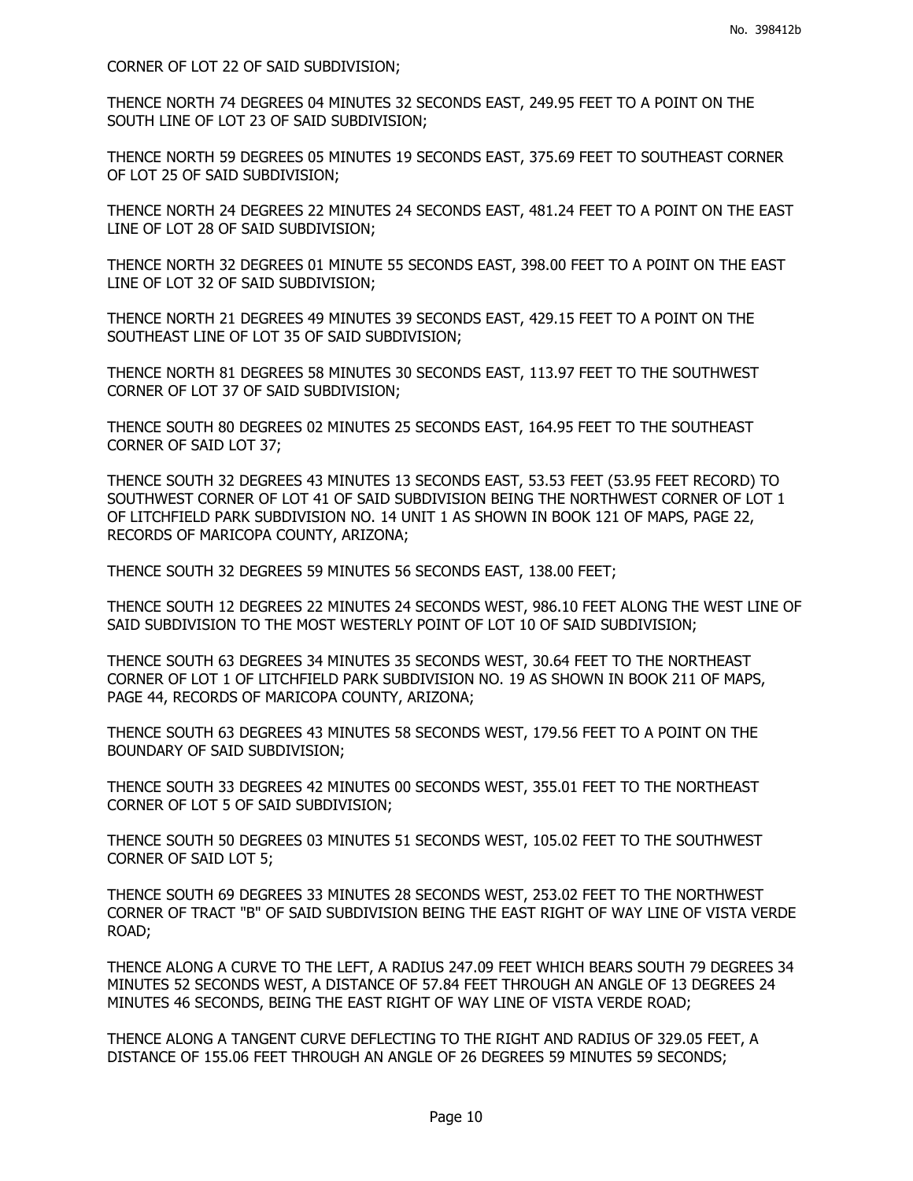CORNER OF LOT 22 OF SAID SUBDIVISION;

THENCE NORTH 74 DEGREES 04 MINUTES 32 SECONDS EAST, 249.95 FEET TO A POINT ON THE SOUTH LINE OF LOT 23 OF SAID SUBDIVISION;

THENCE NORTH 59 DEGREES 05 MINUTES 19 SECONDS EAST, 375.69 FEET TO SOUTHEAST CORNER OF LOT 25 OF SAID SUBDIVISION;

THENCE NORTH 24 DEGREES 22 MINUTES 24 SECONDS EAST, 481.24 FEET TO A POINT ON THE EAST LINE OF LOT 28 OF SAID SUBDIVISION;

THENCE NORTH 32 DEGREES 01 MINUTE 55 SECONDS EAST, 398.00 FEET TO A POINT ON THE EAST LINE OF LOT 32 OF SAID SUBDIVISION;

THENCE NORTH 21 DEGREES 49 MINUTES 39 SECONDS EAST, 429.15 FEET TO A POINT ON THE SOUTHEAST LINE OF LOT 35 OF SAID SUBDIVISION;

THENCE NORTH 81 DEGREES 58 MINUTES 30 SECONDS EAST, 113.97 FEET TO THE SOUTHWEST CORNER OF LOT 37 OF SAID SUBDIVISION;

THENCE SOUTH 80 DEGREES 02 MINUTES 25 SECONDS EAST, 164.95 FEET TO THE SOUTHEAST CORNER OF SAID LOT 37;

THENCE SOUTH 32 DEGREES 43 MINUTES 13 SECONDS EAST, 53.53 FEET (53.95 FEET RECORD) TO SOUTHWEST CORNER OF LOT 41 OF SAID SUBDIVISION BEING THE NORTHWEST CORNER OF LOT 1 OF LITCHFIELD PARK SUBDIVISION NO. 14 UNIT 1 AS SHOWN IN BOOK 121 OF MAPS, PAGE 22, RECORDS OF MARICOPA COUNTY, ARIZONA;

THENCE SOUTH 32 DEGREES 59 MINUTES 56 SECONDS EAST, 138.00 FEET;

THENCE SOUTH 12 DEGREES 22 MINUTES 24 SECONDS WEST, 986.10 FEET ALONG THE WEST LINE OF SAID SUBDIVISION TO THE MOST WESTERLY POINT OF LOT 10 OF SAID SUBDIVISION;

THENCE SOUTH 63 DEGREES 34 MINUTES 35 SECONDS WEST, 30.64 FEET TO THE NORTHEAST CORNER OF LOT 1 OF LITCHFIELD PARK SUBDIVISION NO. 19 AS SHOWN IN BOOK 211 OF MAPS, PAGE 44, RECORDS OF MARICOPA COUNTY, ARIZONA;

THENCE SOUTH 63 DEGREES 43 MINUTES 58 SECONDS WEST, 179.56 FEET TO A POINT ON THE BOUNDARY OF SAID SUBDIVISION;

THENCE SOUTH 33 DEGREES 42 MINUTES 00 SECONDS WEST, 355.01 FEET TO THE NORTHEAST CORNER OF LOT 5 OF SAID SUBDIVISION;

THENCE SOUTH 50 DEGREES 03 MINUTES 51 SECONDS WEST, 105.02 FEET TO THE SOUTHWEST CORNER OF SAID LOT 5;

THENCE SOUTH 69 DEGREES 33 MINUTES 28 SECONDS WEST, 253.02 FEET TO THE NORTHWEST CORNER OF TRACT "B" OF SAID SUBDIVISION BEING THE EAST RIGHT OF WAY LINE OF VISTA VERDE ROAD;

THENCE ALONG A CURVE TO THE LEFT, A RADIUS 247.09 FEET WHICH BEARS SOUTH 79 DEGREES 34 MINUTES 52 SECONDS WEST, A DISTANCE OF 57.84 FEET THROUGH AN ANGLE OF 13 DEGREES 24 MINUTES 46 SECONDS, BEING THE EAST RIGHT OF WAY LINE OF VISTA VERDE ROAD;

THENCE ALONG A TANGENT CURVE DEFLECTING TO THE RIGHT AND RADIUS OF 329.05 FEET, A DISTANCE OF 155.06 FEET THROUGH AN ANGLE OF 26 DEGREES 59 MINUTES 59 SECONDS;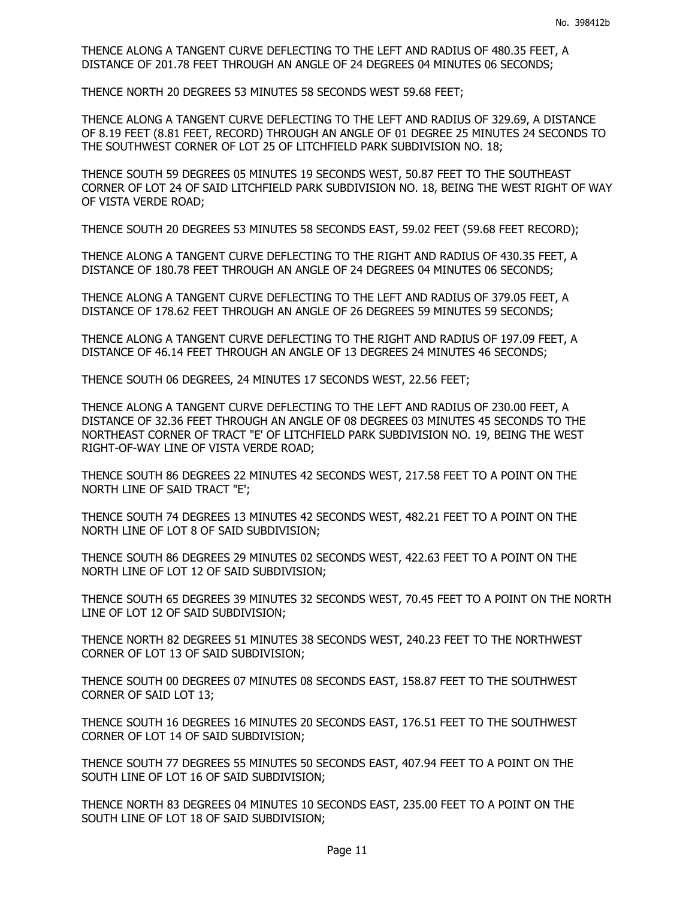THENCE ALONG A TANGENT CURVE DEFLECTING TO THE LEFT AND RADIUS OF 480.35 FEET, A DISTANCE OF 201.78 FEET THROUGH AN ANGLE OF 24 DEGREES 04 MINUTES 06 SECONDS;

THENCE NORTH 20 DEGREES 53 MINUTES 58 SECONDS WEST 59.68 FEET;

THENCE ALONG A TANGENT CURVE DEFLECTING TO THE LEFT AND RADIUS OF 329.69, A DISTANCE OF 8.19 FEET (8.81 FEET, RECORD) THROUGH AN ANGLE OF 01 DEGREE 25 MINUTES 24 SECONDS TO THE SOUTHWEST CORNER OF LOT 25 OF LITCHFIELD PARK SUBDIVISION NO. 18;

THENCE SOUTH 59 DEGREES 05 MINUTES 19 SECONDS WEST, 50.87 FEET TO THE SOUTHEAST CORNER OF LOT 24 OF SAID LITCHFIELD PARK SUBDIVISION NO. 18, BEING THE WEST RIGHT OF WAY OF VISTA VERDE ROAD;

THENCE SOUTH 20 DEGREES 53 MINUTES 58 SECONDS EAST, 59.02 FEET (59.68 FEET RECORD);

THENCE ALONG A TANGENT CURVE DEFLECTING TO THE RIGHT AND RADIUS OF 430.35 FEET, A DISTANCE OF 180.78 FEET THROUGH AN ANGLE OF 24 DEGREES 04 MINUTES 06 SECONDS;

THENCE ALONG A TANGENT CURVE DEFLECTING TO THE LEFT AND RADIUS OF 379.05 FEET, A DISTANCE OF 178.62 FEET THROUGH AN ANGLE OF 26 DEGREES 59 MINUTES 59 SECONDS;

THENCE ALONG A TANGENT CURVE DEFLECTING TO THE RIGHT AND RADIUS OF 197.09 FEET, A DISTANCE OF 46.14 FEET THROUGH AN ANGLE OF 13 DEGREES 24 MINUTES 46 SECONDS;

THENCE SOUTH 06 DEGREES, 24 MINUTES 17 SECONDS WEST, 22.56 FEET;

THENCE ALONG A TANGENT CURVE DEFLECTING TO THE LEFT AND RADIUS OF 230.00 FEET, A DISTANCE OF 32.36 FEET THROUGH AN ANGLE OF 08 DEGREES 03 MINUTES 45 SECONDS TO THE NORTHEAST CORNER OF TRACT "E' OF LITCHFIELD PARK SUBDIVISION NO. 19, BEING THE WEST RIGHT-OF-WAY LINE OF VISTA VERDE ROAD;

THENCE SOUTH 86 DEGREES 22 MINUTES 42 SECONDS WEST, 217.58 FEET TO A POINT ON THE NORTH LINE OF SAID TRACT "E';

THENCE SOUTH 74 DEGREES 13 MINUTES 42 SECONDS WEST, 482.21 FEET TO A POINT ON THE NORTH LINE OF LOT 8 OF SAID SUBDIVISION;

THENCE SOUTH 86 DEGREES 29 MINUTES 02 SECONDS WEST, 422.63 FEET TO A POINT ON THE NORTH LINE OF LOT 12 OF SAID SUBDIVISION;

THENCE SOUTH 65 DEGREES 39 MINUTES 32 SECONDS WEST, 70.45 FEET TO A POINT ON THE NORTH LINE OF LOT 12 OF SAID SUBDIVISION;

THENCE NORTH 82 DEGREES 51 MINUTES 38 SECONDS WEST, 240.23 FEET TO THE NORTHWEST CORNER OF LOT 13 OF SAID SUBDIVISION;

THENCE SOUTH 00 DEGREES 07 MINUTES 08 SECONDS EAST, 158.87 FEET TO THE SOUTHWEST CORNER OF SAID LOT 13;

THENCE SOUTH 16 DEGREES 16 MINUTES 20 SECONDS EAST, 176.51 FEET TO THE SOUTHWEST CORNER OF LOT 14 OF SAID SUBDIVISION;

THENCE SOUTH 77 DEGREES 55 MINUTES 50 SECONDS EAST, 407.94 FEET TO A POINT ON THE SOUTH LINE OF LOT 16 OF SAID SUBDIVISION;

THENCE NORTH 83 DEGREES 04 MINUTES 10 SECONDS EAST, 235.00 FEET TO A POINT ON THE SOUTH LINE OF LOT 18 OF SAID SUBDIVISION;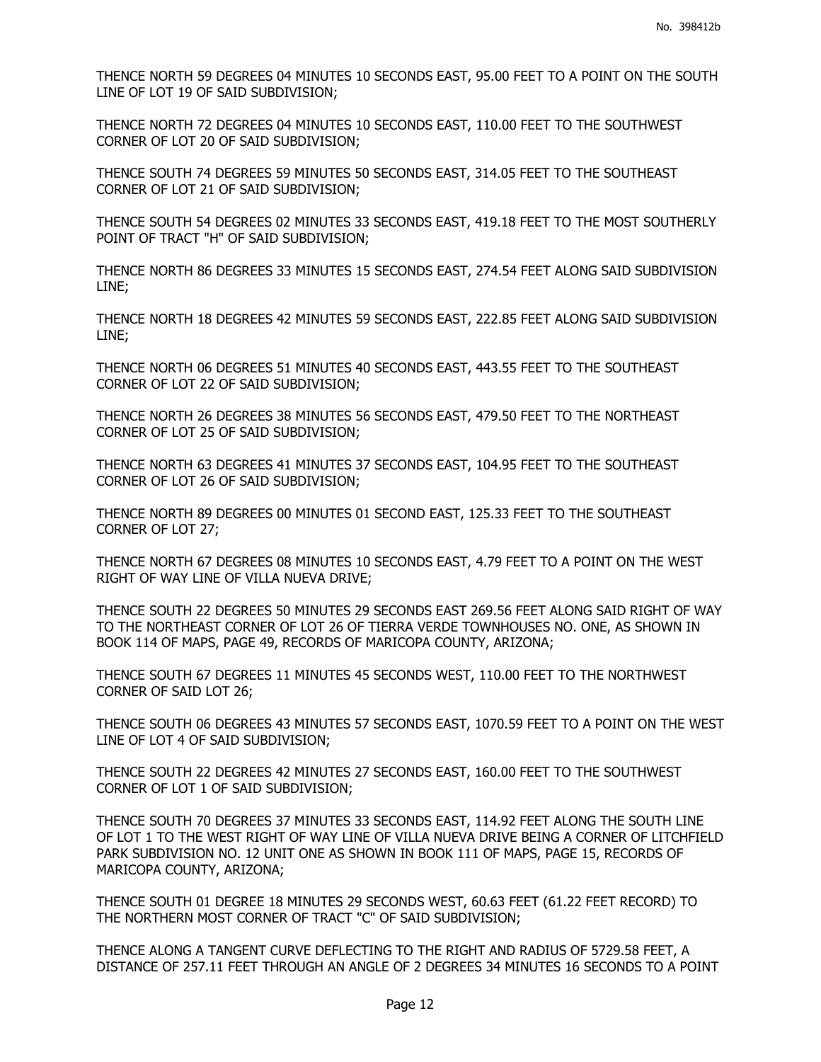THENCE NORTH 59 DEGREES 04 MINUTES 10 SECONDS EAST, 95.00 FEET TO A POINT ON THE SOUTH LINE OF LOT 19 OF SAID SUBDIVISION;

THENCE NORTH 72 DEGREES 04 MINUTES 10 SECONDS EAST, 110.00 FEET TO THE SOUTHWEST CORNER OF LOT 20 OF SAID SUBDIVISION;

THENCE SOUTH 74 DEGREES 59 MINUTES 50 SECONDS EAST, 314.05 FEET TO THE SOUTHEAST CORNER OF LOT 21 OF SAID SUBDIVISION;

THENCE SOUTH 54 DEGREES 02 MINUTES 33 SECONDS EAST, 419.18 FEET TO THE MOST SOUTHERLY POINT OF TRACT "H" OF SAID SUBDIVISION;

THENCE NORTH 86 DEGREES 33 MINUTES 15 SECONDS EAST, 274.54 FEET ALONG SAID SUBDIVISION LINE;

THENCE NORTH 18 DEGREES 42 MINUTES 59 SECONDS EAST, 222.85 FEET ALONG SAID SUBDIVISION LINE;

THENCE NORTH 06 DEGREES 51 MINUTES 40 SECONDS EAST, 443.55 FEET TO THE SOUTHEAST CORNER OF LOT 22 OF SAID SUBDIVISION;

THENCE NORTH 26 DEGREES 38 MINUTES 56 SECONDS EAST, 479.50 FEET TO THE NORTHEAST CORNER OF LOT 25 OF SAID SUBDIVISION;

THENCE NORTH 63 DEGREES 41 MINUTES 37 SECONDS EAST, 104.95 FEET TO THE SOUTHEAST CORNER OF LOT 26 OF SAID SUBDIVISION;

THENCE NORTH 89 DEGREES 00 MINUTES 01 SECOND EAST, 125.33 FEET TO THE SOUTHEAST CORNER OF LOT 27;

THENCE NORTH 67 DEGREES 08 MINUTES 10 SECONDS EAST, 4.79 FEET TO A POINT ON THE WEST RIGHT OF WAY LINE OF VILLA NUEVA DRIVE;

THENCE SOUTH 22 DEGREES 50 MINUTES 29 SECONDS EAST 269.56 FEET ALONG SAID RIGHT OF WAY TO THE NORTHEAST CORNER OF LOT 26 OF TIERRA VERDE TOWNHOUSES NO. ONE, AS SHOWN IN BOOK 114 OF MAPS, PAGE 49, RECORDS OF MARICOPA COUNTY, ARIZONA;

THENCE SOUTH 67 DEGREES 11 MINUTES 45 SECONDS WEST, 110.00 FEET TO THE NORTHWEST CORNER OF SAID LOT 26;

THENCE SOUTH 06 DEGREES 43 MINUTES 57 SECONDS EAST, 1070.59 FEET TO A POINT ON THE WEST LINE OF LOT 4 OF SAID SUBDIVISION;

THENCE SOUTH 22 DEGREES 42 MINUTES 27 SECONDS EAST, 160.00 FEET TO THE SOUTHWEST CORNER OF LOT 1 OF SAID SUBDIVISION;

THENCE SOUTH 70 DEGREES 37 MINUTES 33 SECONDS EAST, 114.92 FEET ALONG THE SOUTH LINE OF LOT 1 TO THE WEST RIGHT OF WAY LINE OF VILLA NUEVA DRIVE BEING A CORNER OF LITCHFIELD PARK SUBDIVISION NO. 12 UNIT ONE AS SHOWN IN BOOK 111 OF MAPS, PAGE 15, RECORDS OF MARICOPA COUNTY, ARIZONA;

THENCE SOUTH 01 DEGREE 18 MINUTES 29 SECONDS WEST, 60.63 FEET (61.22 FEET RECORD) TO THE NORTHERN MOST CORNER OF TRACT "C" OF SAID SUBDIVISION;

THENCE ALONG A TANGENT CURVE DEFLECTING TO THE RIGHT AND RADIUS OF 5729.58 FEET, A DISTANCE OF 257.11 FEET THROUGH AN ANGLE OF 2 DEGREES 34 MINUTES 16 SECONDS TO A POINT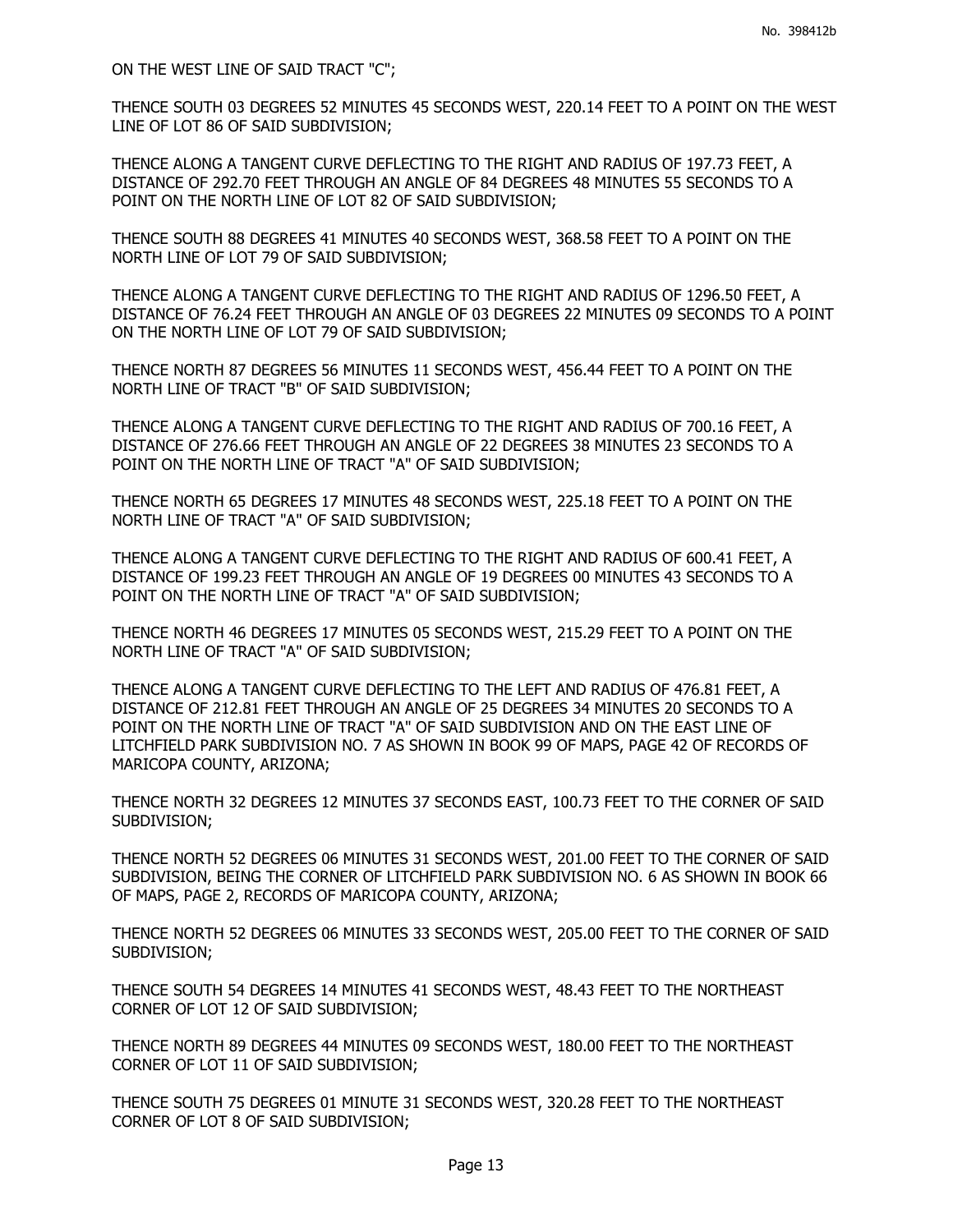ON THE WEST LINE OF SAID TRACT "C";

THENCE SOUTH 03 DEGREES 52 MINUTES 45 SECONDS WEST, 220.14 FEET TO A POINT ON THE WEST LINE OF LOT 86 OF SAID SUBDIVISION;

THENCE ALONG A TANGENT CURVE DEFLECTING TO THE RIGHT AND RADIUS OF 197.73 FEET, A DISTANCE OF 292.70 FEET THROUGH AN ANGLE OF 84 DEGREES 48 MINUTES 55 SECONDS TO A POINT ON THE NORTH LINE OF LOT 82 OF SAID SUBDIVISION;

THENCE SOUTH 88 DEGREES 41 MINUTES 40 SECONDS WEST, 368.58 FEET TO A POINT ON THE NORTH LINE OF LOT 79 OF SAID SUBDIVISION;

THENCE ALONG A TANGENT CURVE DEFLECTING TO THE RIGHT AND RADIUS OF 1296.50 FEET, A DISTANCE OF 76.24 FEET THROUGH AN ANGLE OF 03 DEGREES 22 MINUTES 09 SECONDS TO A POINT ON THE NORTH LINE OF LOT 79 OF SAID SUBDIVISION;

THENCE NORTH 87 DEGREES 56 MINUTES 11 SECONDS WEST, 456.44 FEET TO A POINT ON THE NORTH LINE OF TRACT "B" OF SAID SUBDIVISION;

THENCE ALONG A TANGENT CURVE DEFLECTING TO THE RIGHT AND RADIUS OF 700.16 FEET, A DISTANCE OF 276.66 FEET THROUGH AN ANGLE OF 22 DEGREES 38 MINUTES 23 SECONDS TO A POINT ON THE NORTH LINE OF TRACT "A" OF SAID SUBDIVISION;

THENCE NORTH 65 DEGREES 17 MINUTES 48 SECONDS WEST, 225.18 FEET TO A POINT ON THE NORTH LINE OF TRACT "A" OF SAID SUBDIVISION;

THENCE ALONG A TANGENT CURVE DEFLECTING TO THE RIGHT AND RADIUS OF 600.41 FEET, A DISTANCE OF 199.23 FEET THROUGH AN ANGLE OF 19 DEGREES 00 MINUTES 43 SECONDS TO A POINT ON THE NORTH LINE OF TRACT "A" OF SAID SUBDIVISION;

THENCE NORTH 46 DEGREES 17 MINUTES 05 SECONDS WEST, 215.29 FEET TO A POINT ON THE NORTH LINE OF TRACT "A" OF SAID SUBDIVISION;

THENCE ALONG A TANGENT CURVE DEFLECTING TO THE LEFT AND RADIUS OF 476.81 FEET, A DISTANCE OF 212.81 FEET THROUGH AN ANGLE OF 25 DEGREES 34 MINUTES 20 SECONDS TO A POINT ON THE NORTH LINE OF TRACT "A" OF SAID SUBDIVISION AND ON THE EAST LINE OF LITCHFIELD PARK SUBDIVISION NO. 7 AS SHOWN IN BOOK 99 OF MAPS, PAGE 42 OF RECORDS OF MARICOPA COUNTY, ARIZONA;

THENCE NORTH 32 DEGREES 12 MINUTES 37 SECONDS EAST, 100.73 FEET TO THE CORNER OF SAID SUBDIVISION;

THENCE NORTH 52 DEGREES 06 MINUTES 31 SECONDS WEST, 201.00 FEET TO THE CORNER OF SAID SUBDIVISION, BEING THE CORNER OF LITCHFIELD PARK SUBDIVISION NO. 6 AS SHOWN IN BOOK 66 OF MAPS, PAGE 2, RECORDS OF MARICOPA COUNTY, ARIZONA;

THENCE NORTH 52 DEGREES 06 MINUTES 33 SECONDS WEST, 205.00 FEET TO THE CORNER OF SAID SUBDIVISION;

THENCE SOUTH 54 DEGREES 14 MINUTES 41 SECONDS WEST, 48.43 FEET TO THE NORTHEAST CORNER OF LOT 12 OF SAID SUBDIVISION;

THENCE NORTH 89 DEGREES 44 MINUTES 09 SECONDS WEST, 180.00 FEET TO THE NORTHEAST CORNER OF LOT 11 OF SAID SUBDIVISION;

THENCE SOUTH 75 DEGREES 01 MINUTE 31 SECONDS WEST, 320.28 FEET TO THE NORTHEAST CORNER OF LOT 8 OF SAID SUBDIVISION;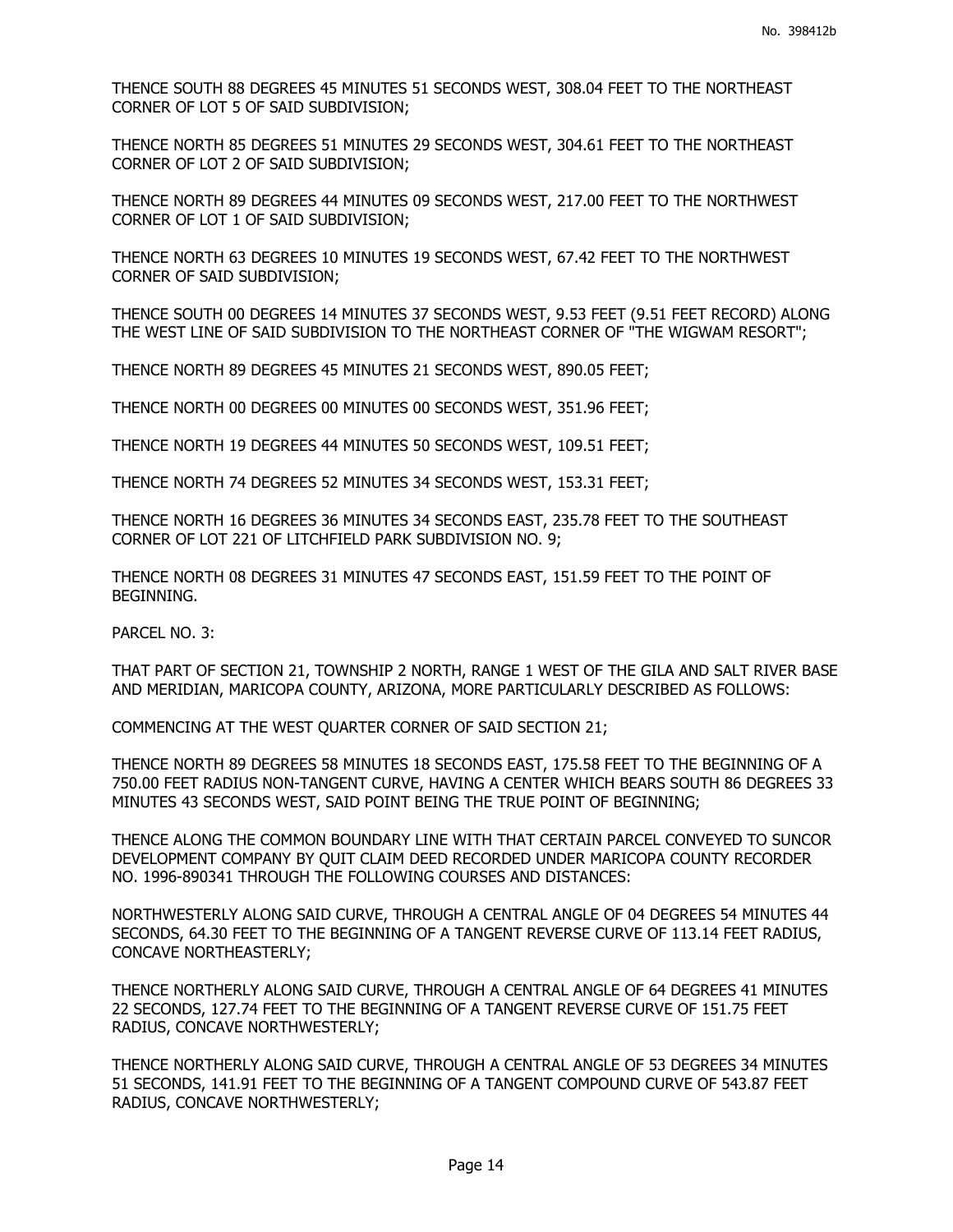THENCE SOUTH 88 DEGREES 45 MINUTES 51 SECONDS WEST, 308.04 FEET TO THE NORTHEAST CORNER OF LOT 5 OF SAID SUBDIVISION;

THENCE NORTH 85 DEGREES 51 MINUTES 29 SECONDS WEST, 304.61 FEET TO THE NORTHEAST CORNER OF LOT 2 OF SAID SUBDIVISION;

THENCE NORTH 89 DEGREES 44 MINUTES 09 SECONDS WEST, 217.00 FEET TO THE NORTHWEST CORNER OF LOT 1 OF SAID SUBDIVISION;

THENCE NORTH 63 DEGREES 10 MINUTES 19 SECONDS WEST, 67.42 FEET TO THE NORTHWEST CORNER OF SAID SUBDIVISION;

THENCE SOUTH 00 DEGREES 14 MINUTES 37 SECONDS WEST, 9.53 FEET (9.51 FEET RECORD) ALONG THE WEST LINE OF SAID SUBDIVISION TO THE NORTHEAST CORNER OF "THE WIGWAM RESORT";

THENCE NORTH 89 DEGREES 45 MINUTES 21 SECONDS WEST, 890.05 FEET;

THENCE NORTH 00 DEGREES 00 MINUTES 00 SECONDS WEST, 351.96 FEET;

THENCE NORTH 19 DEGREES 44 MINUTES 50 SECONDS WEST, 109.51 FEET;

THENCE NORTH 74 DEGREES 52 MINUTES 34 SECONDS WEST, 153.31 FEET;

THENCE NORTH 16 DEGREES 36 MINUTES 34 SECONDS EAST, 235.78 FEET TO THE SOUTHEAST CORNER OF LOT 221 OF LITCHFIELD PARK SUBDIVISION NO. 9;

THENCE NORTH 08 DEGREES 31 MINUTES 47 SECONDS EAST, 151.59 FEET TO THE POINT OF BEGINNING.

PARCEL NO. 3:

THAT PART OF SECTION 21, TOWNSHIP 2 NORTH, RANGE 1 WEST OF THE GILA AND SALT RIVER BASE AND MERIDIAN, MARICOPA COUNTY, ARIZONA, MORE PARTICULARLY DESCRIBED AS FOLLOWS:

COMMENCING AT THE WEST QUARTER CORNER OF SAID SECTION 21;

THENCE NORTH 89 DEGREES 58 MINUTES 18 SECONDS EAST, 175.58 FEET TO THE BEGINNING OF A 750.00 FEET RADIUS NON-TANGENT CURVE, HAVING A CENTER WHICH BEARS SOUTH 86 DEGREES 33 MINUTES 43 SECONDS WEST, SAID POINT BEING THE TRUE POINT OF BEGINNING;

THENCE ALONG THE COMMON BOUNDARY LINE WITH THAT CERTAIN PARCEL CONVEYED TO SUNCOR DEVELOPMENT COMPANY BY QUIT CLAIM DEED RECORDED UNDER MARICOPA COUNTY RECORDER NO. 1996-890341 THROUGH THE FOLLOWING COURSES AND DISTANCES:

NORTHWESTERLY ALONG SAID CURVE, THROUGH A CENTRAL ANGLE OF 04 DEGREES 54 MINUTES 44 SECONDS, 64.30 FEET TO THE BEGINNING OF A TANGENT REVERSE CURVE OF 113.14 FEET RADIUS, CONCAVE NORTHEASTERLY;

THENCE NORTHERLY ALONG SAID CURVE, THROUGH A CENTRAL ANGLE OF 64 DEGREES 41 MINUTES 22 SECONDS, 127.74 FEET TO THE BEGINNING OF A TANGENT REVERSE CURVE OF 151.75 FEET RADIUS, CONCAVE NORTHWESTERLY;

THENCE NORTHERLY ALONG SAID CURVE, THROUGH A CENTRAL ANGLE OF 53 DEGREES 34 MINUTES 51 SECONDS, 141.91 FEET TO THE BEGINNING OF A TANGENT COMPOUND CURVE OF 543.87 FEET RADIUS, CONCAVE NORTHWESTERLY;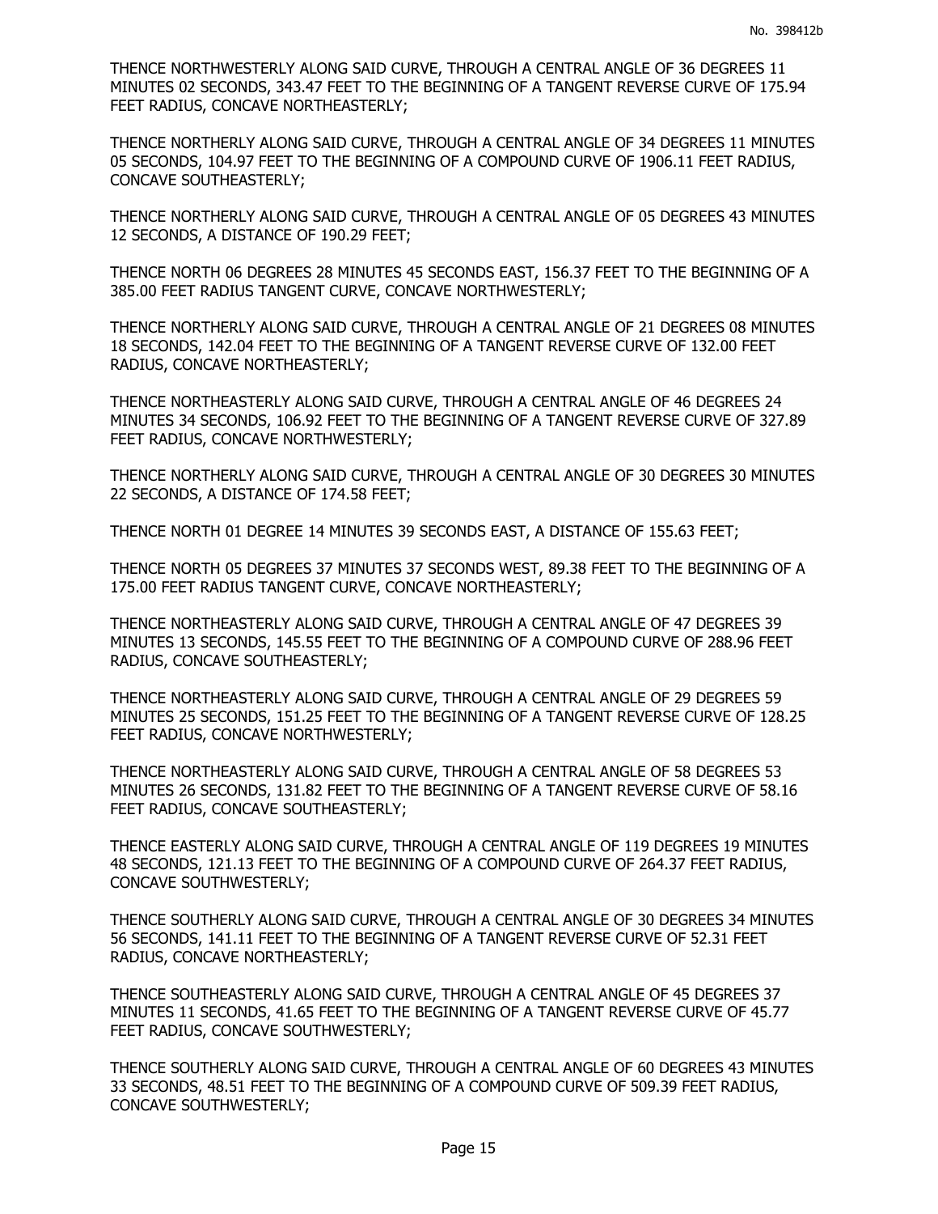THENCE NORTHWESTERLY ALONG SAID CURVE, THROUGH A CENTRAL ANGLE OF 36 DEGREES 11 MINUTES 02 SECONDS, 343.47 FEET TO THE BEGINNING OF A TANGENT REVERSE CURVE OF 175.94 FEET RADIUS, CONCAVE NORTHEASTERLY;

THENCE NORTHERLY ALONG SAID CURVE, THROUGH A CENTRAL ANGLE OF 34 DEGREES 11 MINUTES 05 SECONDS, 104.97 FEET TO THE BEGINNING OF A COMPOUND CURVE OF 1906.11 FEET RADIUS, CONCAVE SOUTHEASTERLY;

THENCE NORTHERLY ALONG SAID CURVE, THROUGH A CENTRAL ANGLE OF 05 DEGREES 43 MINUTES 12 SECONDS, A DISTANCE OF 190.29 FEET;

THENCE NORTH 06 DEGREES 28 MINUTES 45 SECONDS EAST, 156.37 FEET TO THE BEGINNING OF A 385.00 FEET RADIUS TANGENT CURVE, CONCAVE NORTHWESTERLY;

THENCE NORTHERLY ALONG SAID CURVE, THROUGH A CENTRAL ANGLE OF 21 DEGREES 08 MINUTES 18 SECONDS, 142.04 FEET TO THE BEGINNING OF A TANGENT REVERSE CURVE OF 132.00 FEET RADIUS, CONCAVE NORTHEASTERLY;

THENCE NORTHEASTERLY ALONG SAID CURVE, THROUGH A CENTRAL ANGLE OF 46 DEGREES 24 MINUTES 34 SECONDS, 106.92 FEET TO THE BEGINNING OF A TANGENT REVERSE CURVE OF 327.89 FEET RADIUS, CONCAVE NORTHWESTERLY;

THENCE NORTHERLY ALONG SAID CURVE, THROUGH A CENTRAL ANGLE OF 30 DEGREES 30 MINUTES 22 SECONDS, A DISTANCE OF 174.58 FEET;

THENCE NORTH 01 DEGREE 14 MINUTES 39 SECONDS EAST, A DISTANCE OF 155.63 FEET;

THENCE NORTH 05 DEGREES 37 MINUTES 37 SECONDS WEST, 89.38 FEET TO THE BEGINNING OF A 175.00 FEET RADIUS TANGENT CURVE, CONCAVE NORTHEASTERLY;

THENCE NORTHEASTERLY ALONG SAID CURVE, THROUGH A CENTRAL ANGLE OF 47 DEGREES 39 MINUTES 13 SECONDS, 145.55 FEET TO THE BEGINNING OF A COMPOUND CURVE OF 288.96 FEET RADIUS, CONCAVE SOUTHEASTERLY;

THENCE NORTHEASTERLY ALONG SAID CURVE, THROUGH A CENTRAL ANGLE OF 29 DEGREES 59 MINUTES 25 SECONDS, 151.25 FEET TO THE BEGINNING OF A TANGENT REVERSE CURVE OF 128.25 FEET RADIUS, CONCAVE NORTHWESTERLY;

THENCE NORTHEASTERLY ALONG SAID CURVE, THROUGH A CENTRAL ANGLE OF 58 DEGREES 53 MINUTES 26 SECONDS, 131.82 FEET TO THE BEGINNING OF A TANGENT REVERSE CURVE OF 58.16 FEET RADIUS, CONCAVE SOUTHEASTERLY;

THENCE EASTERLY ALONG SAID CURVE, THROUGH A CENTRAL ANGLE OF 119 DEGREES 19 MINUTES 48 SECONDS, 121.13 FEET TO THE BEGINNING OF A COMPOUND CURVE OF 264.37 FEET RADIUS, CONCAVE SOUTHWESTERLY;

THENCE SOUTHERLY ALONG SAID CURVE, THROUGH A CENTRAL ANGLE OF 30 DEGREES 34 MINUTES 56 SECONDS, 141.11 FEET TO THE BEGINNING OF A TANGENT REVERSE CURVE OF 52.31 FEET RADIUS, CONCAVE NORTHEASTERLY;

THENCE SOUTHEASTERLY ALONG SAID CURVE, THROUGH A CENTRAL ANGLE OF 45 DEGREES 37 MINUTES 11 SECONDS, 41.65 FEET TO THE BEGINNING OF A TANGENT REVERSE CURVE OF 45.77 FEET RADIUS, CONCAVE SOUTHWESTERLY;

THENCE SOUTHERLY ALONG SAID CURVE, THROUGH A CENTRAL ANGLE OF 60 DEGREES 43 MINUTES 33 SECONDS, 48.51 FEET TO THE BEGINNING OF A COMPOUND CURVE OF 509.39 FEET RADIUS, CONCAVE SOUTHWESTERLY;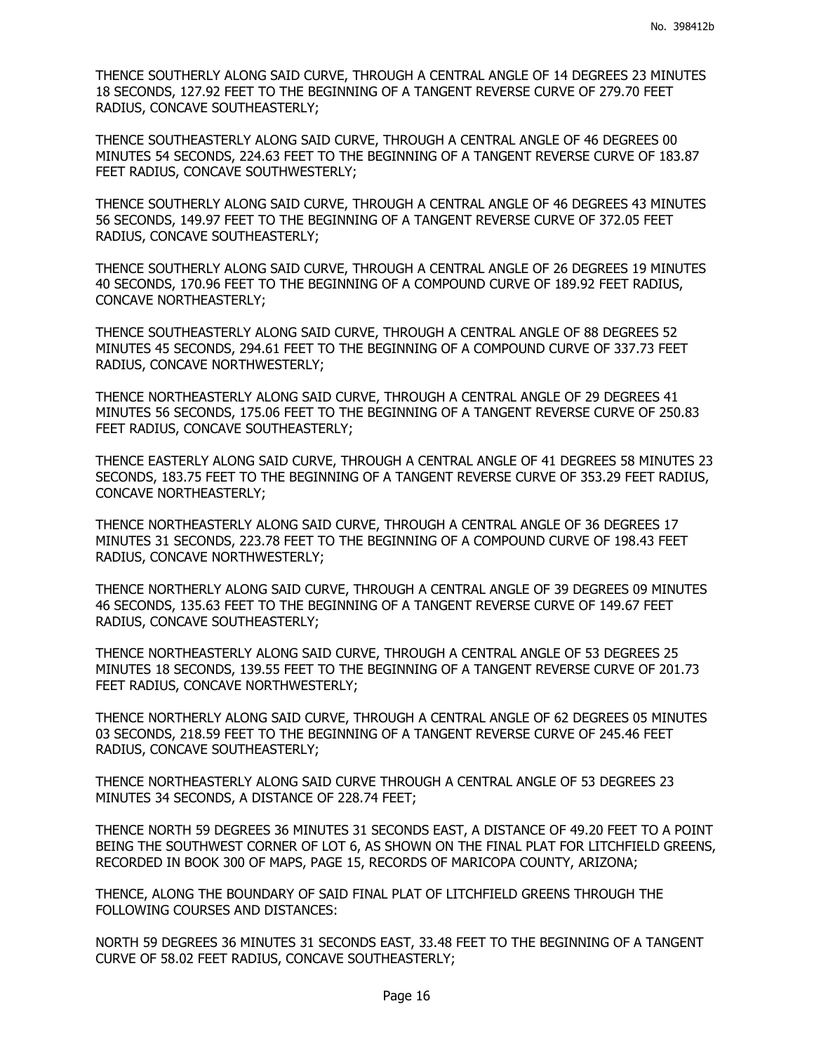THENCE SOUTHERLY ALONG SAID CURVE, THROUGH A CENTRAL ANGLE OF 14 DEGREES 23 MINUTES 18 SECONDS, 127.92 FEET TO THE BEGINNING OF A TANGENT REVERSE CURVE OF 279.70 FEET RADIUS, CONCAVE SOUTHEASTERLY;

THENCE SOUTHEASTERLY ALONG SAID CURVE, THROUGH A CENTRAL ANGLE OF 46 DEGREES 00 MINUTES 54 SECONDS, 224.63 FEET TO THE BEGINNING OF A TANGENT REVERSE CURVE OF 183.87 FEET RADIUS, CONCAVE SOUTHWESTERLY;

THENCE SOUTHERLY ALONG SAID CURVE, THROUGH A CENTRAL ANGLE OF 46 DEGREES 43 MINUTES 56 SECONDS, 149.97 FEET TO THE BEGINNING OF A TANGENT REVERSE CURVE OF 372.05 FEET RADIUS, CONCAVE SOUTHEASTERLY;

THENCE SOUTHERLY ALONG SAID CURVE, THROUGH A CENTRAL ANGLE OF 26 DEGREES 19 MINUTES 40 SECONDS, 170.96 FEET TO THE BEGINNING OF A COMPOUND CURVE OF 189.92 FEET RADIUS, CONCAVE NORTHEASTERLY;

THENCE SOUTHEASTERLY ALONG SAID CURVE, THROUGH A CENTRAL ANGLE OF 88 DEGREES 52 MINUTES 45 SECONDS, 294.61 FEET TO THE BEGINNING OF A COMPOUND CURVE OF 337.73 FEET RADIUS, CONCAVE NORTHWESTERLY;

THENCE NORTHEASTERLY ALONG SAID CURVE, THROUGH A CENTRAL ANGLE OF 29 DEGREES 41 MINUTES 56 SECONDS, 175.06 FEET TO THE BEGINNING OF A TANGENT REVERSE CURVE OF 250.83 FEET RADIUS, CONCAVE SOUTHEASTERLY;

THENCE EASTERLY ALONG SAID CURVE, THROUGH A CENTRAL ANGLE OF 41 DEGREES 58 MINUTES 23 SECONDS, 183.75 FEET TO THE BEGINNING OF A TANGENT REVERSE CURVE OF 353.29 FEET RADIUS, CONCAVE NORTHEASTERLY;

THENCE NORTHEASTERLY ALONG SAID CURVE, THROUGH A CENTRAL ANGLE OF 36 DEGREES 17 MINUTES 31 SECONDS, 223.78 FEET TO THE BEGINNING OF A COMPOUND CURVE OF 198.43 FEET RADIUS, CONCAVE NORTHWESTERLY;

THENCE NORTHERLY ALONG SAID CURVE, THROUGH A CENTRAL ANGLE OF 39 DEGREES 09 MINUTES 46 SECONDS, 135.63 FEET TO THE BEGINNING OF A TANGENT REVERSE CURVE OF 149.67 FEET RADIUS, CONCAVE SOUTHEASTERLY;

THENCE NORTHEASTERLY ALONG SAID CURVE, THROUGH A CENTRAL ANGLE OF 53 DEGREES 25 MINUTES 18 SECONDS, 139.55 FEET TO THE BEGINNING OF A TANGENT REVERSE CURVE OF 201.73 FEET RADIUS, CONCAVE NORTHWESTERLY;

THENCE NORTHERLY ALONG SAID CURVE, THROUGH A CENTRAL ANGLE OF 62 DEGREES 05 MINUTES 03 SECONDS, 218.59 FEET TO THE BEGINNING OF A TANGENT REVERSE CURVE OF 245.46 FEET RADIUS, CONCAVE SOUTHEASTERLY;

THENCE NORTHEASTERLY ALONG SAID CURVE THROUGH A CENTRAL ANGLE OF 53 DEGREES 23 MINUTES 34 SECONDS, A DISTANCE OF 228.74 FEET;

THENCE NORTH 59 DEGREES 36 MINUTES 31 SECONDS EAST, A DISTANCE OF 49.20 FEET TO A POINT BEING THE SOUTHWEST CORNER OF LOT 6, AS SHOWN ON THE FINAL PLAT FOR LITCHFIELD GREENS, RECORDED IN BOOK 300 OF MAPS, PAGE 15, RECORDS OF MARICOPA COUNTY, ARIZONA;

THENCE, ALONG THE BOUNDARY OF SAID FINAL PLAT OF LITCHFIELD GREENS THROUGH THE FOLLOWING COURSES AND DISTANCES:

NORTH 59 DEGREES 36 MINUTES 31 SECONDS EAST, 33.48 FEET TO THE BEGINNING OF A TANGENT CURVE OF 58.02 FEET RADIUS, CONCAVE SOUTHEASTERLY;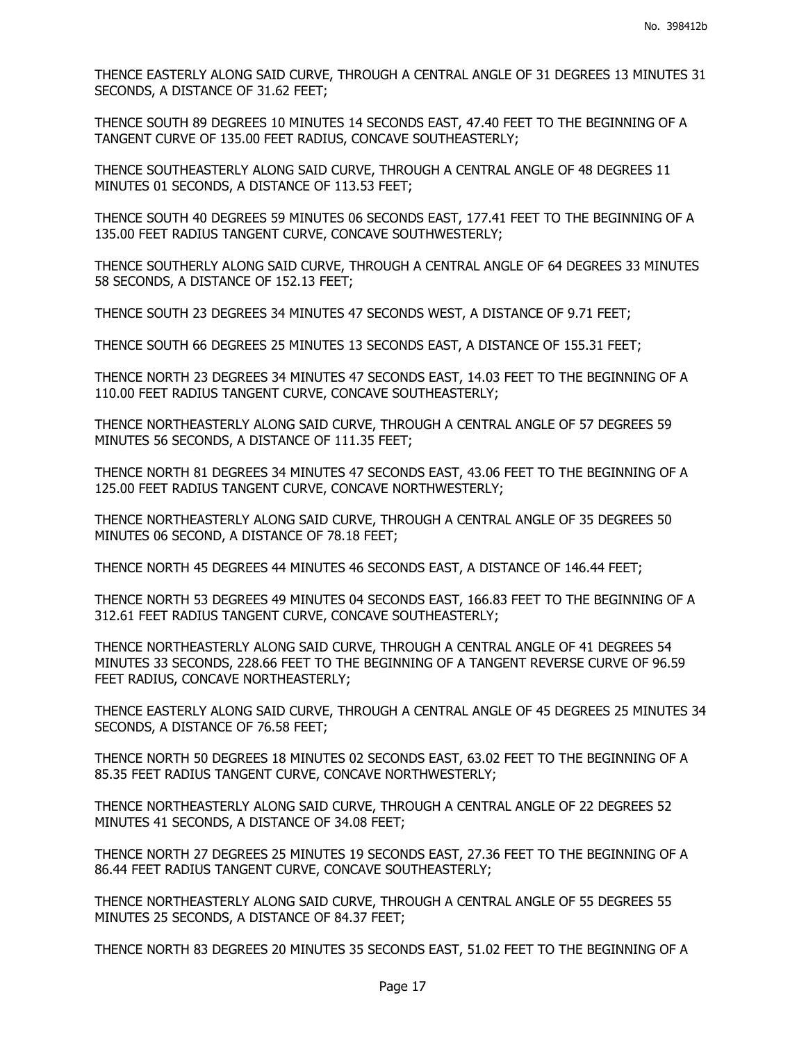THENCE EASTERLY ALONG SAID CURVE, THROUGH A CENTRAL ANGLE OF 31 DEGREES 13 MINUTES 31 SECONDS, A DISTANCE OF 31.62 FEET;

THENCE SOUTH 89 DEGREES 10 MINUTES 14 SECONDS EAST, 47.40 FEET TO THE BEGINNING OF A TANGENT CURVE OF 135.00 FEET RADIUS, CONCAVE SOUTHEASTERLY;

THENCE SOUTHEASTERLY ALONG SAID CURVE, THROUGH A CENTRAL ANGLE OF 48 DEGREES 11 MINUTES 01 SECONDS, A DISTANCE OF 113.53 FEET;

THENCE SOUTH 40 DEGREES 59 MINUTES 06 SECONDS EAST, 177.41 FEET TO THE BEGINNING OF A 135.00 FEET RADIUS TANGENT CURVE, CONCAVE SOUTHWESTERLY;

THENCE SOUTHERLY ALONG SAID CURVE, THROUGH A CENTRAL ANGLE OF 64 DEGREES 33 MINUTES 58 SECONDS, A DISTANCE OF 152.13 FEET;

THENCE SOUTH 23 DEGREES 34 MINUTES 47 SECONDS WEST, A DISTANCE OF 9.71 FEET;

THENCE SOUTH 66 DEGREES 25 MINUTES 13 SECONDS EAST, A DISTANCE OF 155.31 FEET;

THENCE NORTH 23 DEGREES 34 MINUTES 47 SECONDS EAST, 14.03 FEET TO THE BEGINNING OF A 110.00 FEET RADIUS TANGENT CURVE, CONCAVE SOUTHEASTERLY;

THENCE NORTHEASTERLY ALONG SAID CURVE, THROUGH A CENTRAL ANGLE OF 57 DEGREES 59 MINUTES 56 SECONDS, A DISTANCE OF 111.35 FEET;

THENCE NORTH 81 DEGREES 34 MINUTES 47 SECONDS EAST, 43.06 FEET TO THE BEGINNING OF A 125.00 FEET RADIUS TANGENT CURVE, CONCAVE NORTHWESTERLY;

THENCE NORTHEASTERLY ALONG SAID CURVE, THROUGH A CENTRAL ANGLE OF 35 DEGREES 50 MINUTES 06 SECOND, A DISTANCE OF 78.18 FEET;

THENCE NORTH 45 DEGREES 44 MINUTES 46 SECONDS EAST, A DISTANCE OF 146.44 FEET;

THENCE NORTH 53 DEGREES 49 MINUTES 04 SECONDS EAST, 166.83 FEET TO THE BEGINNING OF A 312.61 FEET RADIUS TANGENT CURVE, CONCAVE SOUTHEASTERLY;

THENCE NORTHEASTERLY ALONG SAID CURVE, THROUGH A CENTRAL ANGLE OF 41 DEGREES 54 MINUTES 33 SECONDS, 228.66 FEET TO THE BEGINNING OF A TANGENT REVERSE CURVE OF 96.59 FEET RADIUS, CONCAVE NORTHEASTERLY;

THENCE EASTERLY ALONG SAID CURVE, THROUGH A CENTRAL ANGLE OF 45 DEGREES 25 MINUTES 34 SECONDS, A DISTANCE OF 76.58 FEET;

THENCE NORTH 50 DEGREES 18 MINUTES 02 SECONDS EAST, 63.02 FEET TO THE BEGINNING OF A 85.35 FEET RADIUS TANGENT CURVE, CONCAVE NORTHWESTERLY;

THENCE NORTHEASTERLY ALONG SAID CURVE, THROUGH A CENTRAL ANGLE OF 22 DEGREES 52 MINUTES 41 SECONDS, A DISTANCE OF 34.08 FEET;

THENCE NORTH 27 DEGREES 25 MINUTES 19 SECONDS EAST, 27.36 FEET TO THE BEGINNING OF A 86.44 FEET RADIUS TANGENT CURVE, CONCAVE SOUTHEASTERLY;

THENCE NORTHEASTERLY ALONG SAID CURVE, THROUGH A CENTRAL ANGLE OF 55 DEGREES 55 MINUTES 25 SECONDS, A DISTANCE OF 84.37 FEET;

THENCE NORTH 83 DEGREES 20 MINUTES 35 SECONDS EAST, 51.02 FEET TO THE BEGINNING OF A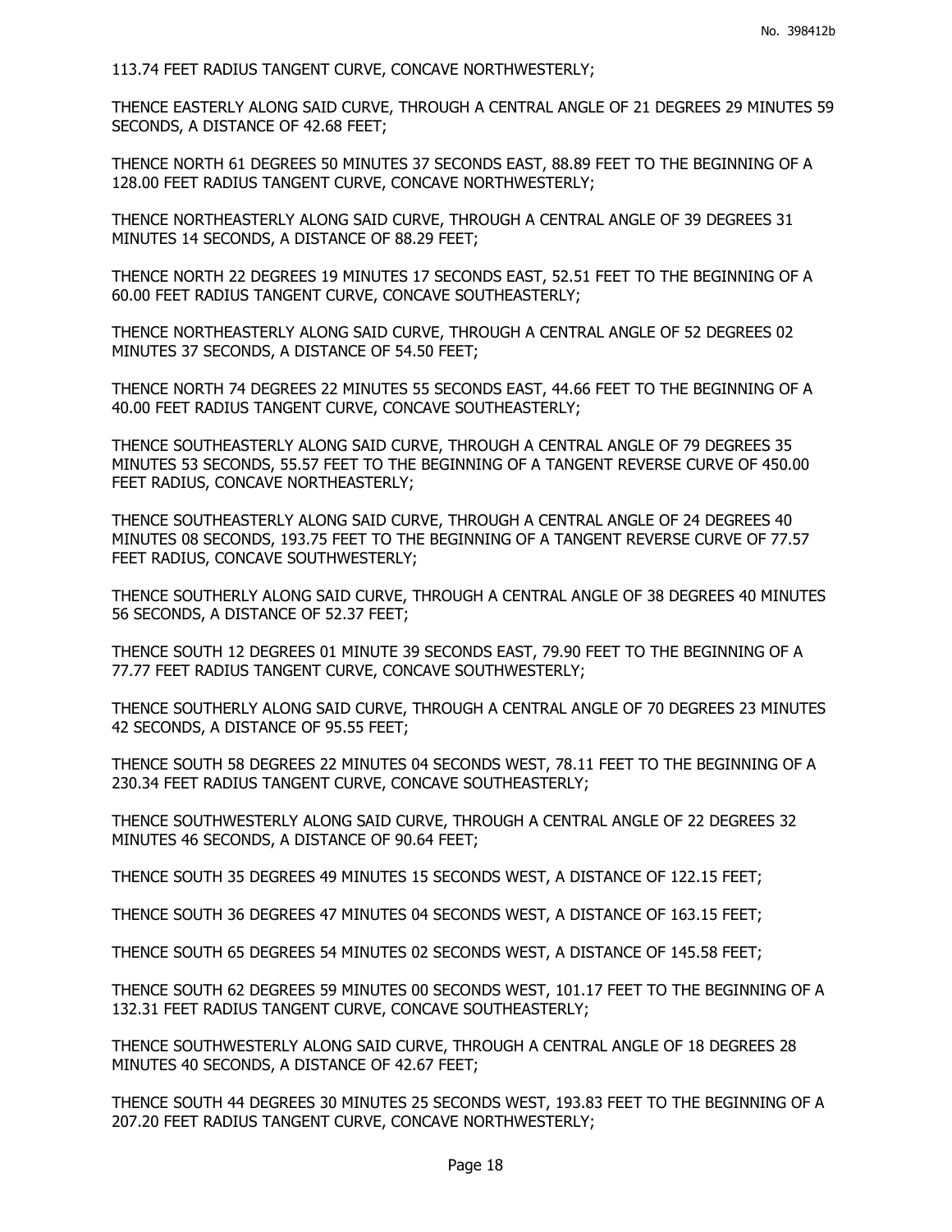113.74 FEET RADIUS TANGENT CURVE, CONCAVE NORTHWESTERLY;

THENCE EASTERLY ALONG SAID CURVE, THROUGH A CENTRAL ANGLE OF 21 DEGREES 29 MINUTES 59 SECONDS, A DISTANCE OF 42.68 FEET;

THENCE NORTH 61 DEGREES 50 MINUTES 37 SECONDS EAST, 88.89 FEET TO THE BEGINNING OF A 128.00 FEET RADIUS TANGENT CURVE, CONCAVE NORTHWESTERLY;

THENCE NORTHEASTERLY ALONG SAID CURVE, THROUGH A CENTRAL ANGLE OF 39 DEGREES 31 MINUTES 14 SECONDS, A DISTANCE OF 88.29 FEET;

THENCE NORTH 22 DEGREES 19 MINUTES 17 SECONDS EAST, 52.51 FEET TO THE BEGINNING OF A 60.00 FEET RADIUS TANGENT CURVE, CONCAVE SOUTHEASTERLY;

THENCE NORTHEASTERLY ALONG SAID CURVE, THROUGH A CENTRAL ANGLE OF 52 DEGREES 02 MINUTES 37 SECONDS, A DISTANCE OF 54.50 FEET;

THENCE NORTH 74 DEGREES 22 MINUTES 55 SECONDS EAST, 44.66 FEET TO THE BEGINNING OF A 40.00 FEET RADIUS TANGENT CURVE, CONCAVE SOUTHEASTERLY;

THENCE SOUTHEASTERLY ALONG SAID CURVE, THROUGH A CENTRAL ANGLE OF 79 DEGREES 35 MINUTES 53 SECONDS, 55.57 FEET TO THE BEGINNING OF A TANGENT REVERSE CURVE OF 450.00 FEET RADIUS, CONCAVE NORTHEASTERLY;

THENCE SOUTHEASTERLY ALONG SAID CURVE, THROUGH A CENTRAL ANGLE OF 24 DEGREES 40 MINUTES 08 SECONDS, 193.75 FEET TO THE BEGINNING OF A TANGENT REVERSE CURVE OF 77.57 FEET RADIUS, CONCAVE SOUTHWESTERLY;

THENCE SOUTHERLY ALONG SAID CURVE, THROUGH A CENTRAL ANGLE OF 38 DEGREES 40 MINUTES 56 SECONDS, A DISTANCE OF 52.37 FEET;

THENCE SOUTH 12 DEGREES 01 MINUTE 39 SECONDS EAST, 79.90 FEET TO THE BEGINNING OF A 77.77 FEET RADIUS TANGENT CURVE, CONCAVE SOUTHWESTERLY;

THENCE SOUTHERLY ALONG SAID CURVE, THROUGH A CENTRAL ANGLE OF 70 DEGREES 23 MINUTES 42 SECONDS, A DISTANCE OF 95.55 FEET;

THENCE SOUTH 58 DEGREES 22 MINUTES 04 SECONDS WEST, 78.11 FEET TO THE BEGINNING OF A 230.34 FEET RADIUS TANGENT CURVE, CONCAVE SOUTHEASTERLY;

THENCE SOUTHWESTERLY ALONG SAID CURVE, THROUGH A CENTRAL ANGLE OF 22 DEGREES 32 MINUTES 46 SECONDS, A DISTANCE OF 90.64 FEET;

THENCE SOUTH 35 DEGREES 49 MINUTES 15 SECONDS WEST, A DISTANCE OF 122.15 FEET;

THENCE SOUTH 36 DEGREES 47 MINUTES 04 SECONDS WEST, A DISTANCE OF 163.15 FEET;

THENCE SOUTH 65 DEGREES 54 MINUTES 02 SECONDS WEST, A DISTANCE OF 145.58 FEET;

THENCE SOUTH 62 DEGREES 59 MINUTES 00 SECONDS WEST, 101.17 FEET TO THE BEGINNING OF A 132.31 FEET RADIUS TANGENT CURVE, CONCAVE SOUTHEASTERLY;

THENCE SOUTHWESTERLY ALONG SAID CURVE, THROUGH A CENTRAL ANGLE OF 18 DEGREES 28 MINUTES 40 SECONDS, A DISTANCE OF 42.67 FEET;

THENCE SOUTH 44 DEGREES 30 MINUTES 25 SECONDS WEST, 193.83 FEET TO THE BEGINNING OF A 207.20 FEET RADIUS TANGENT CURVE, CONCAVE NORTHWESTERLY;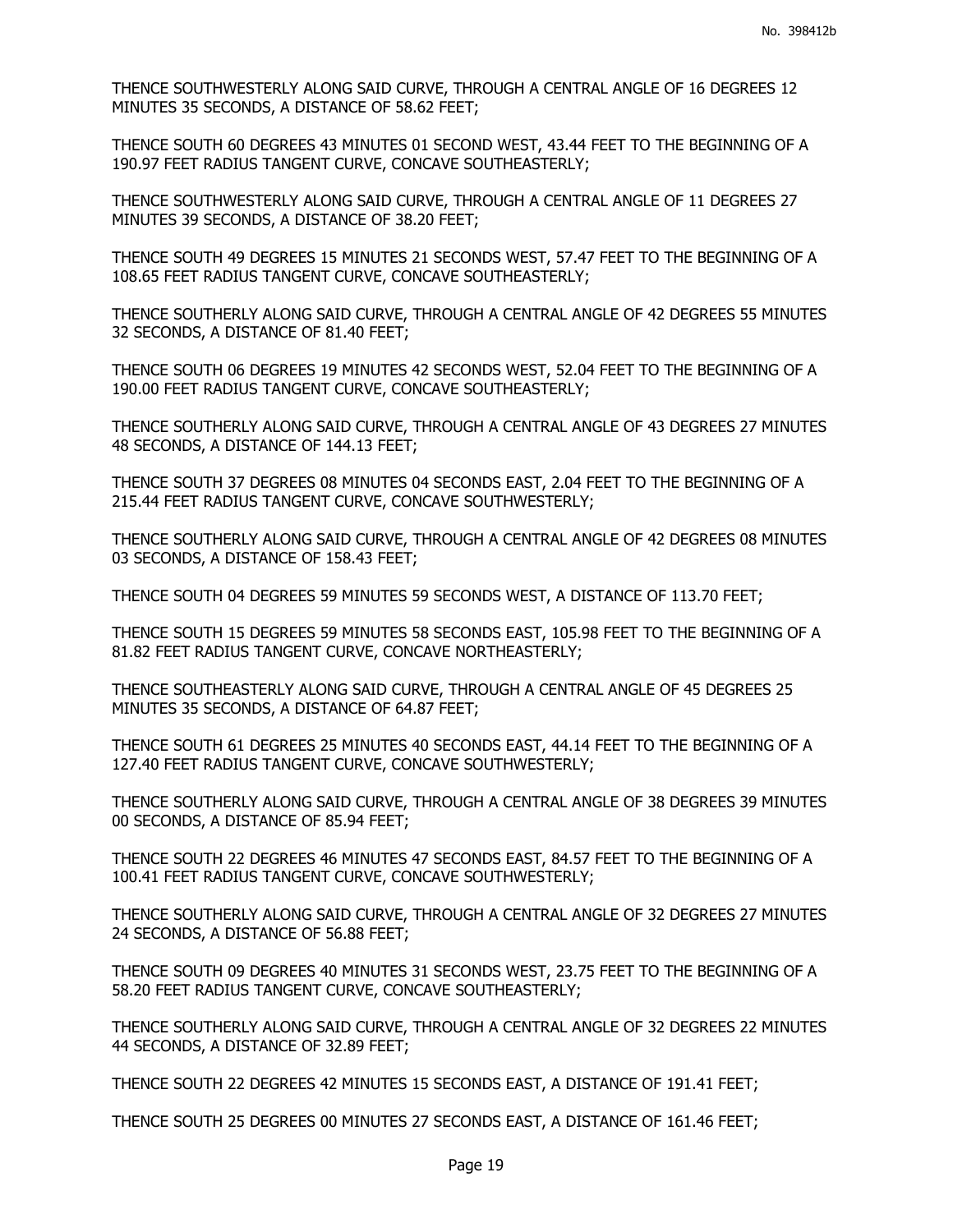THENCE SOUTHWESTERLY ALONG SAID CURVE, THROUGH A CENTRAL ANGLE OF 16 DEGREES 12 MINUTES 35 SECONDS, A DISTANCE OF 58.62 FEET;

THENCE SOUTH 60 DEGREES 43 MINUTES 01 SECOND WEST, 43.44 FEET TO THE BEGINNING OF A 190.97 FEET RADIUS TANGENT CURVE, CONCAVE SOUTHEASTERLY;

THENCE SOUTHWESTERLY ALONG SAID CURVE, THROUGH A CENTRAL ANGLE OF 11 DEGREES 27 MINUTES 39 SECONDS, A DISTANCE OF 38.20 FEET;

THENCE SOUTH 49 DEGREES 15 MINUTES 21 SECONDS WEST, 57.47 FEET TO THE BEGINNING OF A 108.65 FEET RADIUS TANGENT CURVE, CONCAVE SOUTHEASTERLY;

THENCE SOUTHERLY ALONG SAID CURVE, THROUGH A CENTRAL ANGLE OF 42 DEGREES 55 MINUTES 32 SECONDS, A DISTANCE OF 81.40 FEET;

THENCE SOUTH 06 DEGREES 19 MINUTES 42 SECONDS WEST, 52.04 FEET TO THE BEGINNING OF A 190.00 FEET RADIUS TANGENT CURVE, CONCAVE SOUTHEASTERLY;

THENCE SOUTHERLY ALONG SAID CURVE, THROUGH A CENTRAL ANGLE OF 43 DEGREES 27 MINUTES 48 SECONDS, A DISTANCE OF 144.13 FEET;

THENCE SOUTH 37 DEGREES 08 MINUTES 04 SECONDS EAST, 2.04 FEET TO THE BEGINNING OF A 215.44 FEET RADIUS TANGENT CURVE, CONCAVE SOUTHWESTERLY;

THENCE SOUTHERLY ALONG SAID CURVE, THROUGH A CENTRAL ANGLE OF 42 DEGREES 08 MINUTES 03 SECONDS, A DISTANCE OF 158.43 FEET;

THENCE SOUTH 04 DEGREES 59 MINUTES 59 SECONDS WEST, A DISTANCE OF 113.70 FEET;

THENCE SOUTH 15 DEGREES 59 MINUTES 58 SECONDS EAST, 105.98 FEET TO THE BEGINNING OF A 81.82 FEET RADIUS TANGENT CURVE, CONCAVE NORTHEASTERLY;

THENCE SOUTHEASTERLY ALONG SAID CURVE, THROUGH A CENTRAL ANGLE OF 45 DEGREES 25 MINUTES 35 SECONDS, A DISTANCE OF 64.87 FEET;

THENCE SOUTH 61 DEGREES 25 MINUTES 40 SECONDS EAST, 44.14 FEET TO THE BEGINNING OF A 127.40 FEET RADIUS TANGENT CURVE, CONCAVE SOUTHWESTERLY;

THENCE SOUTHERLY ALONG SAID CURVE, THROUGH A CENTRAL ANGLE OF 38 DEGREES 39 MINUTES 00 SECONDS, A DISTANCE OF 85.94 FEET;

THENCE SOUTH 22 DEGREES 46 MINUTES 47 SECONDS EAST, 84.57 FEET TO THE BEGINNING OF A 100.41 FEET RADIUS TANGENT CURVE, CONCAVE SOUTHWESTERLY;

THENCE SOUTHERLY ALONG SAID CURVE, THROUGH A CENTRAL ANGLE OF 32 DEGREES 27 MINUTES 24 SECONDS, A DISTANCE OF 56.88 FEET;

THENCE SOUTH 09 DEGREES 40 MINUTES 31 SECONDS WEST, 23.75 FEET TO THE BEGINNING OF A 58.20 FEET RADIUS TANGENT CURVE, CONCAVE SOUTHEASTERLY;

THENCE SOUTHERLY ALONG SAID CURVE, THROUGH A CENTRAL ANGLE OF 32 DEGREES 22 MINUTES 44 SECONDS, A DISTANCE OF 32.89 FEET;

THENCE SOUTH 22 DEGREES 42 MINUTES 15 SECONDS EAST, A DISTANCE OF 191.41 FEET;

THENCE SOUTH 25 DEGREES 00 MINUTES 27 SECONDS EAST, A DISTANCE OF 161.46 FEET;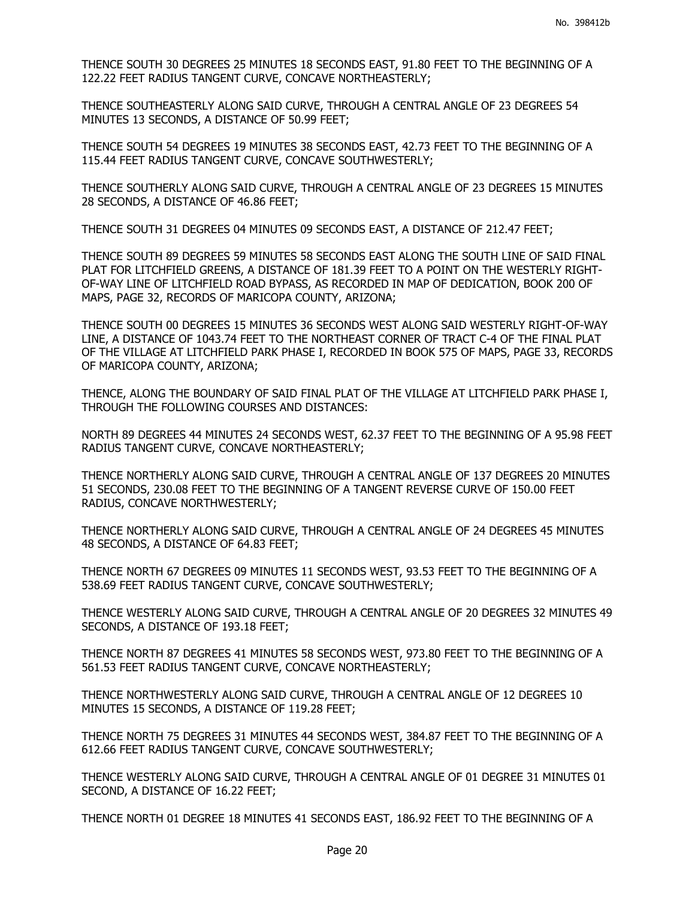THENCE SOUTH 30 DEGREES 25 MINUTES 18 SECONDS EAST, 91.80 FEET TO THE BEGINNING OF A 122.22 FEET RADIUS TANGENT CURVE, CONCAVE NORTHEASTERLY;

THENCE SOUTHEASTERLY ALONG SAID CURVE, THROUGH A CENTRAL ANGLE OF 23 DEGREES 54 MINUTES 13 SECONDS, A DISTANCE OF 50.99 FEET;

THENCE SOUTH 54 DEGREES 19 MINUTES 38 SECONDS EAST, 42.73 FEET TO THE BEGINNING OF A 115.44 FEET RADIUS TANGENT CURVE, CONCAVE SOUTHWESTERLY;

THENCE SOUTHERLY ALONG SAID CURVE, THROUGH A CENTRAL ANGLE OF 23 DEGREES 15 MINUTES 28 SECONDS, A DISTANCE OF 46.86 FEET;

THENCE SOUTH 31 DEGREES 04 MINUTES 09 SECONDS EAST, A DISTANCE OF 212.47 FEET;

THENCE SOUTH 89 DEGREES 59 MINUTES 58 SECONDS EAST ALONG THE SOUTH LINE OF SAID FINAL PLAT FOR LITCHFIELD GREENS, A DISTANCE OF 181.39 FEET TO A POINT ON THE WESTERLY RIGHT-OF-WAY LINE OF LITCHFIELD ROAD BYPASS, AS RECORDED IN MAP OF DEDICATION, BOOK 200 OF MAPS, PAGE 32, RECORDS OF MARICOPA COUNTY, ARIZONA;

THENCE SOUTH 00 DEGREES 15 MINUTES 36 SECONDS WEST ALONG SAID WESTERLY RIGHT-OF-WAY LINE, A DISTANCE OF 1043.74 FEET TO THE NORTHEAST CORNER OF TRACT C-4 OF THE FINAL PLAT OF THE VILLAGE AT LITCHFIELD PARK PHASE I, RECORDED IN BOOK 575 OF MAPS, PAGE 33, RECORDS OF MARICOPA COUNTY, ARIZONA;

THENCE, ALONG THE BOUNDARY OF SAID FINAL PLAT OF THE VILLAGE AT LITCHFIELD PARK PHASE I, THROUGH THE FOLLOWING COURSES AND DISTANCES:

NORTH 89 DEGREES 44 MINUTES 24 SECONDS WEST, 62.37 FEET TO THE BEGINNING OF A 95.98 FEET RADIUS TANGENT CURVE, CONCAVE NORTHEASTERLY;

THENCE NORTHERLY ALONG SAID CURVE, THROUGH A CENTRAL ANGLE OF 137 DEGREES 20 MINUTES 51 SECONDS, 230.08 FEET TO THE BEGINNING OF A TANGENT REVERSE CURVE OF 150.00 FEET RADIUS, CONCAVE NORTHWESTERLY;

THENCE NORTHERLY ALONG SAID CURVE, THROUGH A CENTRAL ANGLE OF 24 DEGREES 45 MINUTES 48 SECONDS, A DISTANCE OF 64.83 FEET;

THENCE NORTH 67 DEGREES 09 MINUTES 11 SECONDS WEST, 93.53 FEET TO THE BEGINNING OF A 538.69 FEET RADIUS TANGENT CURVE, CONCAVE SOUTHWESTERLY;

THENCE WESTERLY ALONG SAID CURVE, THROUGH A CENTRAL ANGLE OF 20 DEGREES 32 MINUTES 49 SECONDS, A DISTANCE OF 193.18 FEET;

THENCE NORTH 87 DEGREES 41 MINUTES 58 SECONDS WEST, 973.80 FEET TO THE BEGINNING OF A 561.53 FEET RADIUS TANGENT CURVE, CONCAVE NORTHEASTERLY;

THENCE NORTHWESTERLY ALONG SAID CURVE, THROUGH A CENTRAL ANGLE OF 12 DEGREES 10 MINUTES 15 SECONDS, A DISTANCE OF 119.28 FEET;

THENCE NORTH 75 DEGREES 31 MINUTES 44 SECONDS WEST, 384.87 FEET TO THE BEGINNING OF A 612.66 FEET RADIUS TANGENT CURVE, CONCAVE SOUTHWESTERLY;

THENCE WESTERLY ALONG SAID CURVE, THROUGH A CENTRAL ANGLE OF 01 DEGREE 31 MINUTES 01 SECOND, A DISTANCE OF 16.22 FEET;

THENCE NORTH 01 DEGREE 18 MINUTES 41 SECONDS EAST, 186.92 FEET TO THE BEGINNING OF A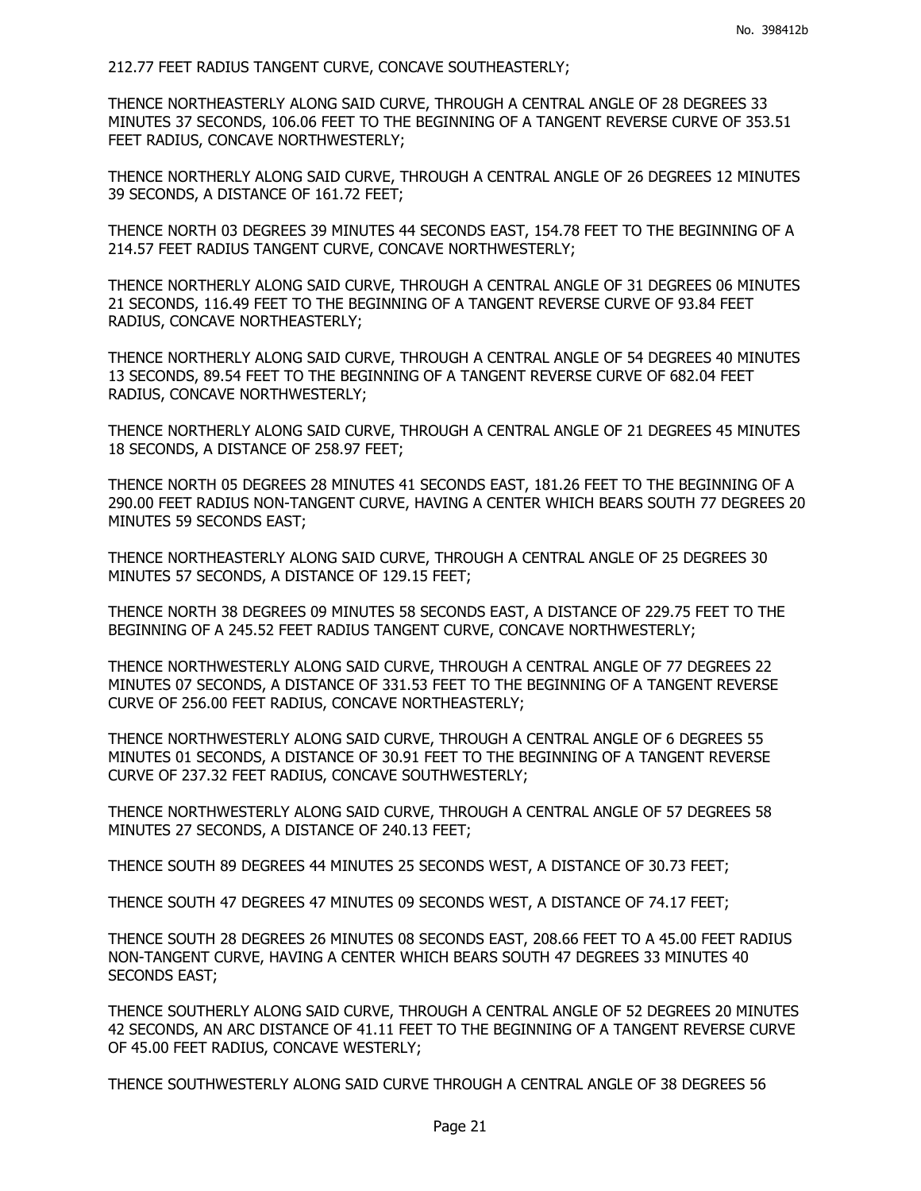212.77 FEET RADIUS TANGENT CURVE, CONCAVE SOUTHEASTERLY;

THENCE NORTHEASTERLY ALONG SAID CURVE, THROUGH A CENTRAL ANGLE OF 28 DEGREES 33 MINUTES 37 SECONDS, 106.06 FEET TO THE BEGINNING OF A TANGENT REVERSE CURVE OF 353.51 FEET RADIUS, CONCAVE NORTHWESTERLY;

THENCE NORTHERLY ALONG SAID CURVE, THROUGH A CENTRAL ANGLE OF 26 DEGREES 12 MINUTES 39 SECONDS, A DISTANCE OF 161.72 FEET;

THENCE NORTH 03 DEGREES 39 MINUTES 44 SECONDS EAST, 154.78 FEET TO THE BEGINNING OF A 214.57 FEET RADIUS TANGENT CURVE, CONCAVE NORTHWESTERLY;

THENCE NORTHERLY ALONG SAID CURVE, THROUGH A CENTRAL ANGLE OF 31 DEGREES 06 MINUTES 21 SECONDS, 116.49 FEET TO THE BEGINNING OF A TANGENT REVERSE CURVE OF 93.84 FEET RADIUS, CONCAVE NORTHEASTERLY;

THENCE NORTHERLY ALONG SAID CURVE, THROUGH A CENTRAL ANGLE OF 54 DEGREES 40 MINUTES 13 SECONDS, 89.54 FEET TO THE BEGINNING OF A TANGENT REVERSE CURVE OF 682.04 FEET RADIUS, CONCAVE NORTHWESTERLY;

THENCE NORTHERLY ALONG SAID CURVE, THROUGH A CENTRAL ANGLE OF 21 DEGREES 45 MINUTES 18 SECONDS, A DISTANCE OF 258.97 FEET;

THENCE NORTH 05 DEGREES 28 MINUTES 41 SECONDS EAST, 181.26 FEET TO THE BEGINNING OF A 290.00 FEET RADIUS NON-TANGENT CURVE, HAVING A CENTER WHICH BEARS SOUTH 77 DEGREES 20 MINUTES 59 SECONDS EAST;

THENCE NORTHEASTERLY ALONG SAID CURVE, THROUGH A CENTRAL ANGLE OF 25 DEGREES 30 MINUTES 57 SECONDS, A DISTANCE OF 129.15 FEET;

THENCE NORTH 38 DEGREES 09 MINUTES 58 SECONDS EAST, A DISTANCE OF 229.75 FEET TO THE BEGINNING OF A 245.52 FEET RADIUS TANGENT CURVE, CONCAVE NORTHWESTERLY;

THENCE NORTHWESTERLY ALONG SAID CURVE, THROUGH A CENTRAL ANGLE OF 77 DEGREES 22 MINUTES 07 SECONDS, A DISTANCE OF 331.53 FEET TO THE BEGINNING OF A TANGENT REVERSE CURVE OF 256.00 FEET RADIUS, CONCAVE NORTHEASTERLY;

THENCE NORTHWESTERLY ALONG SAID CURVE, THROUGH A CENTRAL ANGLE OF 6 DEGREES 55 MINUTES 01 SECONDS, A DISTANCE OF 30.91 FEET TO THE BEGINNING OF A TANGENT REVERSE CURVE OF 237.32 FEET RADIUS, CONCAVE SOUTHWESTERLY;

THENCE NORTHWESTERLY ALONG SAID CURVE, THROUGH A CENTRAL ANGLE OF 57 DEGREES 58 MINUTES 27 SECONDS, A DISTANCE OF 240.13 FEET;

THENCE SOUTH 89 DEGREES 44 MINUTES 25 SECONDS WEST, A DISTANCE OF 30.73 FEET;

THENCE SOUTH 47 DEGREES 47 MINUTES 09 SECONDS WEST, A DISTANCE OF 74.17 FEET;

THENCE SOUTH 28 DEGREES 26 MINUTES 08 SECONDS EAST, 208.66 FEET TO A 45.00 FEET RADIUS NON-TANGENT CURVE, HAVING A CENTER WHICH BEARS SOUTH 47 DEGREES 33 MINUTES 40 SECONDS EAST;

THENCE SOUTHERLY ALONG SAID CURVE, THROUGH A CENTRAL ANGLE OF 52 DEGREES 20 MINUTES 42 SECONDS, AN ARC DISTANCE OF 41.11 FEET TO THE BEGINNING OF A TANGENT REVERSE CURVE OF 45.00 FEET RADIUS, CONCAVE WESTERLY;

THENCE SOUTHWESTERLY ALONG SAID CURVE THROUGH A CENTRAL ANGLE OF 38 DEGREES 56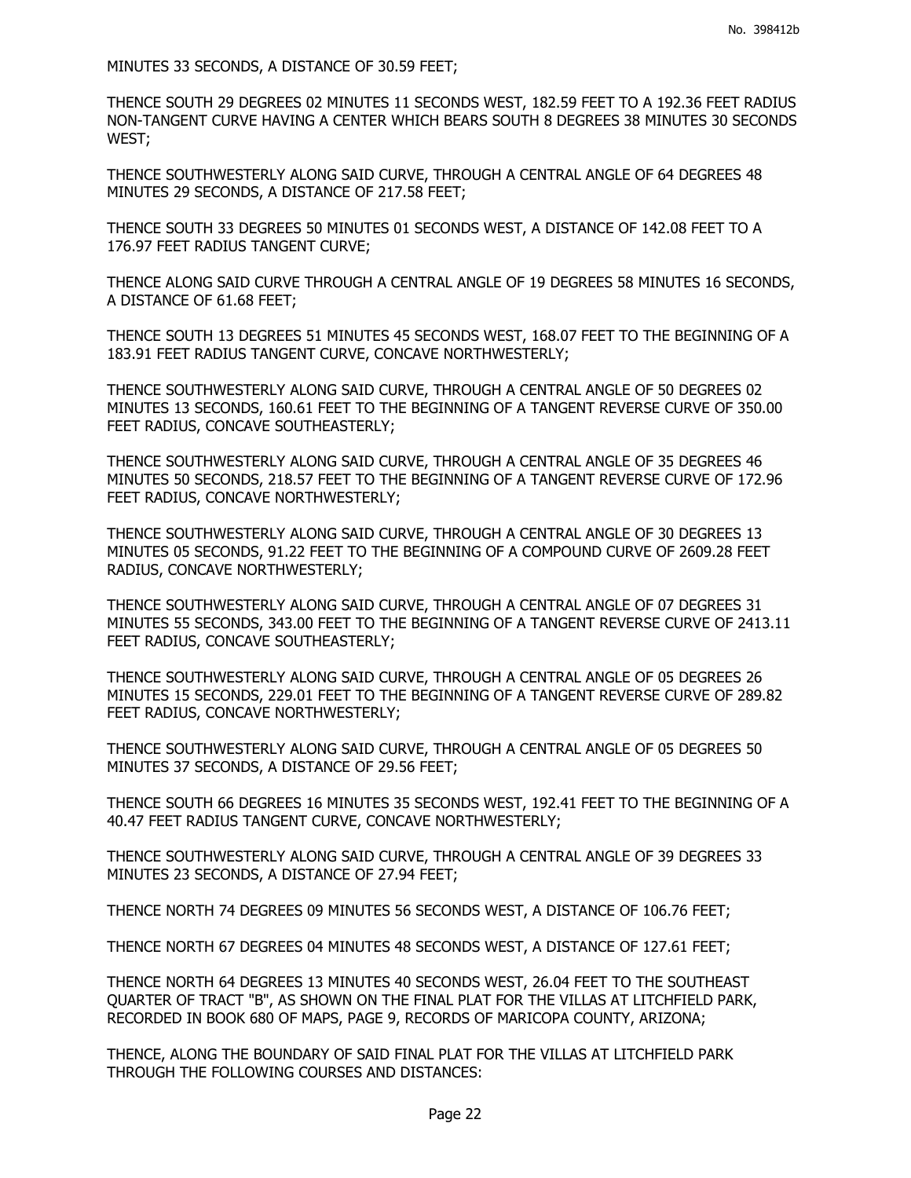MINUTES 33 SECONDS, A DISTANCE OF 30.59 FEET;

THENCE SOUTH 29 DEGREES 02 MINUTES 11 SECONDS WEST, 182.59 FEET TO A 192.36 FEET RADIUS NON-TANGENT CURVE HAVING A CENTER WHICH BEARS SOUTH 8 DEGREES 38 MINUTES 30 SECONDS WEST;

THENCE SOUTHWESTERLY ALONG SAID CURVE, THROUGH A CENTRAL ANGLE OF 64 DEGREES 48 MINUTES 29 SECONDS, A DISTANCE OF 217.58 FEET;

THENCE SOUTH 33 DEGREES 50 MINUTES 01 SECONDS WEST, A DISTANCE OF 142.08 FEET TO A 176.97 FEET RADIUS TANGENT CURVE;

THENCE ALONG SAID CURVE THROUGH A CENTRAL ANGLE OF 19 DEGREES 58 MINUTES 16 SECONDS, A DISTANCE OF 61.68 FEET;

THENCE SOUTH 13 DEGREES 51 MINUTES 45 SECONDS WEST, 168.07 FEET TO THE BEGINNING OF A 183.91 FEET RADIUS TANGENT CURVE, CONCAVE NORTHWESTERLY;

THENCE SOUTHWESTERLY ALONG SAID CURVE, THROUGH A CENTRAL ANGLE OF 50 DEGREES 02 MINUTES 13 SECONDS, 160.61 FEET TO THE BEGINNING OF A TANGENT REVERSE CURVE OF 350.00 FEET RADIUS, CONCAVE SOUTHEASTERLY;

THENCE SOUTHWESTERLY ALONG SAID CURVE, THROUGH A CENTRAL ANGLE OF 35 DEGREES 46 MINUTES 50 SECONDS, 218.57 FEET TO THE BEGINNING OF A TANGENT REVERSE CURVE OF 172.96 FEET RADIUS, CONCAVE NORTHWESTERLY;

THENCE SOUTHWESTERLY ALONG SAID CURVE, THROUGH A CENTRAL ANGLE OF 30 DEGREES 13 MINUTES 05 SECONDS, 91.22 FEET TO THE BEGINNING OF A COMPOUND CURVE OF 2609.28 FEET RADIUS, CONCAVE NORTHWESTERLY;

THENCE SOUTHWESTERLY ALONG SAID CURVE, THROUGH A CENTRAL ANGLE OF 07 DEGREES 31 MINUTES 55 SECONDS, 343.00 FEET TO THE BEGINNING OF A TANGENT REVERSE CURVE OF 2413.11 FEET RADIUS, CONCAVE SOUTHEASTERLY;

THENCE SOUTHWESTERLY ALONG SAID CURVE, THROUGH A CENTRAL ANGLE OF 05 DEGREES 26 MINUTES 15 SECONDS, 229.01 FEET TO THE BEGINNING OF A TANGENT REVERSE CURVE OF 289.82 FEET RADIUS, CONCAVE NORTHWESTERLY;

THENCE SOUTHWESTERLY ALONG SAID CURVE, THROUGH A CENTRAL ANGLE OF 05 DEGREES 50 MINUTES 37 SECONDS, A DISTANCE OF 29.56 FEET;

THENCE SOUTH 66 DEGREES 16 MINUTES 35 SECONDS WEST, 192.41 FEET TO THE BEGINNING OF A 40.47 FEET RADIUS TANGENT CURVE, CONCAVE NORTHWESTERLY;

THENCE SOUTHWESTERLY ALONG SAID CURVE, THROUGH A CENTRAL ANGLE OF 39 DEGREES 33 MINUTES 23 SECONDS, A DISTANCE OF 27.94 FEET;

THENCE NORTH 74 DEGREES 09 MINUTES 56 SECONDS WEST, A DISTANCE OF 106.76 FEET;

THENCE NORTH 67 DEGREES 04 MINUTES 48 SECONDS WEST, A DISTANCE OF 127.61 FEET;

THENCE NORTH 64 DEGREES 13 MINUTES 40 SECONDS WEST, 26.04 FEET TO THE SOUTHEAST QUARTER OF TRACT "B", AS SHOWN ON THE FINAL PLAT FOR THE VILLAS AT LITCHFIELD PARK, RECORDED IN BOOK 680 OF MAPS, PAGE 9, RECORDS OF MARICOPA COUNTY, ARIZONA;

THENCE, ALONG THE BOUNDARY OF SAID FINAL PLAT FOR THE VILLAS AT LITCHFIELD PARK THROUGH THE FOLLOWING COURSES AND DISTANCES: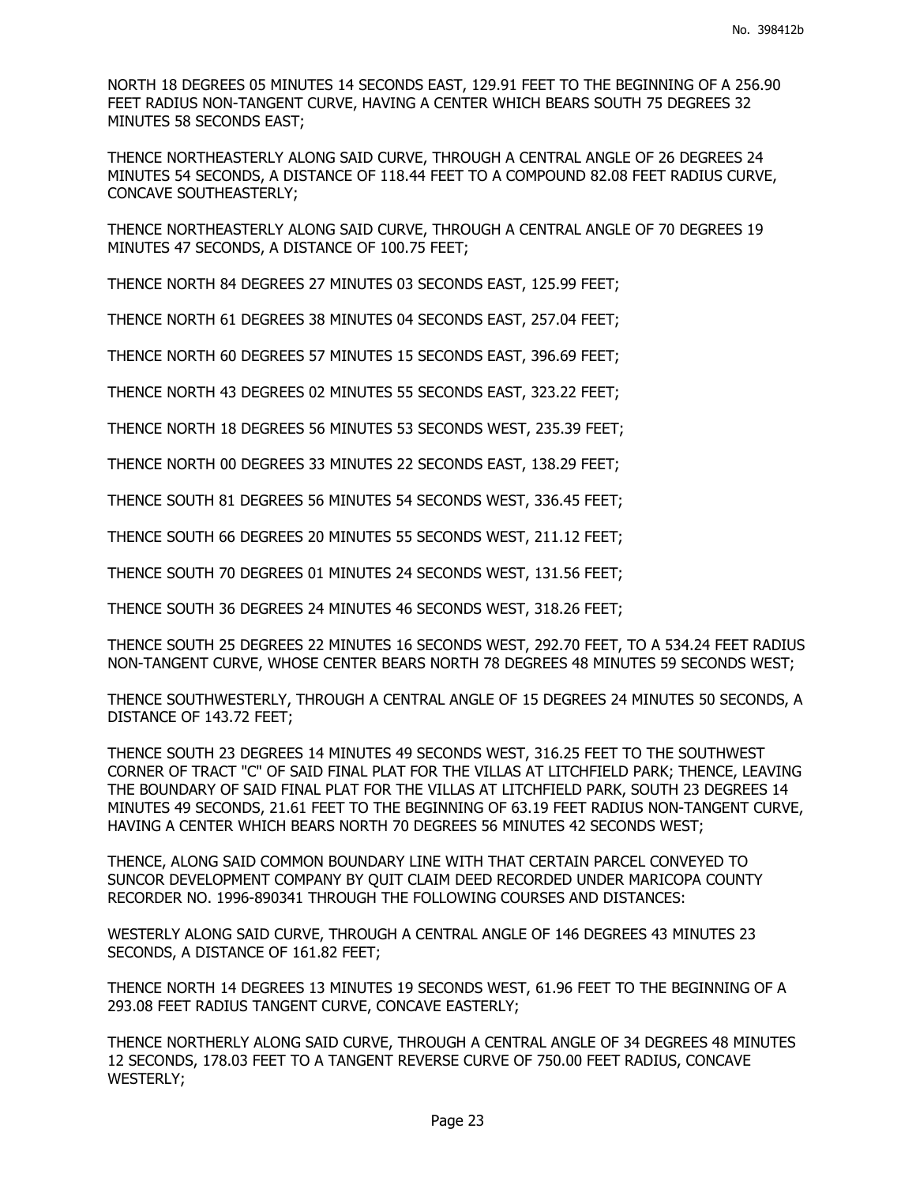NORTH 18 DEGREES 05 MINUTES 14 SECONDS EAST, 129.91 FEET TO THE BEGINNING OF A 256.90 FEET RADIUS NON-TANGENT CURVE, HAVING A CENTER WHICH BEARS SOUTH 75 DEGREES 32 MINUTES 58 SECONDS EAST;

THENCE NORTHEASTERLY ALONG SAID CURVE, THROUGH A CENTRAL ANGLE OF 26 DEGREES 24 MINUTES 54 SECONDS, A DISTANCE OF 118.44 FEET TO A COMPOUND 82.08 FEET RADIUS CURVE, CONCAVE SOUTHEASTERLY;

THENCE NORTHEASTERLY ALONG SAID CURVE, THROUGH A CENTRAL ANGLE OF 70 DEGREES 19 MINUTES 47 SECONDS, A DISTANCE OF 100.75 FEET;

THENCE NORTH 84 DEGREES 27 MINUTES 03 SECONDS EAST, 125.99 FEET;

THENCE NORTH 61 DEGREES 38 MINUTES 04 SECONDS EAST, 257.04 FEET;

THENCE NORTH 60 DEGREES 57 MINUTES 15 SECONDS EAST, 396.69 FEET;

THENCE NORTH 43 DEGREES 02 MINUTES 55 SECONDS EAST, 323.22 FEET;

THENCE NORTH 18 DEGREES 56 MINUTES 53 SECONDS WEST, 235.39 FEET;

THENCE NORTH 00 DEGREES 33 MINUTES 22 SECONDS EAST, 138.29 FEET;

THENCE SOUTH 81 DEGREES 56 MINUTES 54 SECONDS WEST, 336.45 FEET;

THENCE SOUTH 66 DEGREES 20 MINUTES 55 SECONDS WEST, 211.12 FEET;

THENCE SOUTH 70 DEGREES 01 MINUTES 24 SECONDS WEST, 131.56 FEET;

THENCE SOUTH 36 DEGREES 24 MINUTES 46 SECONDS WEST, 318.26 FEET;

THENCE SOUTH 25 DEGREES 22 MINUTES 16 SECONDS WEST, 292.70 FEET, TO A 534.24 FEET RADIUS NON-TANGENT CURVE, WHOSE CENTER BEARS NORTH 78 DEGREES 48 MINUTES 59 SECONDS WEST;

THENCE SOUTHWESTERLY, THROUGH A CENTRAL ANGLE OF 15 DEGREES 24 MINUTES 50 SECONDS, A DISTANCE OF 143.72 FEET;

THENCE SOUTH 23 DEGREES 14 MINUTES 49 SECONDS WEST, 316.25 FEET TO THE SOUTHWEST CORNER OF TRACT "C" OF SAID FINAL PLAT FOR THE VILLAS AT LITCHFIELD PARK; THENCE, LEAVING THE BOUNDARY OF SAID FINAL PLAT FOR THE VILLAS AT LITCHFIELD PARK, SOUTH 23 DEGREES 14 MINUTES 49 SECONDS, 21.61 FEET TO THE BEGINNING OF 63.19 FEET RADIUS NON-TANGENT CURVE, HAVING A CENTER WHICH BEARS NORTH 70 DEGREES 56 MINUTES 42 SECONDS WEST;

THENCE, ALONG SAID COMMON BOUNDARY LINE WITH THAT CERTAIN PARCEL CONVEYED TO SUNCOR DEVELOPMENT COMPANY BY QUIT CLAIM DEED RECORDED UNDER MARICOPA COUNTY RECORDER NO. 1996-890341 THROUGH THE FOLLOWING COURSES AND DISTANCES:

WESTERLY ALONG SAID CURVE, THROUGH A CENTRAL ANGLE OF 146 DEGREES 43 MINUTES 23 SECONDS, A DISTANCE OF 161.82 FEET;

THENCE NORTH 14 DEGREES 13 MINUTES 19 SECONDS WEST, 61.96 FEET TO THE BEGINNING OF A 293.08 FEET RADIUS TANGENT CURVE, CONCAVE EASTERLY;

THENCE NORTHERLY ALONG SAID CURVE, THROUGH A CENTRAL ANGLE OF 34 DEGREES 48 MINUTES 12 SECONDS, 178.03 FEET TO A TANGENT REVERSE CURVE OF 750.00 FEET RADIUS, CONCAVE WESTERLY;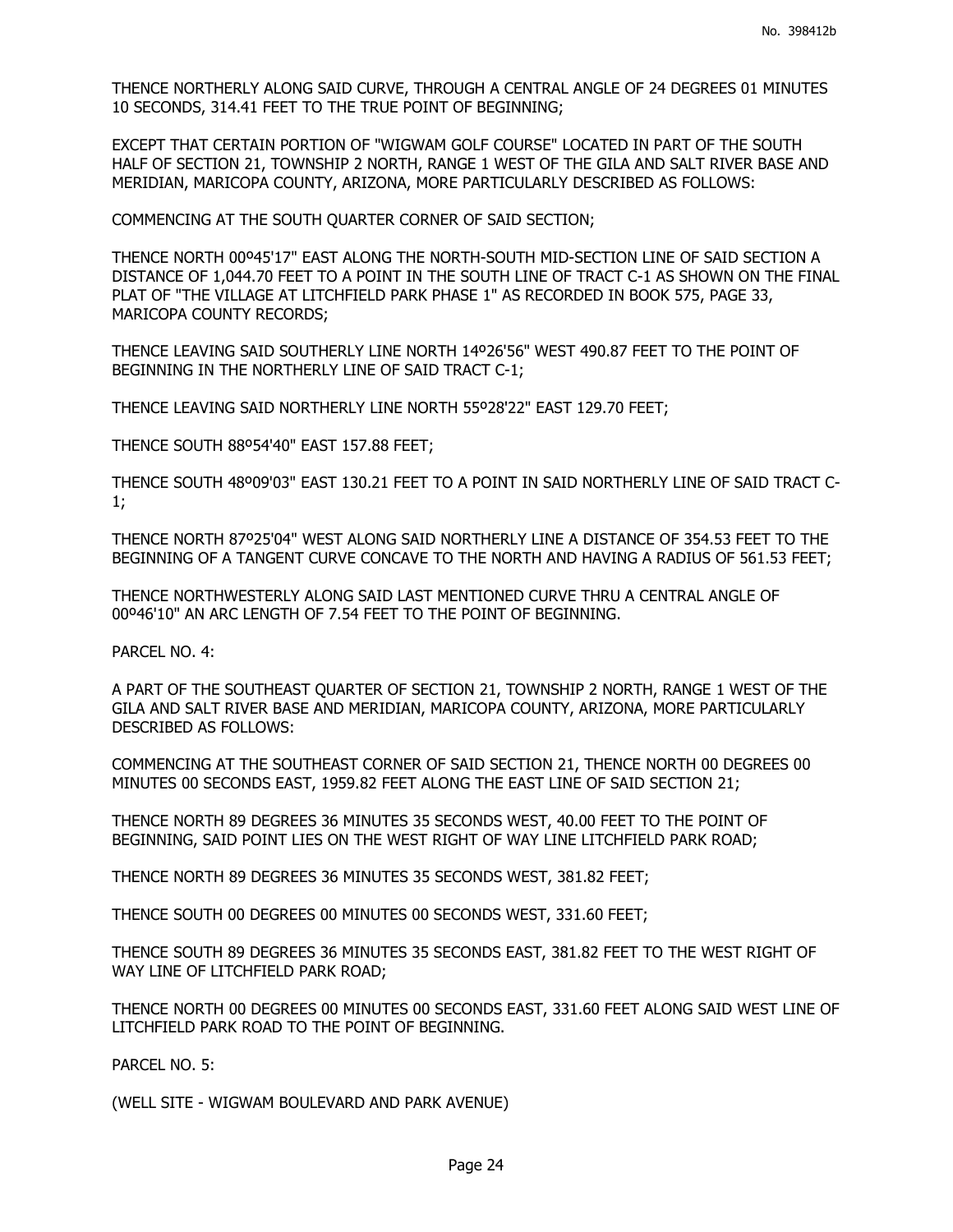THENCE NORTHERLY ALONG SAID CURVE, THROUGH A CENTRAL ANGLE OF 24 DEGREES 01 MINUTES 10 SECONDS, 314.41 FEET TO THE TRUE POINT OF BEGINNING;

EXCEPT THAT CERTAIN PORTION OF "WIGWAM GOLF COURSE" LOCATED IN PART OF THE SOUTH HALF OF SECTION 21, TOWNSHIP 2 NORTH, RANGE 1 WEST OF THE GILA AND SALT RIVER BASE AND MERIDIAN, MARICOPA COUNTY, ARIZONA, MORE PARTICULARLY DESCRIBED AS FOLLOWS:

COMMENCING AT THE SOUTH QUARTER CORNER OF SAID SECTION;

THENCE NORTH 00º45'17" EAST ALONG THE NORTH-SOUTH MID-SECTION LINE OF SAID SECTION A DISTANCE OF 1,044.70 FEET TO A POINT IN THE SOUTH LINE OF TRACT C-1 AS SHOWN ON THE FINAL PLAT OF "THE VILLAGE AT LITCHFIELD PARK PHASE 1" AS RECORDED IN BOOK 575, PAGE 33, MARICOPA COUNTY RECORDS;

THENCE LEAVING SAID SOUTHERLY LINE NORTH 14º26'56" WEST 490.87 FEET TO THE POINT OF BEGINNING IN THE NORTHERLY LINE OF SAID TRACT C-1;

THENCE LEAVING SAID NORTHERLY LINE NORTH 55º28'22" EAST 129.70 FEET;

THENCE SOUTH 88º54'40" EAST 157.88 FEET;

THENCE SOUTH 48º09'03" EAST 130.21 FEET TO A POINT IN SAID NORTHERLY LINE OF SAID TRACT C-1;

THENCE NORTH 87º25'04" WEST ALONG SAID NORTHERLY LINE A DISTANCE OF 354.53 FEET TO THE BEGINNING OF A TANGENT CURVE CONCAVE TO THE NORTH AND HAVING A RADIUS OF 561.53 FEET;

THENCE NORTHWESTERLY ALONG SAID LAST MENTIONED CURVE THRU A CENTRAL ANGLE OF 00º46'10" AN ARC LENGTH OF 7.54 FEET TO THE POINT OF BEGINNING.

PARCEL NO. 4:

A PART OF THE SOUTHEAST QUARTER OF SECTION 21, TOWNSHIP 2 NORTH, RANGE 1 WEST OF THE GILA AND SALT RIVER BASE AND MERIDIAN, MARICOPA COUNTY, ARIZONA, MORE PARTICULARLY DESCRIBED AS FOLLOWS:

COMMENCING AT THE SOUTHEAST CORNER OF SAID SECTION 21, THENCE NORTH 00 DEGREES 00 MINUTES 00 SECONDS EAST, 1959.82 FEET ALONG THE EAST LINE OF SAID SECTION 21;

THENCE NORTH 89 DEGREES 36 MINUTES 35 SECONDS WEST, 40.00 FEET TO THE POINT OF BEGINNING, SAID POINT LIES ON THE WEST RIGHT OF WAY LINE LITCHFIELD PARK ROAD;

THENCE NORTH 89 DEGREES 36 MINUTES 35 SECONDS WEST, 381.82 FEET;

THENCE SOUTH 00 DEGREES 00 MINUTES 00 SECONDS WEST, 331.60 FEET;

THENCE SOUTH 89 DEGREES 36 MINUTES 35 SECONDS EAST, 381.82 FEET TO THE WEST RIGHT OF WAY LINE OF LITCHFIELD PARK ROAD;

THENCE NORTH 00 DEGREES 00 MINUTES 00 SECONDS EAST, 331.60 FEET ALONG SAID WEST LINE OF LITCHFIELD PARK ROAD TO THE POINT OF BEGINNING.

PARCEL NO. 5:

(WELL SITE - WIGWAM BOULEVARD AND PARK AVENUE)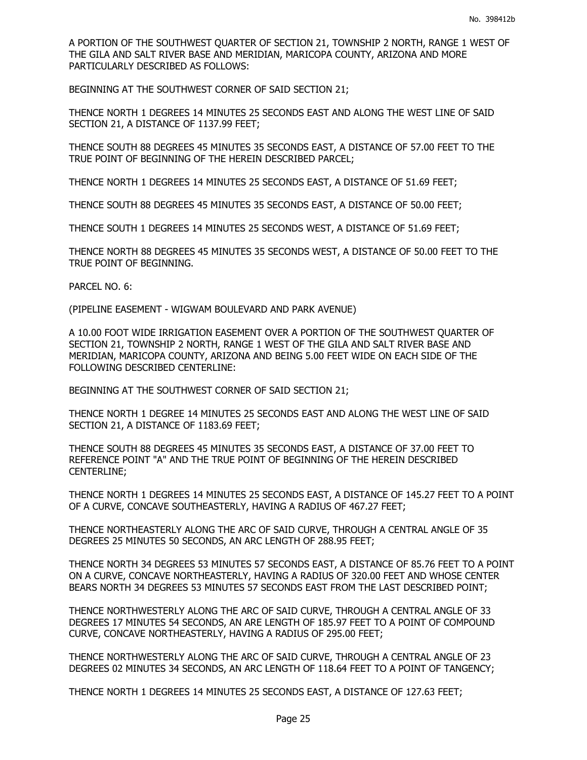A PORTION OF THE SOUTHWEST QUARTER OF SECTION 21, TOWNSHIP 2 NORTH, RANGE 1 WEST OF THE GILA AND SALT RIVER BASE AND MERIDIAN, MARICOPA COUNTY, ARIZONA AND MORE PARTICULARLY DESCRIBED AS FOLLOWS:

BEGINNING AT THE SOUTHWEST CORNER OF SAID SECTION 21;

THENCE NORTH 1 DEGREES 14 MINUTES 25 SECONDS EAST AND ALONG THE WEST LINE OF SAID SECTION 21, A DISTANCE OF 1137.99 FEET;

THENCE SOUTH 88 DEGREES 45 MINUTES 35 SECONDS EAST, A DISTANCE OF 57.00 FEET TO THE TRUE POINT OF BEGINNING OF THE HEREIN DESCRIBED PARCEL;

THENCE NORTH 1 DEGREES 14 MINUTES 25 SECONDS EAST, A DISTANCE OF 51.69 FEET;

THENCE SOUTH 88 DEGREES 45 MINUTES 35 SECONDS EAST, A DISTANCE OF 50.00 FEET;

THENCE SOUTH 1 DEGREES 14 MINUTES 25 SECONDS WEST, A DISTANCE OF 51.69 FEET;

THENCE NORTH 88 DEGREES 45 MINUTES 35 SECONDS WEST, A DISTANCE OF 50.00 FEET TO THE TRUE POINT OF BEGINNING.

PARCEL NO. 6:

(PIPELINE EASEMENT - WIGWAM BOULEVARD AND PARK AVENUE)

A 10.00 FOOT WIDE IRRIGATION EASEMENT OVER A PORTION OF THE SOUTHWEST QUARTER OF SECTION 21, TOWNSHIP 2 NORTH, RANGE 1 WEST OF THE GILA AND SALT RIVER BASE AND MERIDIAN, MARICOPA COUNTY, ARIZONA AND BEING 5.00 FEET WIDE ON EACH SIDE OF THE FOLLOWING DESCRIBED CENTERLINE:

BEGINNING AT THE SOUTHWEST CORNER OF SAID SECTION 21;

THENCE NORTH 1 DEGREE 14 MINUTES 25 SECONDS EAST AND ALONG THE WEST LINE OF SAID SECTION 21, A DISTANCE OF 1183.69 FEET;

THENCE SOUTH 88 DEGREES 45 MINUTES 35 SECONDS EAST, A DISTANCE OF 37.00 FEET TO REFERENCE POINT "A" AND THE TRUE POINT OF BEGINNING OF THE HEREIN DESCRIBED CENTERLINE;

THENCE NORTH 1 DEGREES 14 MINUTES 25 SECONDS EAST, A DISTANCE OF 145.27 FEET TO A POINT OF A CURVE, CONCAVE SOUTHEASTERLY, HAVING A RADIUS OF 467.27 FEET;

THENCE NORTHEASTERLY ALONG THE ARC OF SAID CURVE, THROUGH A CENTRAL ANGLE OF 35 DEGREES 25 MINUTES 50 SECONDS, AN ARC LENGTH OF 288.95 FEET;

THENCE NORTH 34 DEGREES 53 MINUTES 57 SECONDS EAST, A DISTANCE OF 85.76 FEET TO A POINT ON A CURVE, CONCAVE NORTHEASTERLY, HAVING A RADIUS OF 320.00 FEET AND WHOSE CENTER BEARS NORTH 34 DEGREES 53 MINUTES 57 SECONDS EAST FROM THE LAST DESCRIBED POINT;

THENCE NORTHWESTERLY ALONG THE ARC OF SAID CURVE, THROUGH A CENTRAL ANGLE OF 33 DEGREES 17 MINUTES 54 SECONDS, AN ARE LENGTH OF 185.97 FEET TO A POINT OF COMPOUND CURVE, CONCAVE NORTHEASTERLY, HAVING A RADIUS OF 295.00 FEET;

THENCE NORTHWESTERLY ALONG THE ARC OF SAID CURVE, THROUGH A CENTRAL ANGLE OF 23 DEGREES 02 MINUTES 34 SECONDS, AN ARC LENGTH OF 118.64 FEET TO A POINT OF TANGENCY;

THENCE NORTH 1 DEGREES 14 MINUTES 25 SECONDS EAST, A DISTANCE OF 127.63 FEET;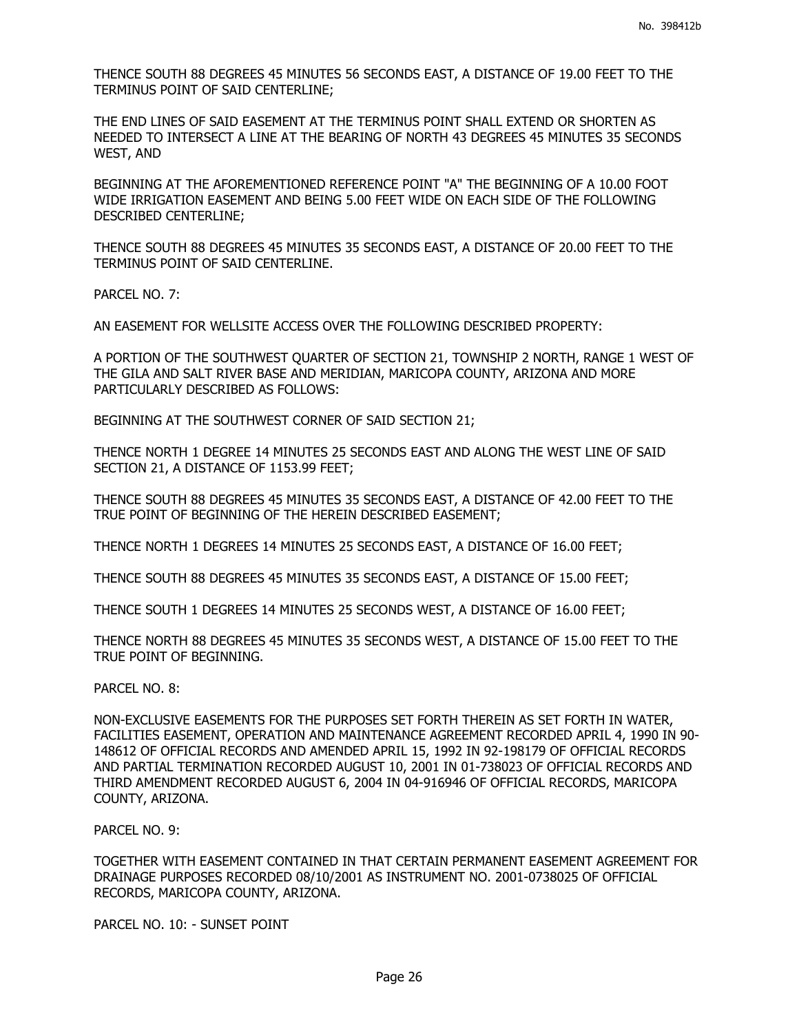THENCE SOUTH 88 DEGREES 45 MINUTES 56 SECONDS EAST, A DISTANCE OF 19.00 FEET TO THE TERMINUS POINT OF SAID CENTERLINE;

THE END LINES OF SAID EASEMENT AT THE TERMINUS POINT SHALL EXTEND OR SHORTEN AS NEEDED TO INTERSECT A LINE AT THE BEARING OF NORTH 43 DEGREES 45 MINUTES 35 SECONDS WEST, AND

BEGINNING AT THE AFOREMENTIONED REFERENCE POINT "A" THE BEGINNING OF A 10.00 FOOT WIDE IRRIGATION EASEMENT AND BEING 5.00 FEET WIDE ON EACH SIDE OF THE FOLLOWING DESCRIBED CENTERLINE;

THENCE SOUTH 88 DEGREES 45 MINUTES 35 SECONDS EAST, A DISTANCE OF 20.00 FEET TO THE TERMINUS POINT OF SAID CENTERLINE.

PARCEL NO. 7:

AN EASEMENT FOR WELLSITE ACCESS OVER THE FOLLOWING DESCRIBED PROPERTY:

A PORTION OF THE SOUTHWEST QUARTER OF SECTION 21, TOWNSHIP 2 NORTH, RANGE 1 WEST OF THE GILA AND SALT RIVER BASE AND MERIDIAN, MARICOPA COUNTY, ARIZONA AND MORE PARTICULARLY DESCRIBED AS FOLLOWS:

BEGINNING AT THE SOUTHWEST CORNER OF SAID SECTION 21;

THENCE NORTH 1 DEGREE 14 MINUTES 25 SECONDS EAST AND ALONG THE WEST LINE OF SAID SECTION 21, A DISTANCE OF 1153.99 FEET;

THENCE SOUTH 88 DEGREES 45 MINUTES 35 SECONDS EAST, A DISTANCE OF 42.00 FEET TO THE TRUE POINT OF BEGINNING OF THE HEREIN DESCRIBED EASEMENT;

THENCE NORTH 1 DEGREES 14 MINUTES 25 SECONDS EAST, A DISTANCE OF 16.00 FEET;

THENCE SOUTH 88 DEGREES 45 MINUTES 35 SECONDS EAST, A DISTANCE OF 15.00 FEET;

THENCE SOUTH 1 DEGREES 14 MINUTES 25 SECONDS WEST, A DISTANCE OF 16.00 FEET;

THENCE NORTH 88 DEGREES 45 MINUTES 35 SECONDS WEST, A DISTANCE OF 15.00 FEET TO THE TRUE POINT OF BEGINNING.

PARCEL NO. 8:

NON-EXCLUSIVE EASEMENTS FOR THE PURPOSES SET FORTH THEREIN AS SET FORTH IN WATER, FACILITIES EASEMENT, OPERATION AND MAINTENANCE AGREEMENT RECORDED APRIL 4, 1990 IN 90-148612 OF OFFICIAL RECORDS AND AMENDED APRIL 15, 1992 IN 92-198179 OF OFFICIAL RECORDS AND PARTIAL TERMINATION RECORDED AUGUST 10, 2001 IN 01-738023 OF OFFICIAL RECORDS AND THIRD AMENDMENT RECORDED AUGUST 6, 2004 IN 04-916946 OF OFFICIAL RECORDS, MARICOPA COUNTY, ARIZONA.

PARCEL NO. 9:

TOGETHER WITH EASEMENT CONTAINED IN THAT CERTAIN PERMANENT EASEMENT AGREEMENT FOR DRAINAGE PURPOSES RECORDED 08/10/2001 AS INSTRUMENT NO. 2001-0738025 OF OFFICIAL RECORDS, MARICOPA COUNTY, ARIZONA.

PARCEL NO. 10: - SUNSET POINT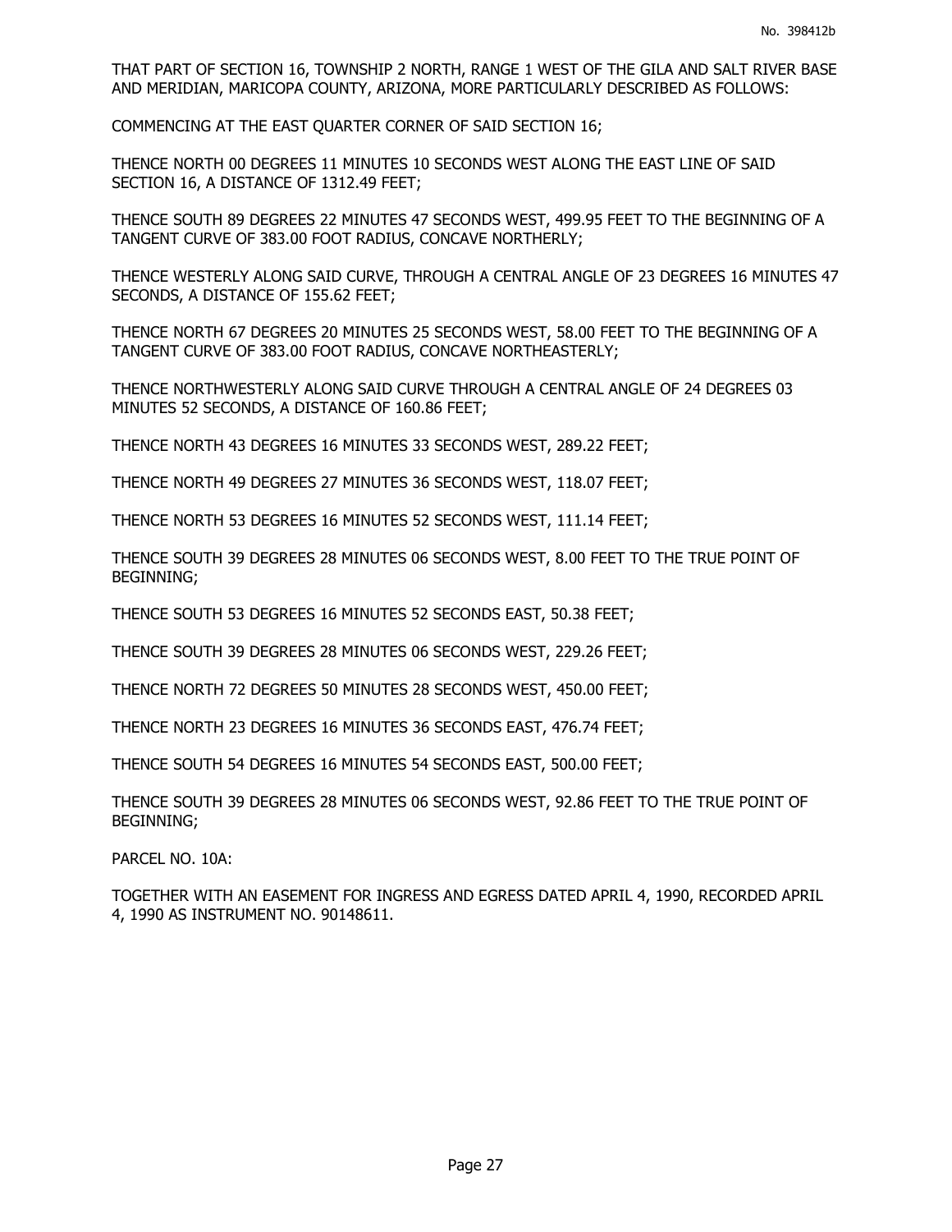THAT PART OF SECTION 16, TOWNSHIP 2 NORTH, RANGE 1 WEST OF THE GILA AND SALT RIVER BASE AND MERIDIAN, MARICOPA COUNTY, ARIZONA, MORE PARTICULARLY DESCRIBED AS FOLLOWS:

COMMENCING AT THE EAST QUARTER CORNER OF SAID SECTION 16;

THENCE NORTH 00 DEGREES 11 MINUTES 10 SECONDS WEST ALONG THE EAST LINE OF SAID SECTION 16, A DISTANCE OF 1312.49 FEET;

THENCE SOUTH 89 DEGREES 22 MINUTES 47 SECONDS WEST, 499.95 FEET TO THE BEGINNING OF A TANGENT CURVE OF 383.00 FOOT RADIUS, CONCAVE NORTHERLY;

THENCE WESTERLY ALONG SAID CURVE, THROUGH A CENTRAL ANGLE OF 23 DEGREES 16 MINUTES 47 SECONDS, A DISTANCE OF 155.62 FEET;

THENCE NORTH 67 DEGREES 20 MINUTES 25 SECONDS WEST, 58.00 FEET TO THE BEGINNING OF A TANGENT CURVE OF 383.00 FOOT RADIUS, CONCAVE NORTHEASTERLY;

THENCE NORTHWESTERLY ALONG SAID CURVE THROUGH A CENTRAL ANGLE OF 24 DEGREES 03 MINUTES 52 SECONDS, A DISTANCE OF 160.86 FEET;

THENCE NORTH 43 DEGREES 16 MINUTES 33 SECONDS WEST, 289.22 FEET;

THENCE NORTH 49 DEGREES 27 MINUTES 36 SECONDS WEST, 118.07 FEET;

THENCE NORTH 53 DEGREES 16 MINUTES 52 SECONDS WEST, 111.14 FEET;

THENCE SOUTH 39 DEGREES 28 MINUTES 06 SECONDS WEST, 8.00 FEET TO THE TRUE POINT OF BEGINNING;

THENCE SOUTH 53 DEGREES 16 MINUTES 52 SECONDS EAST, 50.38 FEET;

THENCE SOUTH 39 DEGREES 28 MINUTES 06 SECONDS WEST, 229.26 FEET;

THENCE NORTH 72 DEGREES 50 MINUTES 28 SECONDS WEST, 450.00 FEET;

THENCE NORTH 23 DEGREES 16 MINUTES 36 SECONDS EAST, 476.74 FEET;

THENCE SOUTH 54 DEGREES 16 MINUTES 54 SECONDS EAST, 500.00 FEET;

THENCE SOUTH 39 DEGREES 28 MINUTES 06 SECONDS WEST, 92.86 FEET TO THE TRUE POINT OF BEGINNING;

PARCEL NO. 10A:

TOGETHER WITH AN EASEMENT FOR INGRESS AND EGRESS DATED APRIL 4, 1990, RECORDED APRIL 4, 1990 AS INSTRUMENT NO. 90148611.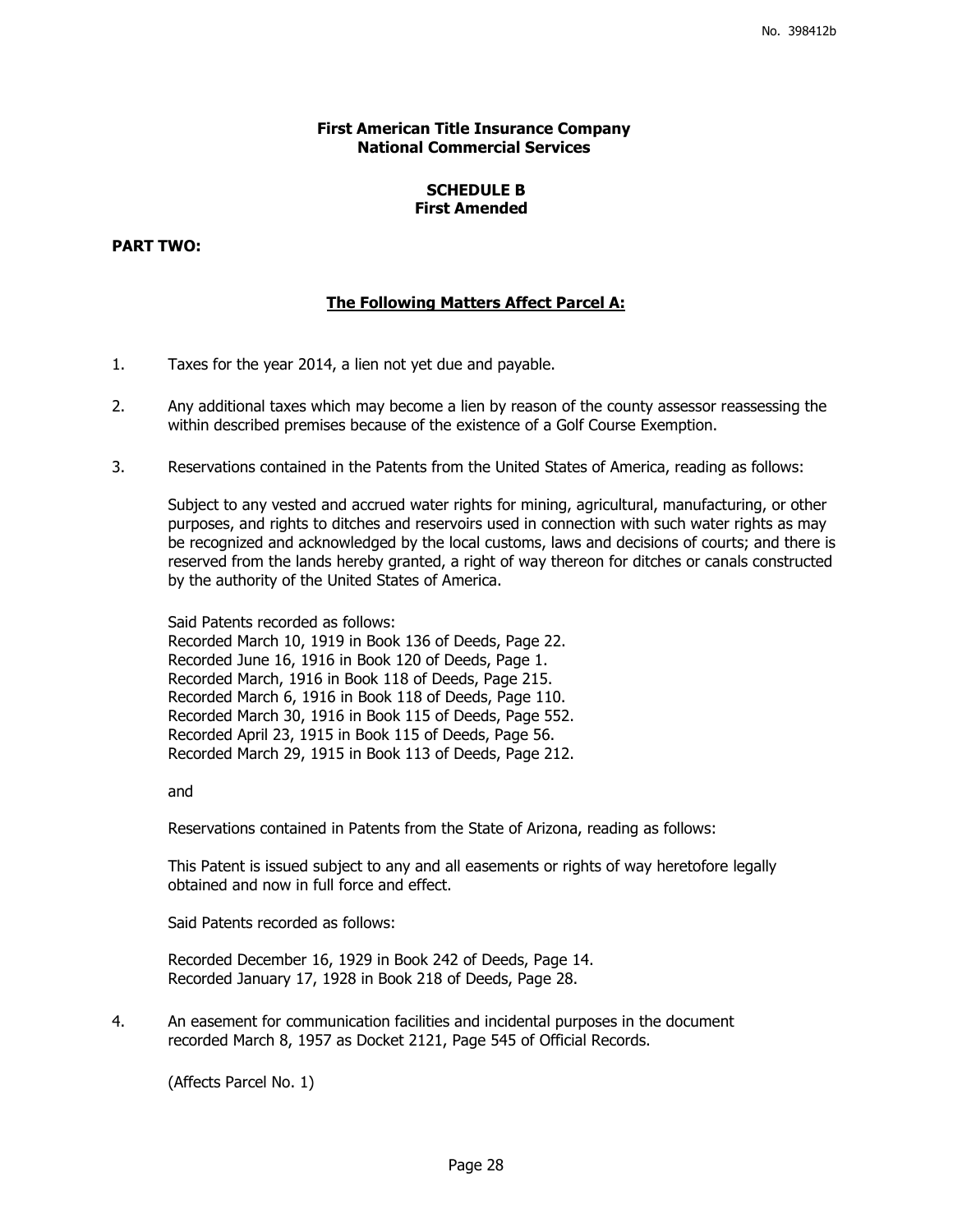**First American Title Insurance Company**
**National Commercial Services**

**SCHEDULE B**
**First Amended**

**PART TWO:**

**The Following Matters Affect Parcel A:**

1. Taxes for the year 2014, a lien not yet due and payable.

2. Any additional taxes which may become a lien by reason of the county assessor reassessing the within described premises because of the existence of a Golf Course Exemption.

3. Reservations contained in the Patents from the United States of America, reading as follows:

   Subject to any vested and accrued water rights for mining, agricultural, manufacturing, or other purposes, and rights to ditches and reservoirs used in connection with such water rights as may be recognized and acknowledged by the local customs, laws and decisions of courts; and there is reserved from the lands hereby granted, a right of way thereon for ditches or canals constructed by the authority of the United States of America.

   Said Patents recorded as follows:
   Recorded March 10, 1919 in Book 136 of Deeds, Page 22.
   Recorded June 16, 1916 in Book 120 of Deeds, Page 1.
   Recorded March, 1916 in Book 118 of Deeds, Page 215.
   Recorded March 6, 1916 in Book 118 of Deeds, Page 110.
   Recorded March 30, 1916 in Book 115 of Deeds, Page 552.
   Recorded April 23, 1915 in Book 115 of Deeds, Page 56.
   Recorded March 29, 1915 in Book 113 of Deeds, Page 212.

   and

   Reservations contained in Patents from the State of Arizona, reading as follows:

   This Patent is issued subject to any and all easements or rights of way heretofore legally obtained and now in full force and effect.

   Said Patents recorded as follows:

   Recorded December 16, 1929 in Book 242 of Deeds, Page 14.
   Recorded January 17, 1928 in Book 218 of Deeds, Page 28.

4. An easement for communication facilities and incidental purposes in the document recorded March 8, 1957 as Docket 2121, Page 545 of Official Records.

   (Affects Parcel No. 1)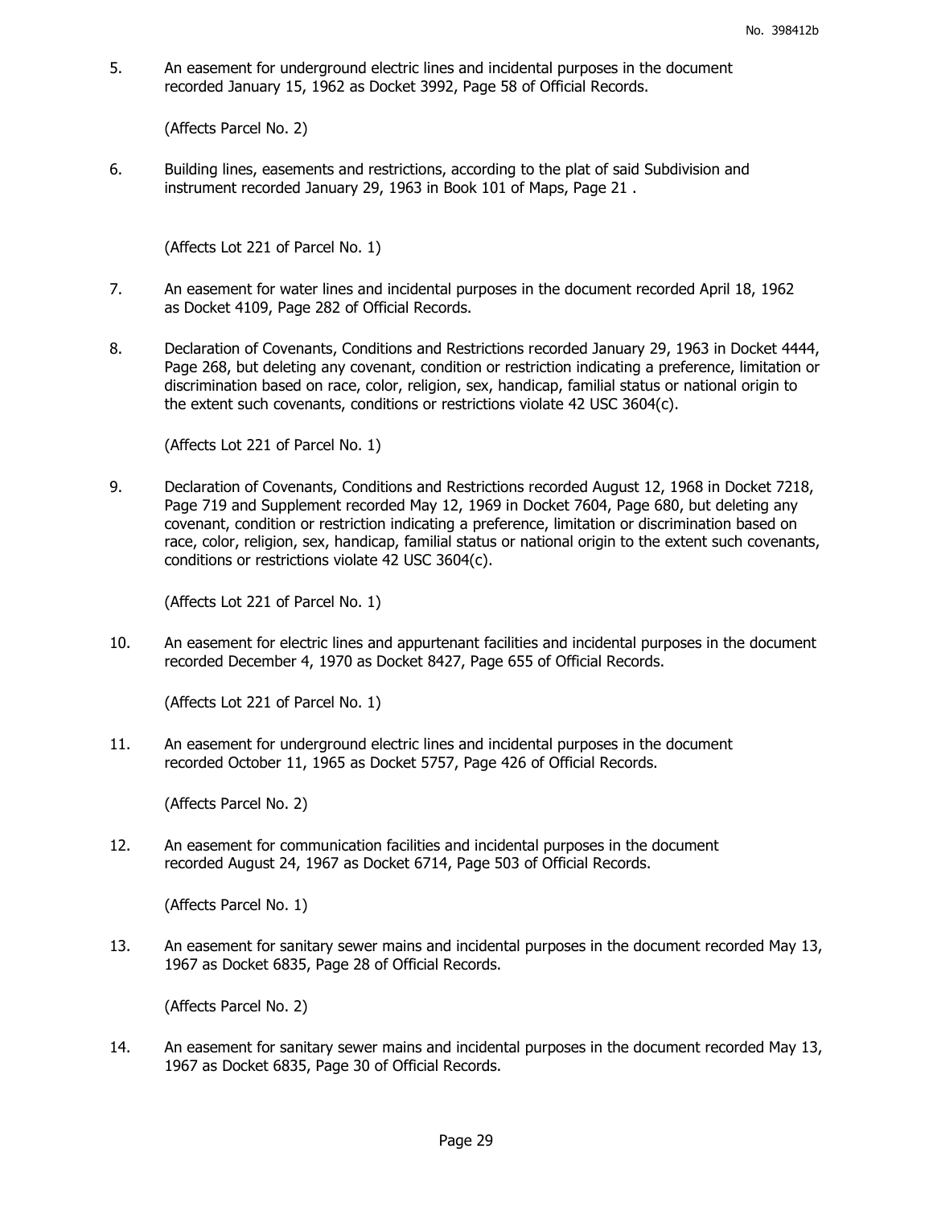5. An easement for underground electric lines and incidental purposes in the document recorded January 15, 1962 as Docket 3992, Page 58 of Official Records.

   (Affects Parcel No. 2)

6. Building lines, easements and restrictions, according to the plat of said Subdivision and instrument recorded January 29, 1963 in Book 101 of Maps, Page 21 .

   (Affects Lot 221 of Parcel No. 1)

7. An easement for water lines and incidental purposes in the document recorded April 18, 1962 as Docket 4109, Page 282 of Official Records.

8. Declaration of Covenants, Conditions and Restrictions recorded January 29, 1963 in Docket 4444, Page 268, but deleting any covenant, condition or restriction indicating a preference, limitation or discrimination based on race, color, religion, sex, handicap, familial status or national origin to the extent such covenants, conditions or restrictions violate 42 USC 3604(c).

   (Affects Lot 221 of Parcel No. 1)

9. Declaration of Covenants, Conditions and Restrictions recorded August 12, 1968 in Docket 7218, Page 719 and Supplement recorded May 12, 1969 in Docket 7604, Page 680, but deleting any covenant, condition or restriction indicating a preference, limitation or discrimination based on race, color, religion, sex, handicap, familial status or national origin to the extent such covenants, conditions or restrictions violate 42 USC 3604(c).

   (Affects Lot 221 of Parcel No. 1)

10. An easement for electric lines and appurtenant facilities and incidental purposes in the document recorded December 4, 1970 as Docket 8427, Page 655 of Official Records.

    (Affects Lot 221 of Parcel No. 1)

11. An easement for underground electric lines and incidental purposes in the document recorded October 11, 1965 as Docket 5757, Page 426 of Official Records.

    (Affects Parcel No. 2)

12. An easement for communication facilities and incidental purposes in the document recorded August 24, 1967 as Docket 6714, Page 503 of Official Records.

    (Affects Parcel No. 1)

13. An easement for sanitary sewer mains and incidental purposes in the document recorded May 13, 1967 as Docket 6835, Page 28 of Official Records.

    (Affects Parcel No. 2)

14. An easement for sanitary sewer mains and incidental purposes in the document recorded May 13, 1967 as Docket 6835, Page 30 of Official Records.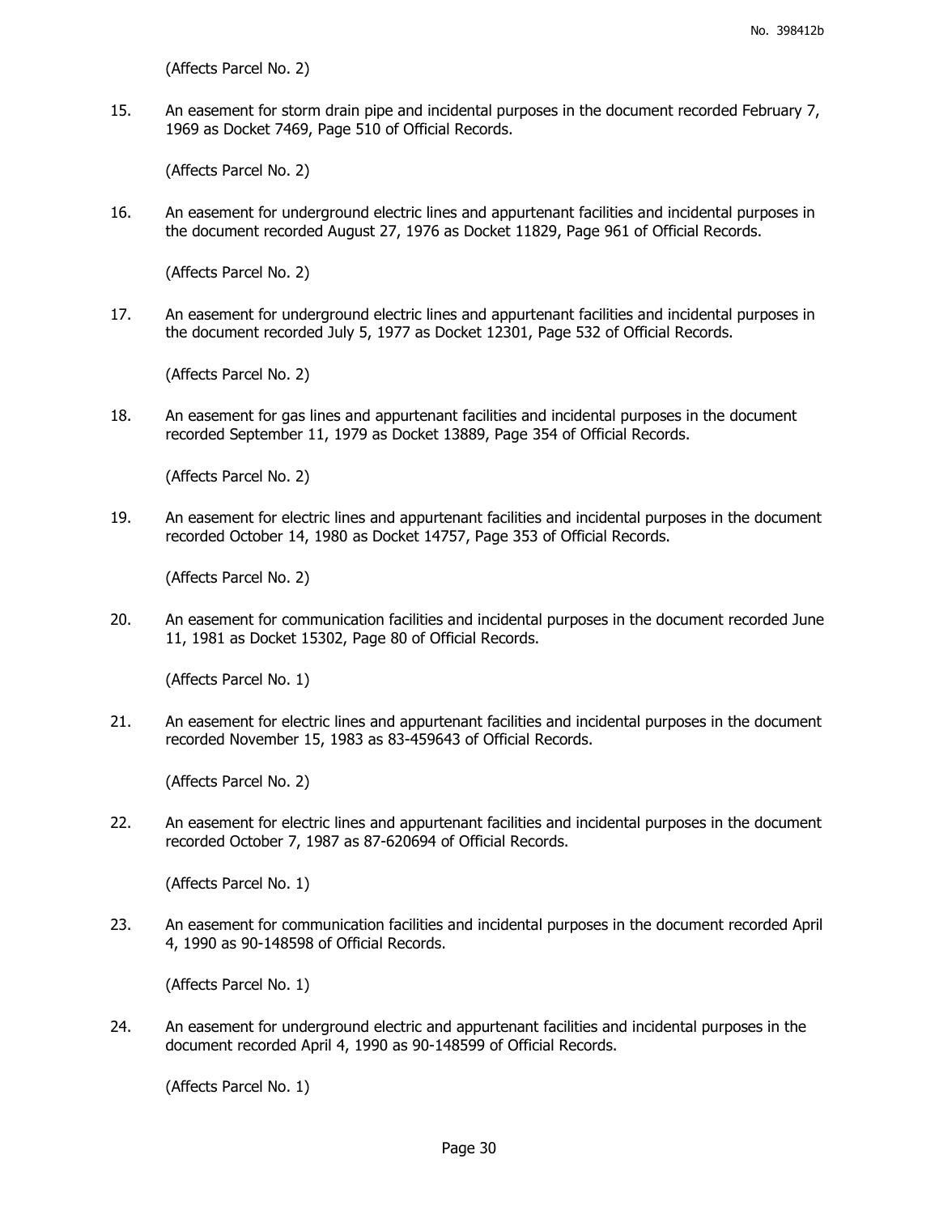(Affects Parcel No. 2)

15. An easement for storm drain pipe and incidental purposes in the document recorded February 7, 1969 as Docket 7469, Page 510 of Official Records.

    (Affects Parcel No. 2)

16. An easement for underground electric lines and appurtenant facilities and incidental purposes in the document recorded August 27, 1976 as Docket 11829, Page 961 of Official Records.

    (Affects Parcel No. 2)

17. An easement for underground electric lines and appurtenant facilities and incidental purposes in the document recorded July 5, 1977 as Docket 12301, Page 532 of Official Records.

    (Affects Parcel No. 2)

18. An easement for gas lines and appurtenant facilities and incidental purposes in the document recorded September 11, 1979 as Docket 13889, Page 354 of Official Records.

    (Affects Parcel No. 2)

19. An easement for electric lines and appurtenant facilities and incidental purposes in the document recorded October 14, 1980 as Docket 14757, Page 353 of Official Records.

    (Affects Parcel No. 2)

20. An easement for communication facilities and incidental purposes in the document recorded June 11, 1981 as Docket 15302, Page 80 of Official Records.

    (Affects Parcel No. 1)

21. An easement for electric lines and appurtenant facilities and incidental purposes in the document recorded November 15, 1983 as 83-459643 of Official Records.

    (Affects Parcel No. 2)

22. An easement for electric lines and appurtenant facilities and incidental purposes in the document recorded October 7, 1987 as 87-620694 of Official Records.

    (Affects Parcel No. 1)

23. An easement for communication facilities and incidental purposes in the document recorded April 4, 1990 as 90-148598 of Official Records.

    (Affects Parcel No. 1)

24. An easement for underground electric and appurtenant facilities and incidental purposes in the document recorded April 4, 1990 as 90-148599 of Official Records.

    (Affects Parcel No. 1)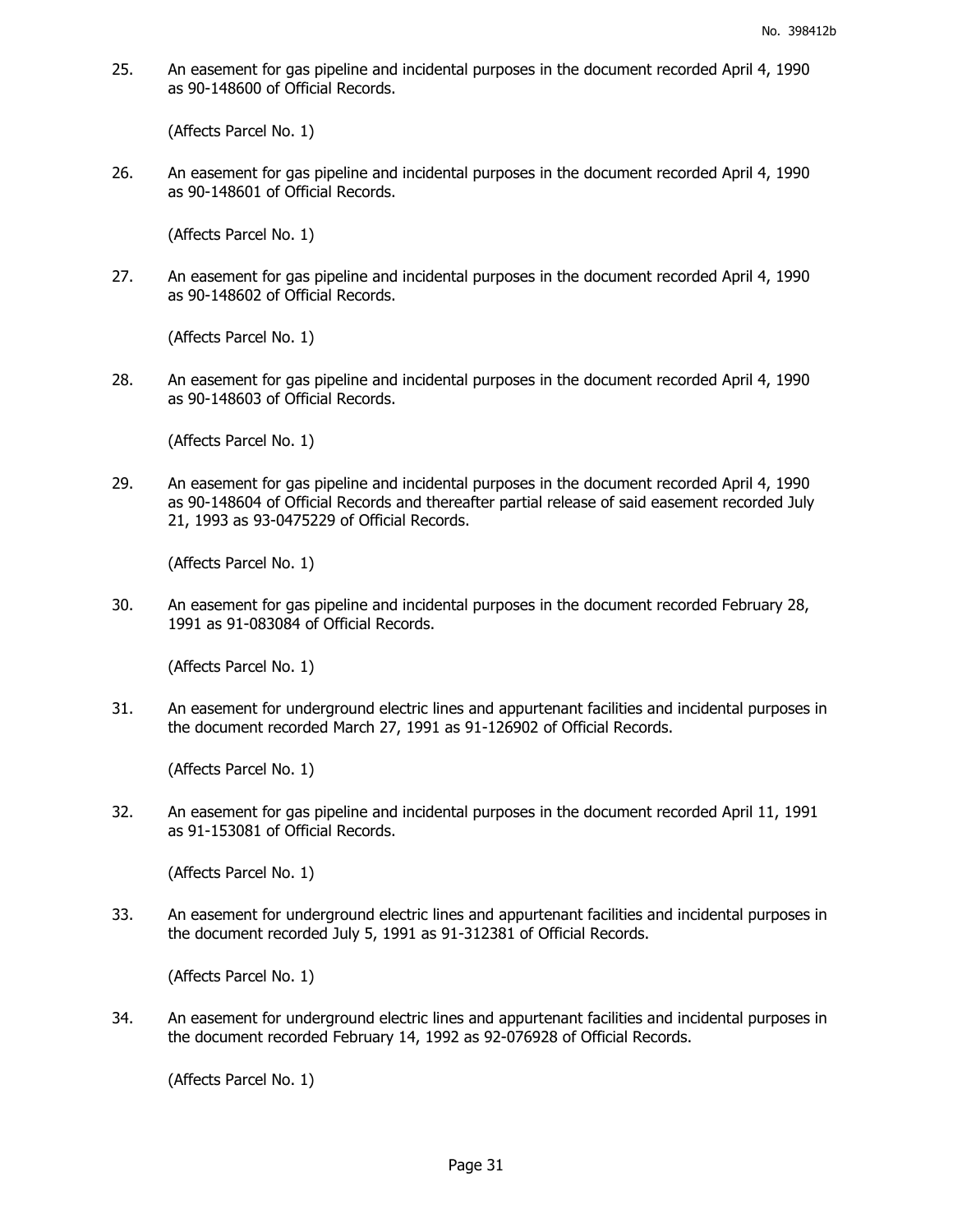25. An easement for gas pipeline and incidental purposes in the document recorded April 4, 1990 as 90-148600 of Official Records.

    (Affects Parcel No. 1)

26. An easement for gas pipeline and incidental purposes in the document recorded April 4, 1990 as 90-148601 of Official Records.

    (Affects Parcel No. 1)

27. An easement for gas pipeline and incidental purposes in the document recorded April 4, 1990 as 90-148602 of Official Records.

    (Affects Parcel No. 1)

28. An easement for gas pipeline and incidental purposes in the document recorded April 4, 1990 as 90-148603 of Official Records.

    (Affects Parcel No. 1)

29. An easement for gas pipeline and incidental purposes in the document recorded April 4, 1990 as 90-148604 of Official Records and thereafter partial release of said easement recorded July 21, 1993 as 93-0475229 of Official Records.

    (Affects Parcel No. 1)

30. An easement for gas pipeline and incidental purposes in the document recorded February 28, 1991 as 91-083084 of Official Records.

    (Affects Parcel No. 1)

31. An easement for underground electric lines and appurtenant facilities and incidental purposes in the document recorded March 27, 1991 as 91-126902 of Official Records.

    (Affects Parcel No. 1)

32. An easement for gas pipeline and incidental purposes in the document recorded April 11, 1991 as 91-153081 of Official Records.

    (Affects Parcel No. 1)

33. An easement for underground electric lines and appurtenant facilities and incidental purposes in the document recorded July 5, 1991 as 91-312381 of Official Records.

    (Affects Parcel No. 1)

34. An easement for underground electric lines and appurtenant facilities and incidental purposes in the document recorded February 14, 1992 as 92-076928 of Official Records.

    (Affects Parcel No. 1)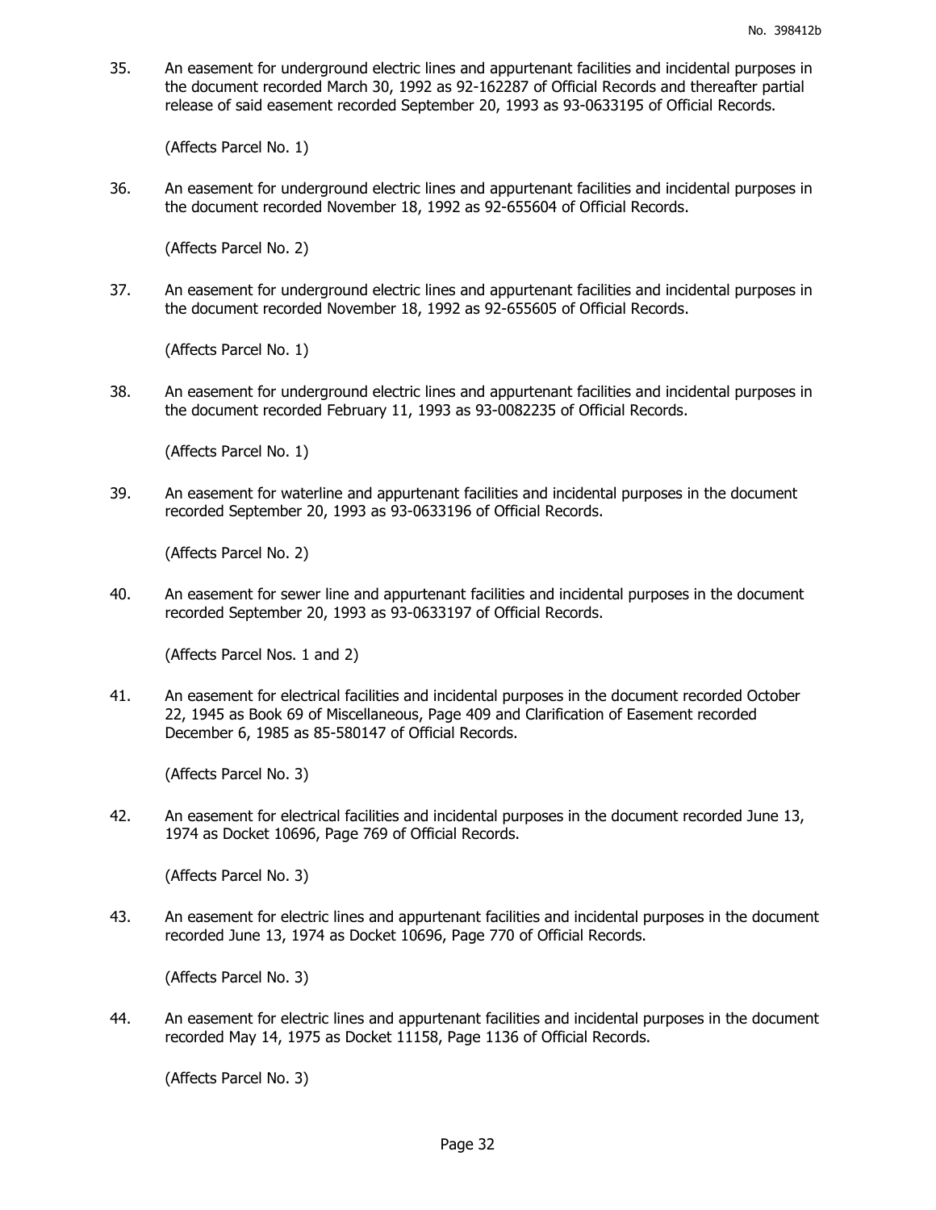35. An easement for underground electric lines and appurtenant facilities and incidental purposes in the document recorded March 30, 1992 as 92-162287 of Official Records and thereafter partial release of said easement recorded September 20, 1993 as 93-0633195 of Official Records.

    (Affects Parcel No. 1)

36. An easement for underground electric lines and appurtenant facilities and incidental purposes in the document recorded November 18, 1992 as 92-655604 of Official Records.

    (Affects Parcel No. 2)

37. An easement for underground electric lines and appurtenant facilities and incidental purposes in the document recorded November 18, 1992 as 92-655605 of Official Records.

    (Affects Parcel No. 1)

38. An easement for underground electric lines and appurtenant facilities and incidental purposes in the document recorded February 11, 1993 as 93-0082235 of Official Records.

    (Affects Parcel No. 1)

39. An easement for waterline and appurtenant facilities and incidental purposes in the document recorded September 20, 1993 as 93-0633196 of Official Records.

    (Affects Parcel No. 2)

40. An easement for sewer line and appurtenant facilities and incidental purposes in the document recorded September 20, 1993 as 93-0633197 of Official Records.

    (Affects Parcel Nos. 1 and 2)

41. An easement for electrical facilities and incidental purposes in the document recorded October 22, 1945 as Book 69 of Miscellaneous, Page 409 and Clarification of Easement recorded December 6, 1985 as 85-580147 of Official Records.

    (Affects Parcel No. 3)

42. An easement for electrical facilities and incidental purposes in the document recorded June 13, 1974 as Docket 10696, Page 769 of Official Records.

    (Affects Parcel No. 3)

43. An easement for electric lines and appurtenant facilities and incidental purposes in the document recorded June 13, 1974 as Docket 10696, Page 770 of Official Records.

    (Affects Parcel No. 3)

44. An easement for electric lines and appurtenant facilities and incidental purposes in the document recorded May 14, 1975 as Docket 11158, Page 1136 of Official Records.

    (Affects Parcel No. 3)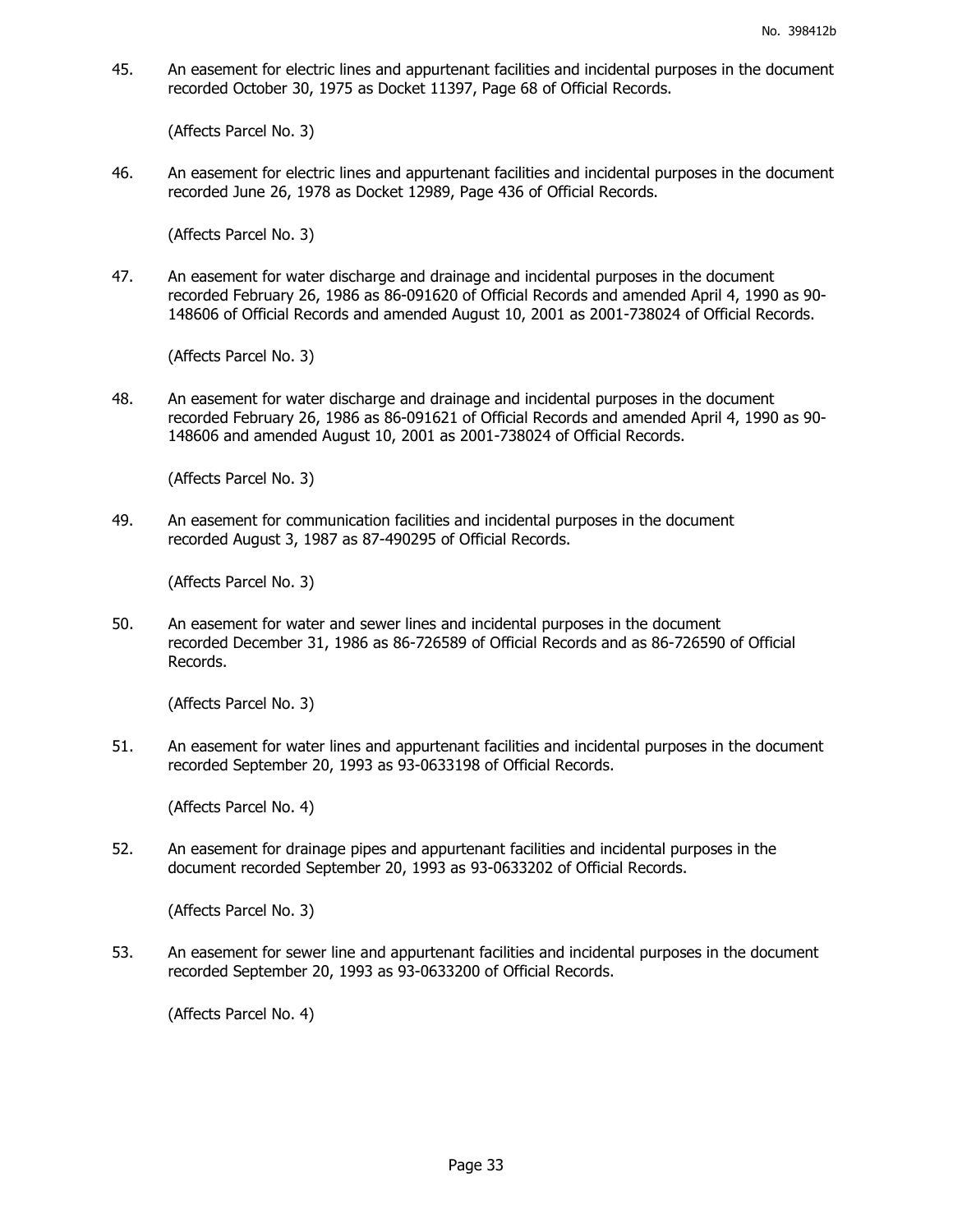45. An easement for electric lines and appurtenant facilities and incidental purposes in the document recorded October 30, 1975 as Docket 11397, Page 68 of Official Records.

    (Affects Parcel No. 3)

46. An easement for electric lines and appurtenant facilities and incidental purposes in the document recorded June 26, 1978 as Docket 12989, Page 436 of Official Records.

    (Affects Parcel No. 3)

47. An easement for water discharge and drainage and incidental purposes in the document recorded February 26, 1986 as 86-091620 of Official Records and amended April 4, 1990 as 90-148606 of Official Records and amended August 10, 2001 as 2001-738024 of Official Records.

    (Affects Parcel No. 3)

48. An easement for water discharge and drainage and incidental purposes in the document recorded February 26, 1986 as 86-091621 of Official Records and amended April 4, 1990 as 90-148606 and amended August 10, 2001 as 2001-738024 of Official Records.

    (Affects Parcel No. 3)

49. An easement for communication facilities and incidental purposes in the document recorded August 3, 1987 as 87-490295 of Official Records.

    (Affects Parcel No. 3)

50. An easement for water and sewer lines and incidental purposes in the document recorded December 31, 1986 as 86-726589 of Official Records and as 86-726590 of Official Records.

    (Affects Parcel No. 3)

51. An easement for water lines and appurtenant facilities and incidental purposes in the document recorded September 20, 1993 as 93-0633198 of Official Records.

    (Affects Parcel No. 4)

52. An easement for drainage pipes and appurtenant facilities and incidental purposes in the document recorded September 20, 1993 as 93-0633202 of Official Records.

    (Affects Parcel No. 3)

53. An easement for sewer line and appurtenant facilities and incidental purposes in the document recorded September 20, 1993 as 93-0633200 of Official Records.

    (Affects Parcel No. 4)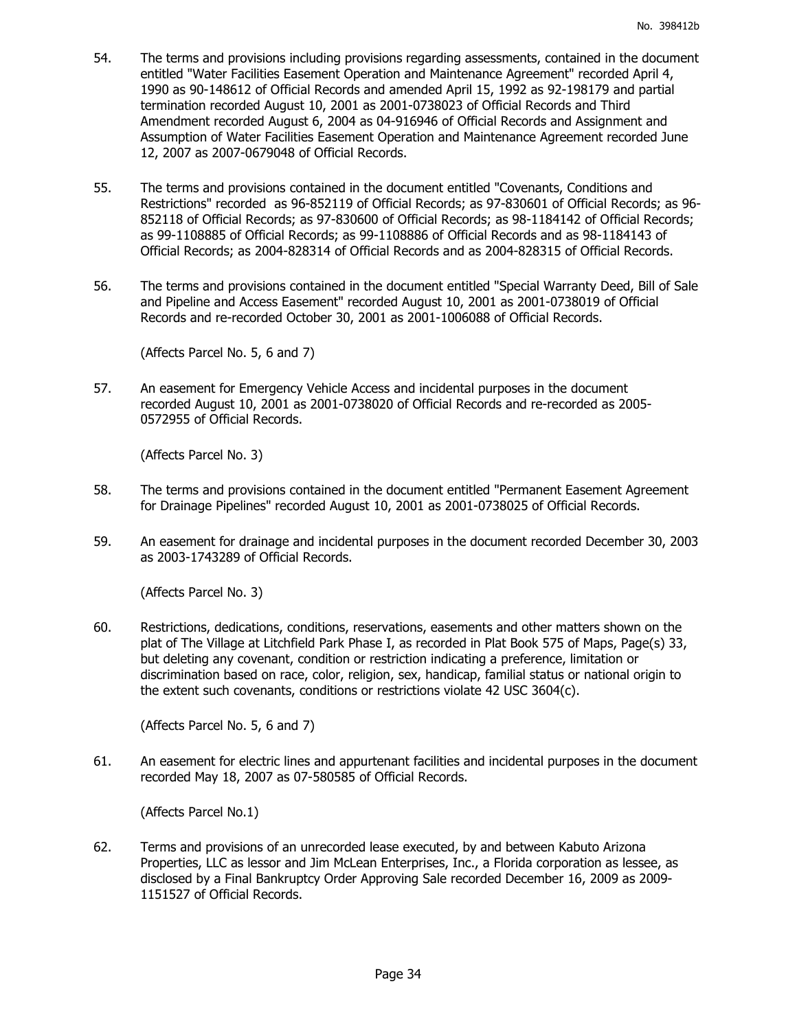54. The terms and provisions including provisions regarding assessments, contained in the document entitled "Water Facilities Easement Operation and Maintenance Agreement" recorded April 4, 1990 as 90-148612 of Official Records and amended April 15, 1992 as 92-198179 and partial termination recorded August 10, 2001 as 2001-0738023 of Official Records and Third Amendment recorded August 6, 2004 as 04-916946 of Official Records and Assignment and Assumption of Water Facilities Easement Operation and Maintenance Agreement recorded June 12, 2007 as 2007-0679048 of Official Records.

55. The terms and provisions contained in the document entitled "Covenants, Conditions and Restrictions" recorded as 96-852119 of Official Records; as 97-830601 of Official Records; as 96-852118 of Official Records; as 97-830600 of Official Records; as 98-1184142 of Official Records; as 99-1108885 of Official Records; as 99-1108886 of Official Records and as 98-1184143 of Official Records; as 2004-828314 of Official Records and as 2004-828315 of Official Records.

56. The terms and provisions contained in the document entitled "Special Warranty Deed, Bill of Sale and Pipeline and Access Easement" recorded August 10, 2001 as 2001-0738019 of Official Records and re-recorded October 30, 2001 as 2001-1006088 of Official Records.

    (Affects Parcel No. 5, 6 and 7)

57. An easement for Emergency Vehicle Access and incidental purposes in the document recorded August 10, 2001 as 2001-0738020 of Official Records and re-recorded as 2005-0572955 of Official Records.

    (Affects Parcel No. 3)

58. The terms and provisions contained in the document entitled "Permanent Easement Agreement for Drainage Pipelines" recorded August 10, 2001 as 2001-0738025 of Official Records.

59. An easement for drainage and incidental purposes in the document recorded December 30, 2003 as 2003-1743289 of Official Records.

    (Affects Parcel No. 3)

60. Restrictions, dedications, conditions, reservations, easements and other matters shown on the plat of The Village at Litchfield Park Phase I, as recorded in Plat Book 575 of Maps, Page(s) 33, but deleting any covenant, condition or restriction indicating a preference, limitation or discrimination based on race, color, religion, sex, handicap, familial status or national origin to the extent such covenants, conditions or restrictions violate 42 USC 3604(c).

    (Affects Parcel No. 5, 6 and 7)

61. An easement for electric lines and appurtenant facilities and incidental purposes in the document recorded May 18, 2007 as 07-580585 of Official Records.

    (Affects Parcel No.1)

62. Terms and provisions of an unrecorded lease executed, by and between Kabuto Arizona Properties, LLC as lessor and Jim McLean Enterprises, Inc., a Florida corporation as lessee, as disclosed by a Final Bankruptcy Order Approving Sale recorded December 16, 2009 as 2009-1151527 of Official Records.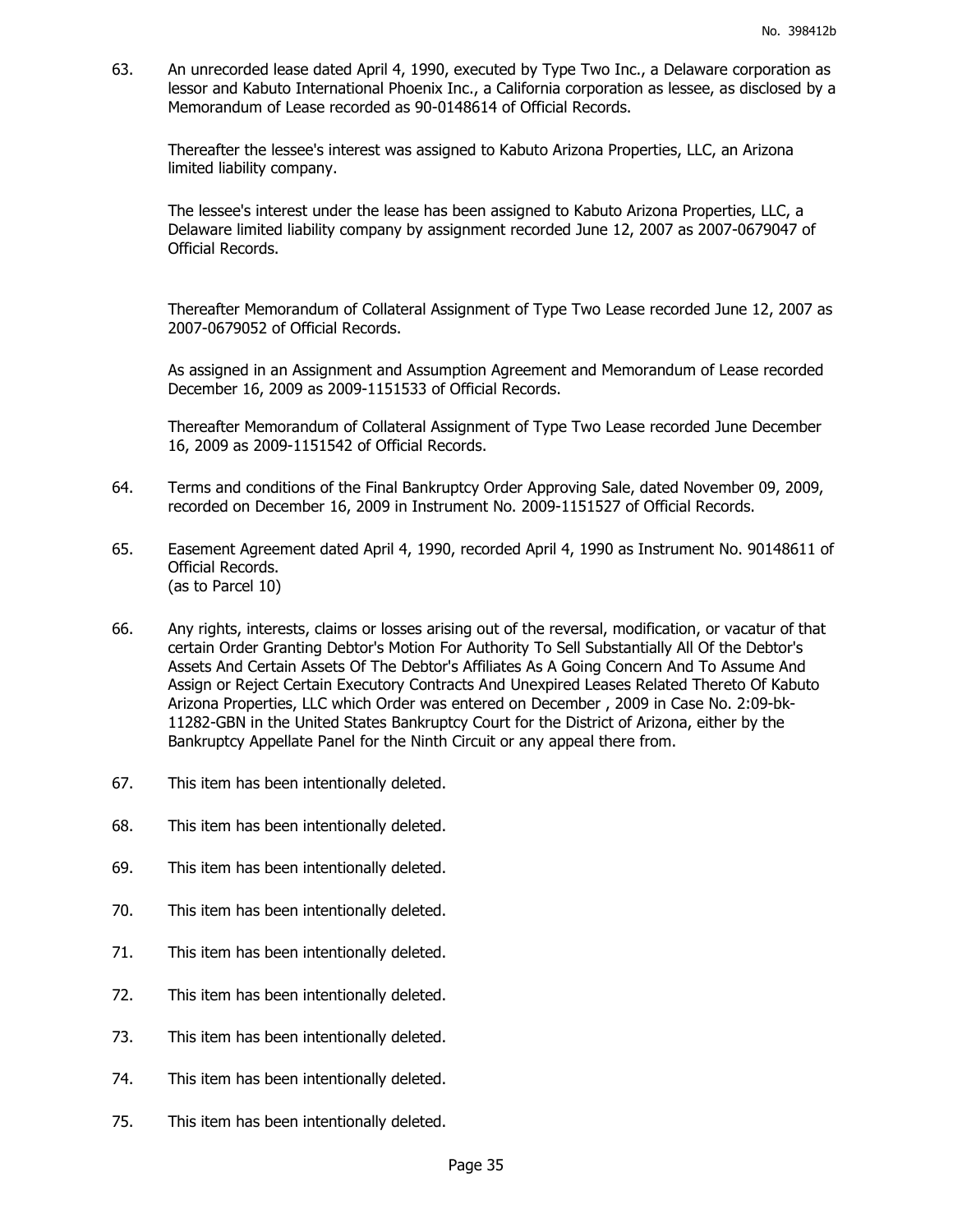63. An unrecorded lease dated April 4, 1990, executed by Type Two Inc., a Delaware corporation as lessor and Kabuto International Phoenix Inc., a California corporation as lessee, as disclosed by a Memorandum of Lease recorded as 90-0148614 of Official Records.

    Thereafter the lessee's interest was assigned to Kabuto Arizona Properties, LLC, an Arizona limited liability company.

    The lessee's interest under the lease has been assigned to Kabuto Arizona Properties, LLC, a Delaware limited liability company by assignment recorded June 12, 2007 as 2007-0679047 of Official Records.

    Thereafter Memorandum of Collateral Assignment of Type Two Lease recorded June 12, 2007 as 2007-0679052 of Official Records.

    As assigned in an Assignment and Assumption Agreement and Memorandum of Lease recorded December 16, 2009 as 2009-1151533 of Official Records.

    Thereafter Memorandum of Collateral Assignment of Type Two Lease recorded June December 16, 2009 as 2009-1151542 of Official Records.

64. Terms and conditions of the Final Bankruptcy Order Approving Sale, dated November 09, 2009, recorded on December 16, 2009 in Instrument No. 2009-1151527 of Official Records.

65. Easement Agreement dated April 4, 1990, recorded April 4, 1990 as Instrument No. 90148611 of Official Records.
    (as to Parcel 10)

66. Any rights, interests, claims or losses arising out of the reversal, modification, or vacatur of that certain Order Granting Debtor's Motion For Authority To Sell Substantially All Of the Debtor's Assets And Certain Assets Of The Debtor's Affiliates As A Going Concern And To Assume And Assign or Reject Certain Executory Contracts And Unexpired Leases Related Thereto Of Kabuto Arizona Properties, LLC which Order was entered on December , 2009 in Case No. 2:09-bk-11282-GBN in the United States Bankruptcy Court for the District of Arizona, either by the Bankruptcy Appellate Panel for the Ninth Circuit or any appeal there from.

67. This item has been intentionally deleted.

68. This item has been intentionally deleted.

69. This item has been intentionally deleted.

70. This item has been intentionally deleted.

71. This item has been intentionally deleted.

72. This item has been intentionally deleted.

73. This item has been intentionally deleted.

74. This item has been intentionally deleted.

75. This item has been intentionally deleted.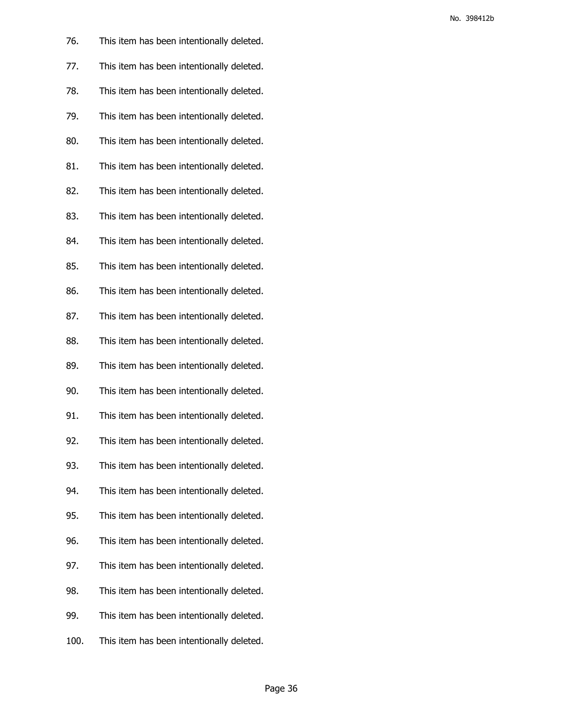76. This item has been intentionally deleted.

77. This item has been intentionally deleted.

78. This item has been intentionally deleted.

79. This item has been intentionally deleted.

80. This item has been intentionally deleted.

81. This item has been intentionally deleted.

82. This item has been intentionally deleted.

83. This item has been intentionally deleted.

84. This item has been intentionally deleted.

85. This item has been intentionally deleted.

86. This item has been intentionally deleted.

87. This item has been intentionally deleted.

88. This item has been intentionally deleted.

89. This item has been intentionally deleted.

90. This item has been intentionally deleted.

91. This item has been intentionally deleted.

92. This item has been intentionally deleted.

93. This item has been intentionally deleted.

94. This item has been intentionally deleted.

95. This item has been intentionally deleted.

96. This item has been intentionally deleted.

97. This item has been intentionally deleted.

98. This item has been intentionally deleted.

99. This item has been intentionally deleted.

100. This item has been intentionally deleted.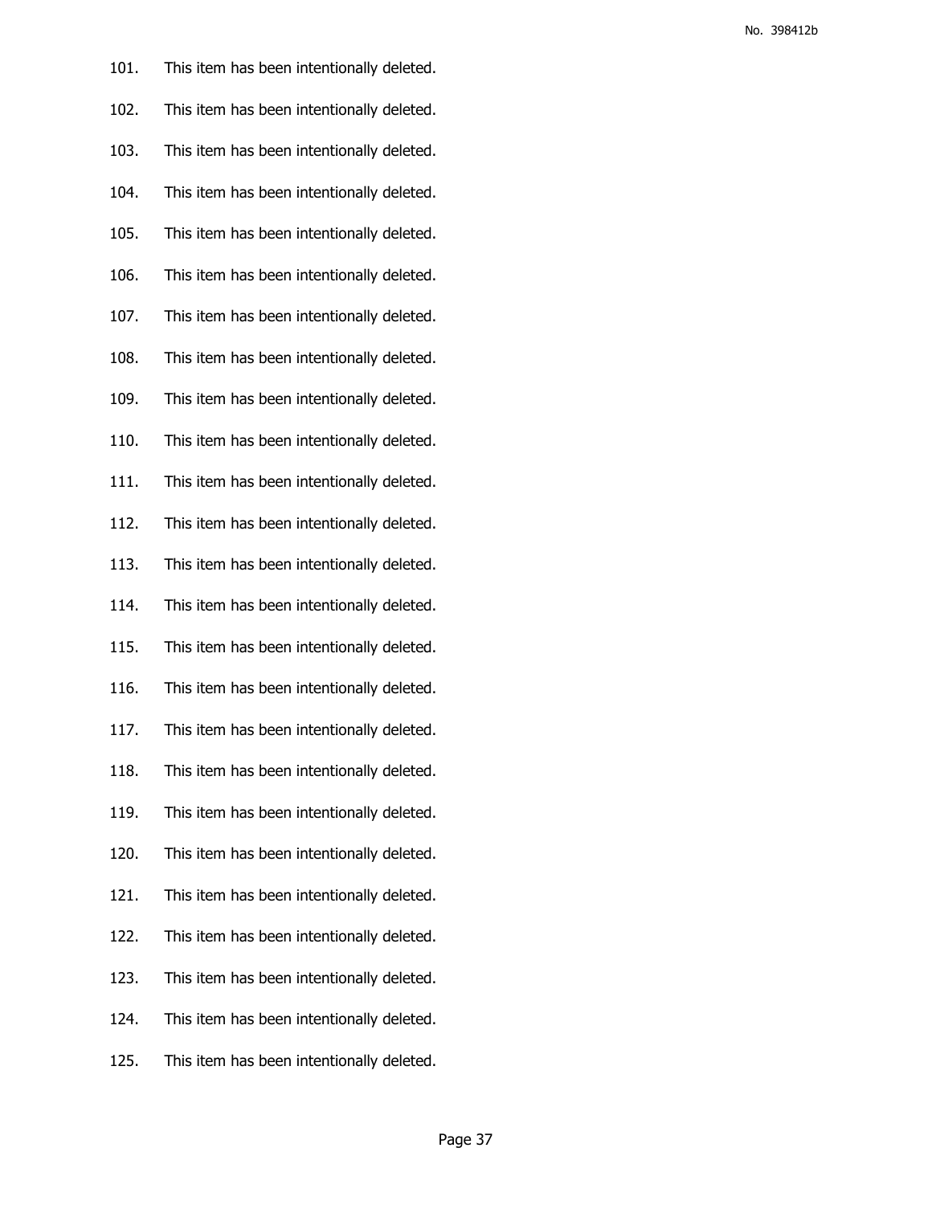101. This item has been intentionally deleted.

102. This item has been intentionally deleted.

103. This item has been intentionally deleted.

104. This item has been intentionally deleted.

105. This item has been intentionally deleted.

106. This item has been intentionally deleted.

107. This item has been intentionally deleted.

108. This item has been intentionally deleted.

109. This item has been intentionally deleted.

110. This item has been intentionally deleted.

111. This item has been intentionally deleted.

112. This item has been intentionally deleted.

113. This item has been intentionally deleted.

114. This item has been intentionally deleted.

115. This item has been intentionally deleted.

116. This item has been intentionally deleted.

117. This item has been intentionally deleted.

118. This item has been intentionally deleted.

119. This item has been intentionally deleted.

120. This item has been intentionally deleted.

121. This item has been intentionally deleted.

122. This item has been intentionally deleted.

123. This item has been intentionally deleted.

124. This item has been intentionally deleted.

125. This item has been intentionally deleted.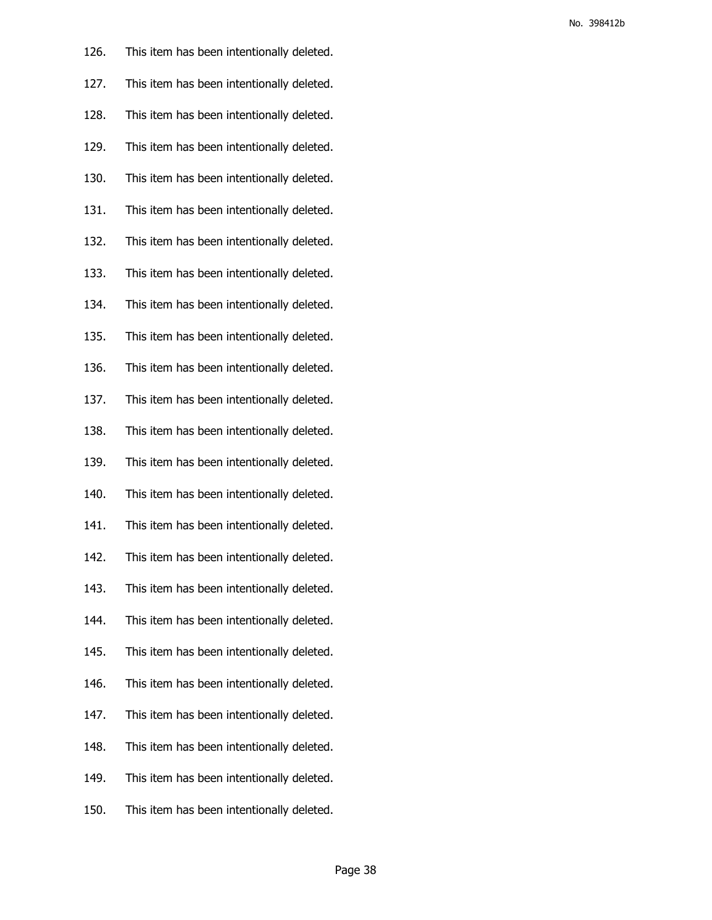126. This item has been intentionally deleted.

127. This item has been intentionally deleted.

128. This item has been intentionally deleted.

129. This item has been intentionally deleted.

130. This item has been intentionally deleted.

131. This item has been intentionally deleted.

132. This item has been intentionally deleted.

133. This item has been intentionally deleted.

134. This item has been intentionally deleted.

135. This item has been intentionally deleted.

136. This item has been intentionally deleted.

137. This item has been intentionally deleted.

138. This item has been intentionally deleted.

139. This item has been intentionally deleted.

140. This item has been intentionally deleted.

141. This item has been intentionally deleted.

142. This item has been intentionally deleted.

143. This item has been intentionally deleted.

144. This item has been intentionally deleted.

145. This item has been intentionally deleted.

146. This item has been intentionally deleted.

147. This item has been intentionally deleted.

148. This item has been intentionally deleted.

149. This item has been intentionally deleted.

150. This item has been intentionally deleted.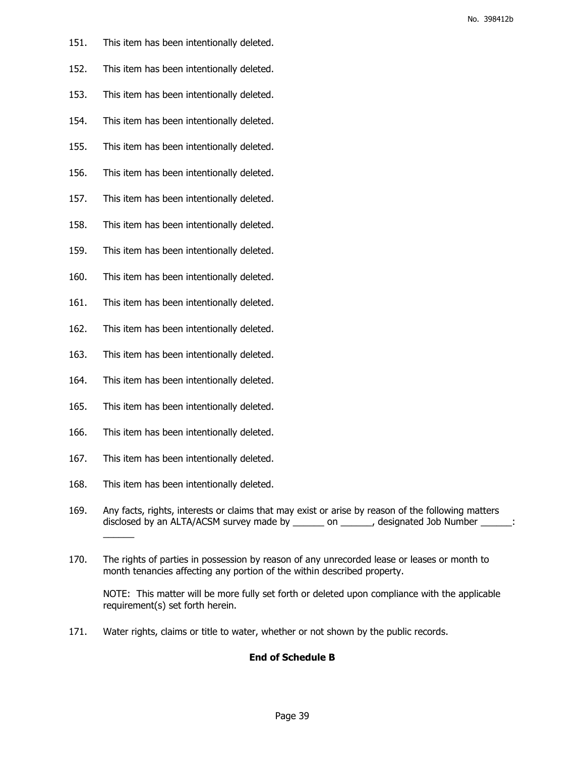151. This item has been intentionally deleted.

152. This item has been intentionally deleted.

153. This item has been intentionally deleted.

154. This item has been intentionally deleted.

155. This item has been intentionally deleted.

156. This item has been intentionally deleted.

157. This item has been intentionally deleted.

158. This item has been intentionally deleted.

159. This item has been intentionally deleted.

160. This item has been intentionally deleted.

161. This item has been intentionally deleted.

162. This item has been intentionally deleted.

163. This item has been intentionally deleted.

164. This item has been intentionally deleted.

165. This item has been intentionally deleted.

166. This item has been intentionally deleted.

167. This item has been intentionally deleted.

168. This item has been intentionally deleted.

169. Any facts, rights, interests or claims that may exist or arise by reason of the following matters disclosed by an ALTA/ACSM survey made by ______ on ______, designated Job Number ______: ______

170. The rights of parties in possession by reason of any unrecorded lease or leases or month to month tenancies affecting any portion of the within described property.

     NOTE: This matter will be more fully set forth or deleted upon compliance with the applicable requirement(s) set forth herein.

171. Water rights, claims or title to water, whether or not shown by the public records.

**End of Schedule B**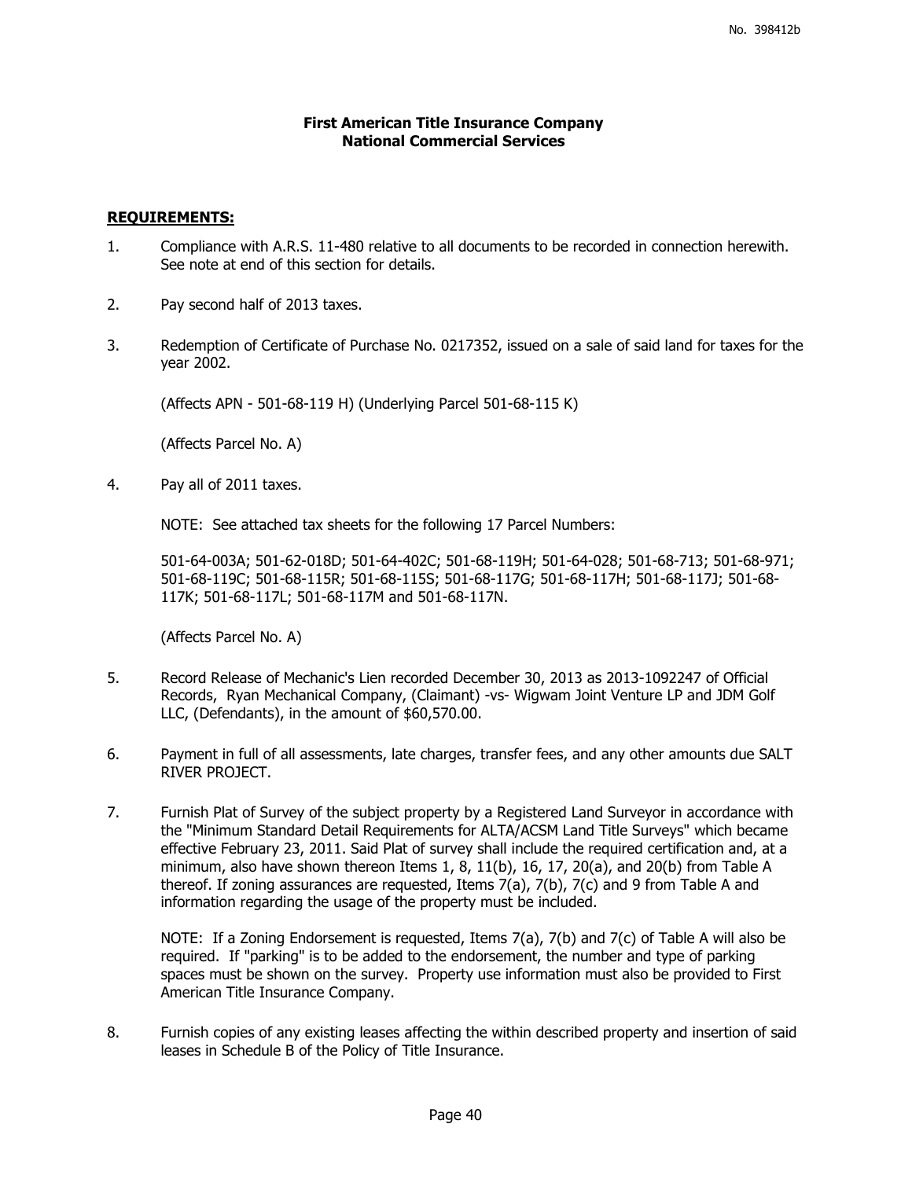No. 398412b

**First American Title Insurance Company**
**National Commercial Services**

**REQUIREMENTS:**

1. Compliance with A.R.S. 11-480 relative to all documents to be recorded in connection herewith. See note at end of this section for details.

2. Pay second half of 2013 taxes.

3. Redemption of Certificate of Purchase No. 0217352, issued on a sale of said land for taxes for the year 2002.

   (Affects APN - 501-68-119 H) (Underlying Parcel 501-68-115 K)

   (Affects Parcel No. A)

4. Pay all of 2011 taxes.

   NOTE: See attached tax sheets for the following 17 Parcel Numbers:

   501-64-003A; 501-62-018D; 501-64-402C; 501-68-119H; 501-64-028; 501-68-713; 501-68-971; 501-68-119C; 501-68-115R; 501-68-115S; 501-68-117G; 501-68-117H; 501-68-117J; 501-68-117K; 501-68-117L; 501-68-117M and 501-68-117N.

   (Affects Parcel No. A)

5. Record Release of Mechanic's Lien recorded December 30, 2013 as 2013-1092247 of Official Records, Ryan Mechanical Company, (Claimant) -vs- Wigwam Joint Venture LP and JDM Golf LLC, (Defendants), in the amount of $60,570.00.

6. Payment in full of all assessments, late charges, transfer fees, and any other amounts due SALT RIVER PROJECT.

7. Furnish Plat of Survey of the subject property by a Registered Land Surveyor in accordance with the "Minimum Standard Detail Requirements for ALTA/ACSM Land Title Surveys" which became effective February 23, 2011. Said Plat of survey shall include the required certification and, at a minimum, also have shown thereon Items 1, 8, 11(b), 16, 17, 20(a), and 20(b) from Table A thereof. If zoning assurances are requested, Items 7(a), 7(b), 7(c) and 9 from Table A and information regarding the usage of the property must be included.

   NOTE: If a Zoning Endorsement is requested, Items 7(a), 7(b) and 7(c) of Table A will also be required. If "parking" is to be added to the endorsement, the number and type of parking spaces must be shown on the survey. Property use information must also be provided to First American Title Insurance Company.

8. Furnish copies of any existing leases affecting the within described property and insertion of said leases in Schedule B of the Policy of Title Insurance.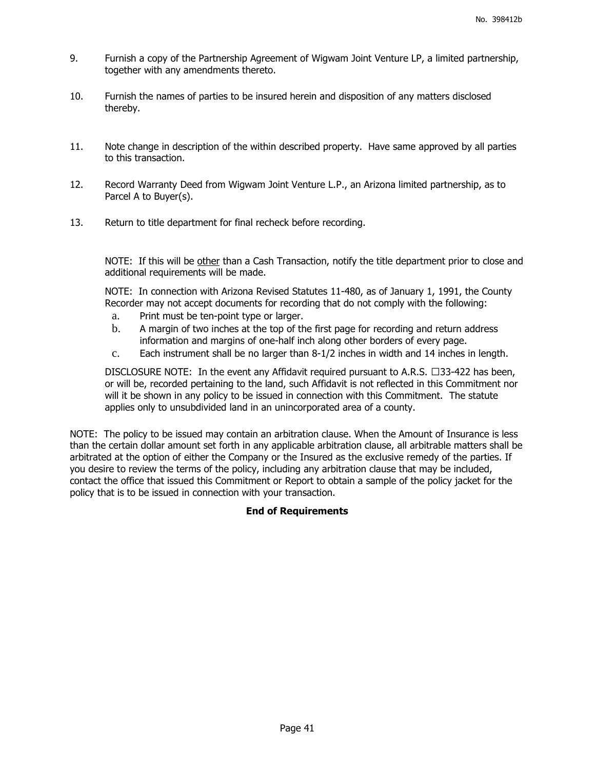9. Furnish a copy of the Partnership Agreement of Wigwam Joint Venture LP, a limited partnership, together with any amendments thereto.

10. Furnish the names of parties to be insured herein and disposition of any matters disclosed thereby.

11. Note change in description of the within described property. Have same approved by all parties to this transaction.

12. Record Warranty Deed from Wigwam Joint Venture L.P., an Arizona limited partnership, as to Parcel A to Buyer(s).

13. Return to title department for final recheck before recording.

NOTE: If this will be other than a Cash Transaction, notify the title department prior to close and additional requirements will be made.

NOTE: In connection with Arizona Revised Statutes 11-480, as of January 1, 1991, the County Recorder may not accept documents for recording that do not comply with the following:

a. Print must be ten-point type or larger.
b. A margin of two inches at the top of the first page for recording and return address information and margins of one-half inch along other borders of every page.
c. Each instrument shall be no larger than 8-1/2 inches in width and 14 inches in length.

DISCLOSURE NOTE: In the event any Affidavit required pursuant to A.R.S. □33-422 has been, or will be, recorded pertaining to the land, such Affidavit is not reflected in this Commitment nor will it be shown in any policy to be issued in connection with this Commitment. The statute applies only to unsubdivided land in an unincorporated area of a county.

NOTE: The policy to be issued may contain an arbitration clause. When the Amount of Insurance is less than the certain dollar amount set forth in any applicable arbitration clause, all arbitrable matters shall be arbitrated at the option of either the Company or the Insured as the exclusive remedy of the parties. If you desire to review the terms of the policy, including any arbitration clause that may be included, contact the office that issued this Commitment or Report to obtain a sample of the policy jacket for the policy that is to be issued in connection with your transaction.

**End of Requirements**